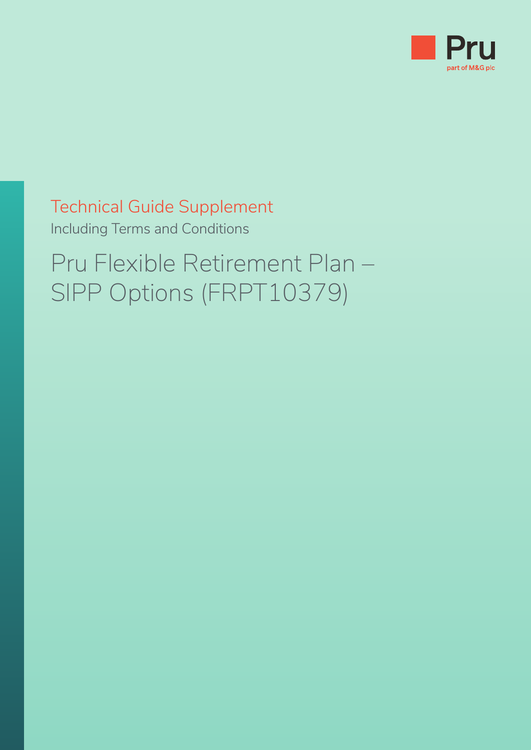Pru

part of M&G plc

Technical Guide Supplement

Including Terms and Conditions

# Pru Flexible Retirement Plan – SIPP Options (FRPT10379)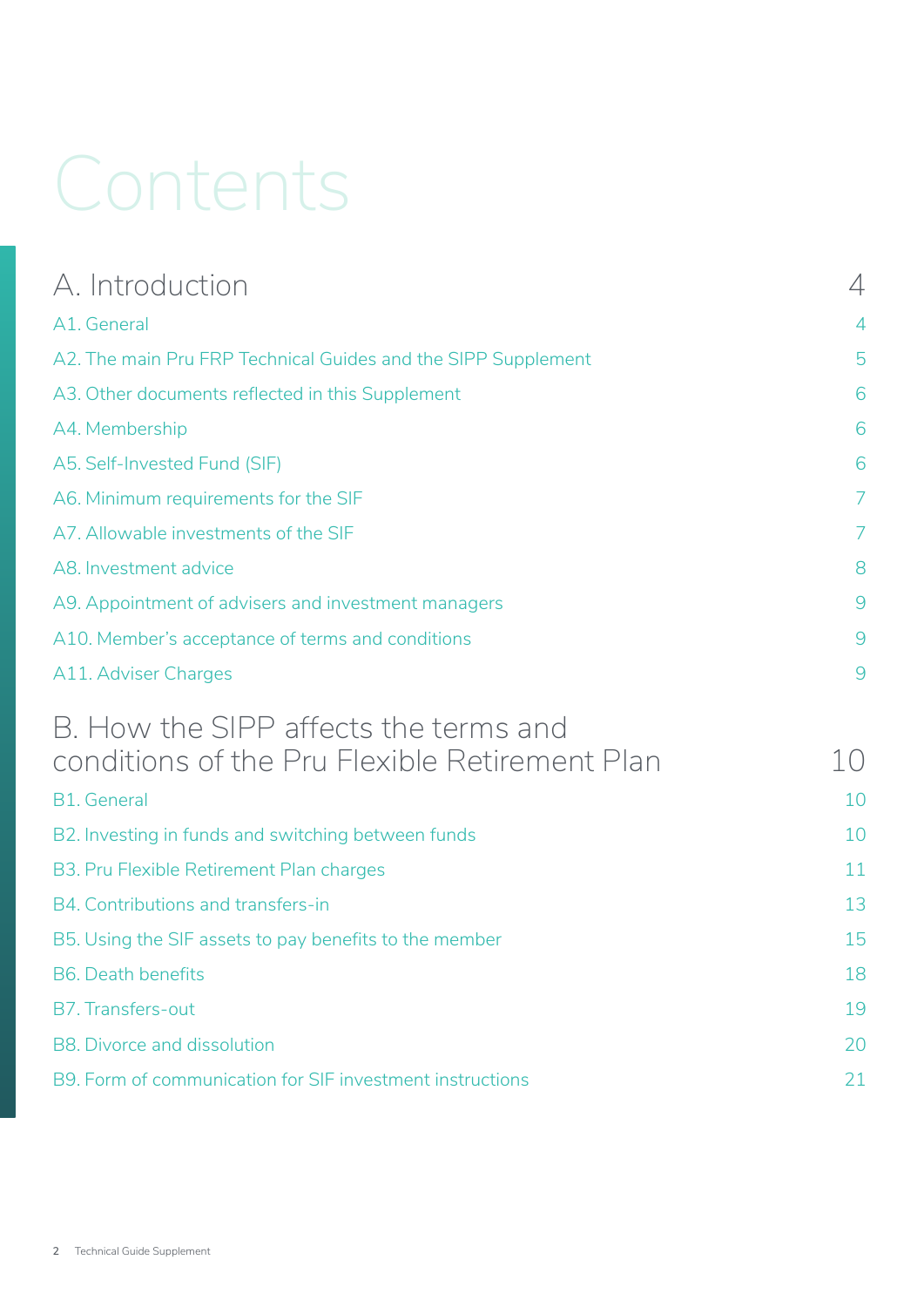# Contents

| | |
|---|---|
| **A. Introduction** | **4** |
| A1. General | 4 |
| A2. The main Pru FRP Technical Guides and the SIPP Supplement | 5 |
| A3. Other documents reflected in this Supplement | 6 |
| A4. Membership | 6 |
| A5. Self-Invested Fund (SIF) | 6 |
| A6. Minimum requirements for the SIF | 7 |
| A7. Allowable investments of the SIF | 7 |
| A8. Investment advice | 8 |
| A9. Appointment of advisers and investment managers | 9 |
| A10. Member's acceptance of terms and conditions | 9 |
| A11. Adviser Charges | 9 |
| **B. How the SIPP affects the terms and conditions of the Pru Flexible Retirement Plan** | **10** |
| B1. General | 10 |
| B2. Investing in funds and switching between funds | 10 |
| B3. Pru Flexible Retirement Plan charges | 11 |
| B4. Contributions and transfers-in | 13 |
| B5. Using the SIF assets to pay benefits to the member | 15 |
| B6. Death benefits | 18 |
| B7. Transfers-out | 19 |
| B8. Divorce and dissolution | 20 |
| B9. Form of communication for SIF investment instructions | 21 |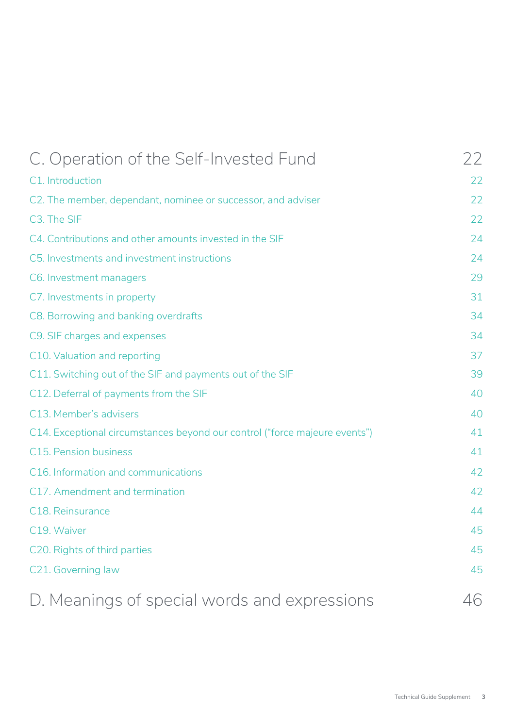| | |
|---|---|
| C. Operation of the Self-Invested Fund | 22 |
| C1. Introduction | 22 |
| C2. The member, dependant, nominee or successor, and adviser | 22 |
| C3. The SIF | 22 |
| C4. Contributions and other amounts invested in the SIF | 24 |
| C5. Investments and investment instructions | 24 |
| C6. Investment managers | 29 |
| C7. Investments in property | 31 |
| C8. Borrowing and banking overdrafts | 34 |
| C9. SIF charges and expenses | 34 |
| C10. Valuation and reporting | 37 |
| C11. Switching out of the SIF and payments out of the SIF | 39 |
| C12. Deferral of payments from the SIF | 40 |
| C13. Member's advisers | 40 |
| C14. Exceptional circumstances beyond our control ("force majeure events") | 41 |
| C15. Pension business | 41 |
| C16. Information and communications | 42 |
| C17. Amendment and termination | 42 |
| C18. Reinsurance | 44 |
| C19. Waiver | 45 |
| C20. Rights of third parties | 45 |
| C21. Governing law | 45 |
| D. Meanings of special words and expressions | 46 |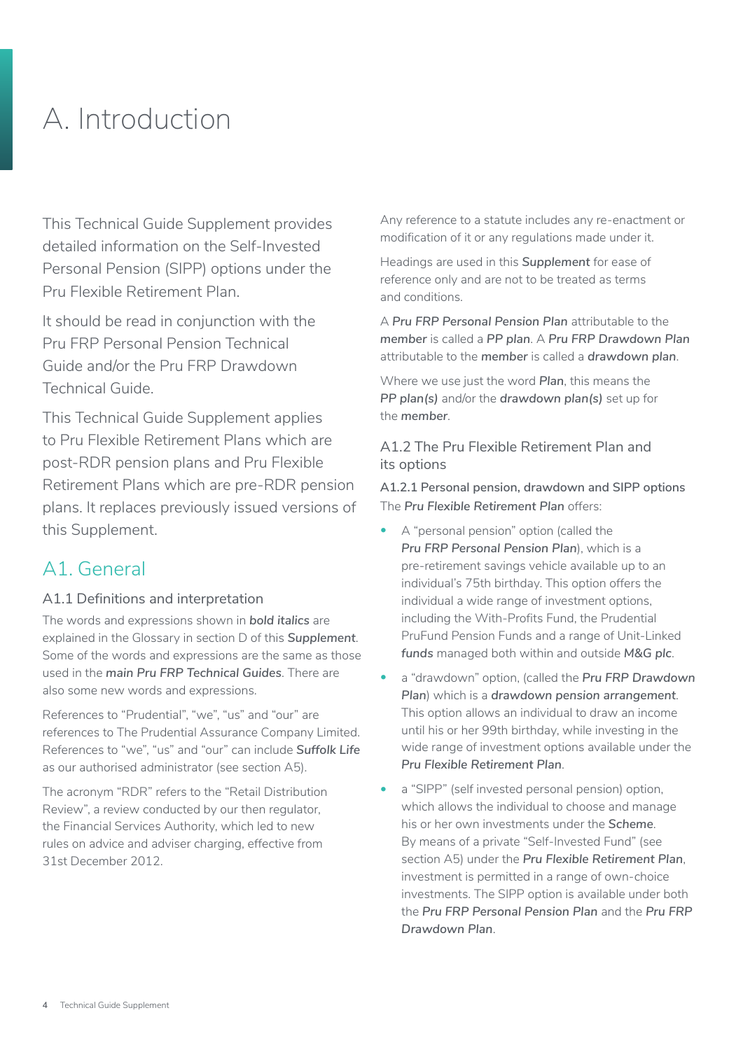# A. Introduction

This Technical Guide Supplement provides detailed information on the Self-Invested Personal Pension (SIPP) options under the Pru Flexible Retirement Plan.

It should be read in conjunction with the Pru FRP Personal Pension Technical Guide and/or the Pru FRP Drawdown Technical Guide.

This Technical Guide Supplement applies to Pru Flexible Retirement Plans which are post-RDR pension plans and Pru Flexible Retirement Plans which are pre-RDR pension plans. It replaces previously issued versions of this Supplement.

## A1. General

### A1.1 Definitions and interpretation

The words and expressions shown in ***bold italics*** are explained in the Glossary in section D of this ***Supplement***. Some of the words and expressions are the same as those used in the ***main Pru FRP Technical Guides***. There are also some new words and expressions.

References to "Prudential", "we", "us" and "our" are references to The Prudential Assurance Company Limited. References to "we", "us" and "our" can include ***Suffolk Life*** as our authorised administrator (see section A5).

The acronym "RDR" refers to the "Retail Distribution Review", a review conducted by our then regulator, the Financial Services Authority, which led to new rules on advice and adviser charging, effective from 31st December 2012.

Any reference to a statute includes any re-enactment or modification of it or any regulations made under it.

Headings are used in this ***Supplement*** for ease of reference only and are not to be treated as terms and conditions.

A ***Pru FRP Personal Pension Plan*** attributable to the ***member*** is called a ***PP plan***. A ***Pru FRP Drawdown Plan*** attributable to the ***member*** is called a ***drawdown plan***.

Where we use just the word ***Plan***, this means the ***PP plan(s)*** and/or the ***drawdown plan(s)*** set up for the ***member***.

### A1.2 The Pru Flexible Retirement Plan and its options

#### A1.2.1 Personal pension, drawdown and SIPP options

The ***Pru Flexible Retirement Plan*** offers:

- A "personal pension" option (called the ***Pru FRP Personal Pension Plan***), which is a pre-retirement savings vehicle available up to an individual's 75th birthday. This option offers the individual a wide range of investment options, including the With-Profits Fund, the Prudential PruFund Pension Funds and a range of Unit-Linked ***funds*** managed both within and outside ***M&G plc***.
- a "drawdown" option, (called the ***Pru FRP Drawdown Plan***) which is a ***drawdown pension arrangement***. This option allows an individual to draw an income until his or her 99th birthday, while investing in the wide range of investment options available under the ***Pru Flexible Retirement Plan***.
- a "SIPP" (self invested personal pension) option, which allows the individual to choose and manage his or her own investments under the ***Scheme***. By means of a private "Self-Invested Fund" (see section A5) under the ***Pru Flexible Retirement Plan***, investment is permitted in a range of own-choice investments. The SIPP option is available under both the ***Pru FRP Personal Pension Plan*** and the ***Pru FRP Drawdown Plan***.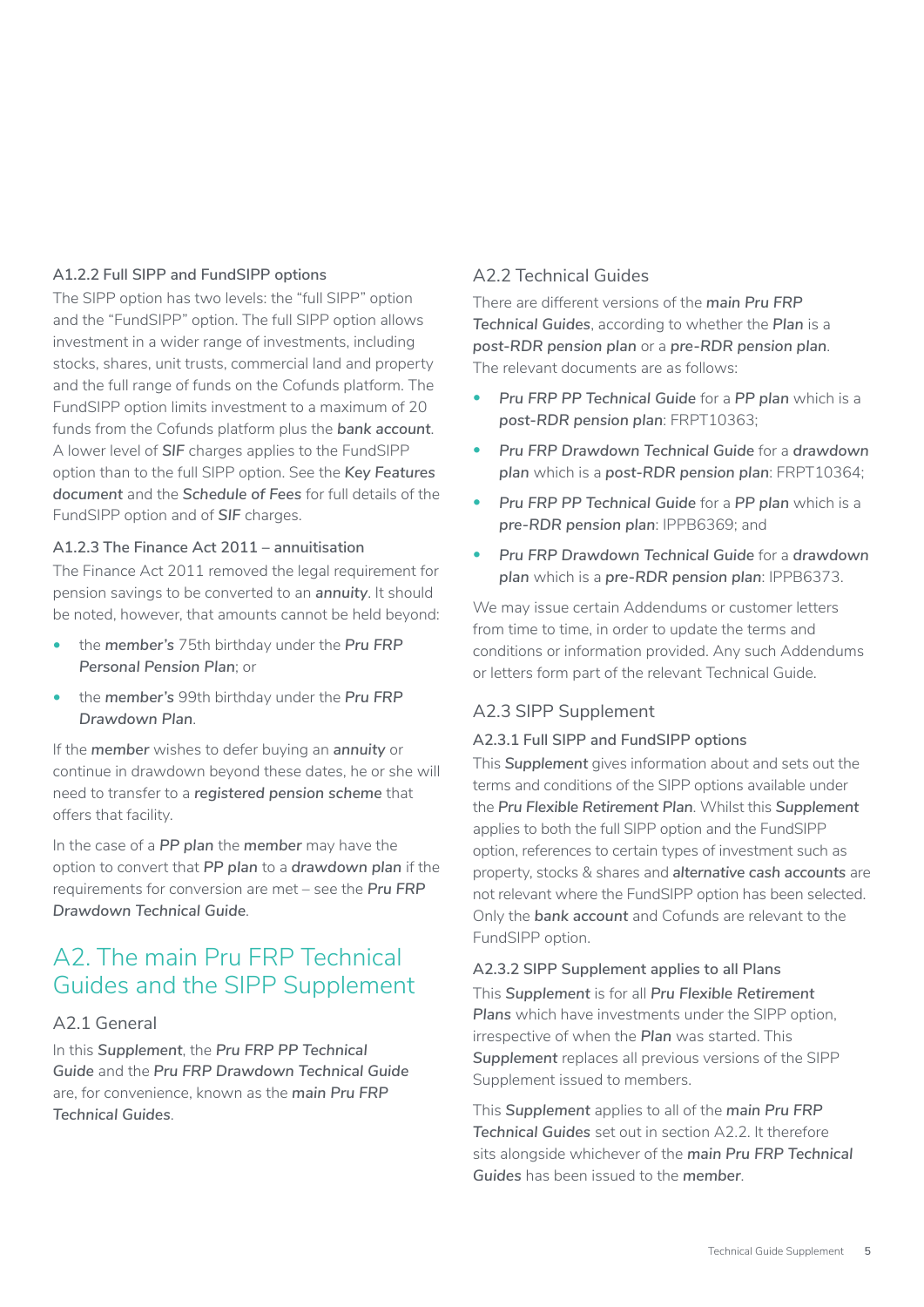#### A1.2.2 Full SIPP and FundSIPP options

The SIPP option has two levels: the "full SIPP" option and the "FundSIPP" option. The full SIPP option allows investment in a wider range of investments, including stocks, shares, unit trusts, commercial land and property and the full range of funds on the Cofunds platform. The FundSIPP option limits investment to a maximum of 20 funds from the Cofunds platform plus the **bank account**. A lower level of ***SIF*** charges applies to the FundSIPP option than to the full SIPP option. See the **Key Features** ***document*** and the ***Schedule of Fees*** for full details of the FundSIPP option and of ***SIF*** charges.

#### A1.2.3 The Finance Act 2011 – annuitisation

The Finance Act 2011 removed the legal requirement for pension savings to be converted to an ***annuity***. It should be noted, however, that amounts cannot be held beyond:

- the ***member's*** 75th birthday under the *Pru FRP Personal Pension Plan*; or
- the ***member's*** 99th birthday under the *Pru FRP Drawdown Plan*.

If the ***member*** wishes to defer buying an ***annuity*** or continue in drawdown beyond these dates, he or she will need to transfer to a ***registered pension scheme*** that offers that facility.

In the case of a ***PP plan*** the ***member*** may have the option to convert that ***PP plan*** to a ***drawdown plan*** if the requirements for conversion are met – see the *Pru FRP Drawdown Technical Guide*.

## A2. The main Pru FRP Technical Guides and the SIPP Supplement

### A2.1 General

In this ***Supplement***, the *Pru FRP PP Technical Guide* and the *Pru FRP Drawdown Technical Guide* are, for convenience, known as the ***main Pru FRP Technical Guides***.

### A2.2 Technical Guides

There are different versions of the ***main Pru FRP Technical Guides***, according to whether the ***Plan*** is a ***post-RDR pension plan*** or a ***pre-RDR pension plan***. The relevant documents are as follows:

- *Pru FRP PP Technical Guide* for a ***PP plan*** which is a ***post-RDR pension plan***: FRPT10363;
- *Pru FRP Drawdown Technical Guide* for a ***drawdown plan*** which is a ***post-RDR pension plan***: FRPT10364;
- *Pru FRP PP Technical Guide* for a ***PP plan*** which is a ***pre-RDR pension plan***: IPPB6369; and
- *Pru FRP Drawdown Technical Guide* for a ***drawdown plan*** which is a ***pre-RDR pension plan***: IPPB6373.

We may issue certain Addendums or customer letters from time to time, in order to update the terms and conditions or information provided. Any such Addendums or letters form part of the relevant Technical Guide.

### A2.3 SIPP Supplement

#### A2.3.1 Full SIPP and FundSIPP options

This ***Supplement*** gives information about and sets out the terms and conditions of the SIPP options available under the *Pru Flexible Retirement Plan*. Whilst this ***Supplement*** applies to both the full SIPP option and the FundSIPP option, references to certain types of investment such as property, stocks & shares and ***alternative cash accounts*** are not relevant where the FundSIPP option has been selected. Only the ***bank account*** and Cofunds are relevant to the FundSIPP option.

#### A2.3.2 SIPP Supplement applies to all Plans

This ***Supplement*** is for all ***Pru Flexible Retirement Plans*** which have investments under the SIPP option, irrespective of when the ***Plan*** was started. This ***Supplement*** replaces all previous versions of the SIPP Supplement issued to members.

This ***Supplement*** applies to all of the ***main Pru FRP Technical Guides*** set out in section A2.2. It therefore sits alongside whichever of the ***main Pru FRP Technical Guides*** has been issued to the ***member***.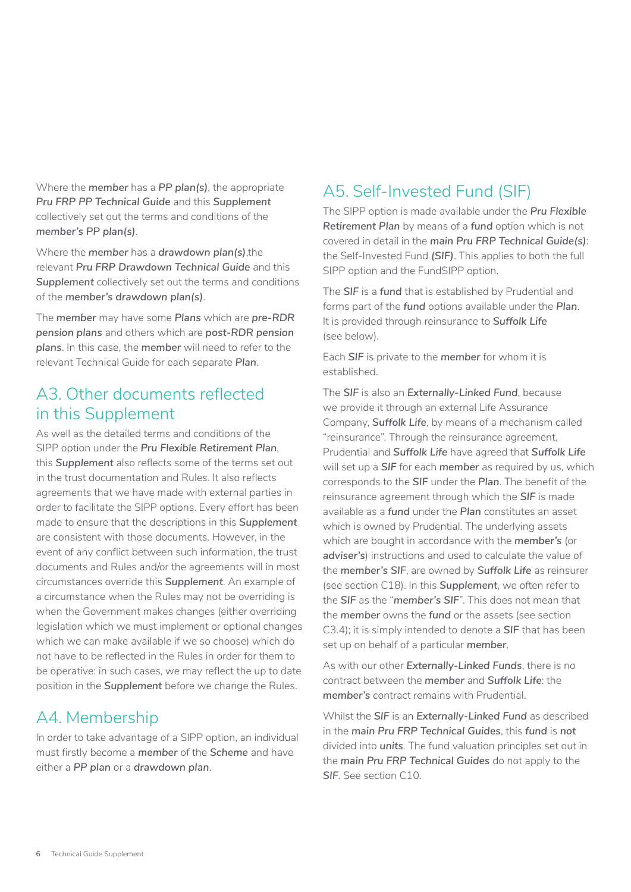Where the ***member*** has a ***PP plan(s)***, the appropriate ***Pru FRP PP Technical Guide*** and this ***Supplement*** collectively set out the terms and conditions of the ***member's PP plan(s)***.

Where the ***member*** has a **drawdown plan(s)**,the relevant ***Pru FRP Drawdown Technical Guide*** and this ***Supplement*** collectively set out the terms and conditions of the ***member's drawdown plan(s)***.

The ***member*** may have some ***Plans*** which are ***pre-RDR pension plans*** and others which are **post-RDR pension plans**. In this case, the ***member*** will need to refer to the relevant Technical Guide for each separate ***Plan***.

## A3. Other documents reflected in this Supplement

As well as the detailed terms and conditions of the SIPP option under the ***Pru Flexible Retirement Plan***, this ***Supplement*** also reflects some of the terms set out in the trust documentation and Rules. It also reflects agreements that we have made with external parties in order to facilitate the SIPP options. Every effort has been made to ensure that the descriptions in this ***Supplement*** are consistent with those documents. However, in the event of any conflict between such information, the trust documents and Rules and/or the agreements will in most circumstances override this ***Supplement***. An example of a circumstance when the Rules may not be overriding is when the Government makes changes (either overriding legislation which we must implement or optional changes which we can make available if we so choose) which do not have to be reflected in the Rules in order for them to be operative: in such cases, we may reflect the up to date position in the ***Supplement*** before we change the Rules.

## A4. Membership

In order to take advantage of a SIPP option, an individual must firstly become a ***member*** of the ***Scheme*** and have either a ***PP plan*** or a ***drawdown plan***.

## A5. Self-Invested Fund (SIF)

The SIPP option is made available under the ***Pru Flexible Retirement Plan*** by means of a **fund** option which is not covered in detail in the ***main Pru FRP Technical Guide(s)***: the Self-Invested Fund ***(SIF)***. This applies to both the full SIPP option and the FundSIPP option.

The ***SIF*** is a **fund** that is established by Prudential and forms part of the **fund** options available under the ***Plan***. It is provided through reinsurance to ***Suffolk Life*** (see below).

Each ***SIF*** is private to the ***member*** for whom it is established.

The ***SIF*** is also an ***Externally-Linked Fund***, because we provide it through an external Life Assurance Company, ***Suffolk Life***, by means of a mechanism called "reinsurance". Through the reinsurance agreement, Prudential and ***Suffolk Life*** have agreed that ***Suffolk Life*** will set up a ***SIF*** for each ***member*** as required by us, which corresponds to the ***SIF*** under the ***Plan***. The benefit of the reinsurance agreement through which the ***SIF*** is made available as a **fund** under the ***Plan*** constitutes an asset which is owned by Prudential. The underlying assets which are bought in accordance with the ***member's*** (or ***adviser's***) instructions and used to calculate the value of the ***member's SIF***, are owned by ***Suffolk Life*** as reinsurer (see section C18). In this ***Supplement***, we often refer to the ***SIF*** as the "***member's SIF***". This does not mean that the ***member*** owns the **fund** or the assets (see section C3.4); it is simply intended to denote a ***SIF*** that has been set up on behalf of a particular ***member***.

As with our other ***Externally-Linked Funds***, there is no contract between the ***member*** and ***Suffolk Life***: the ***member's*** contract remains with Prudential.

Whilst the ***SIF*** is an ***Externally-Linked Fund*** as described in the ***main Pru FRP Technical Guides***, this ***fund*** is ***not*** divided into ***units***. The fund valuation principles set out in the ***main Pru FRP Technical Guides*** do not apply to the ***SIF***. See section C10.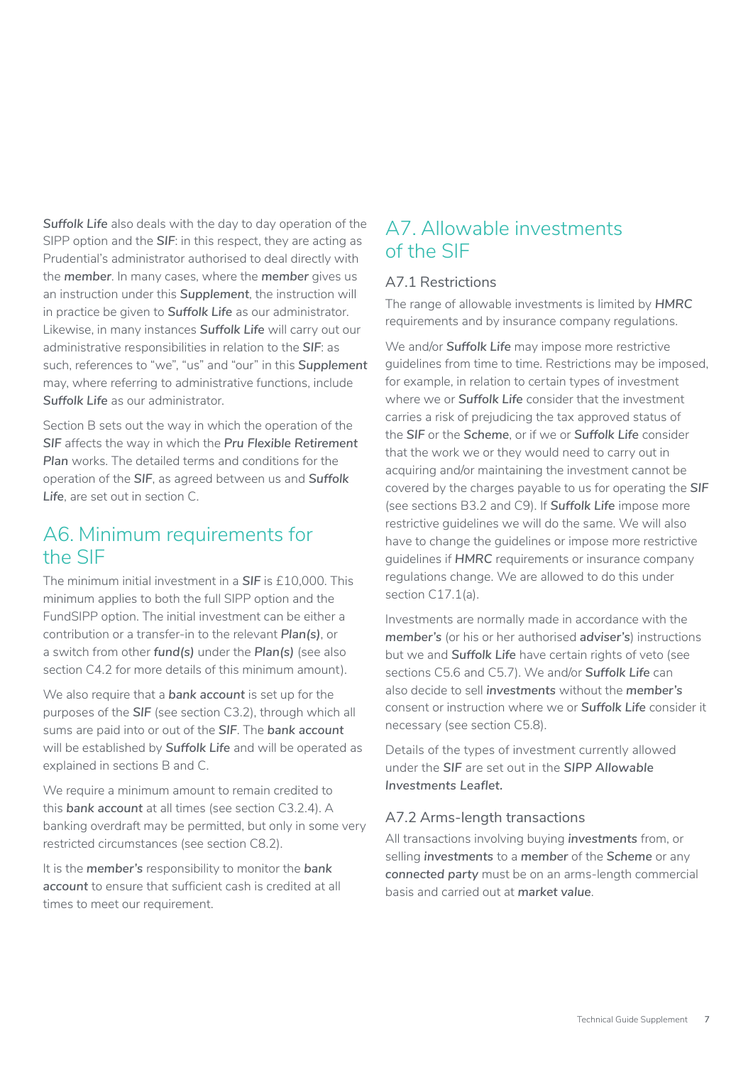***Suffolk Life*** also deals with the day to day operation of the SIPP option and the ***SIF***: in this respect, they are acting as Prudential's administrator authorised to deal directly with the ***member***. In many cases, where the ***member*** gives us an instruction under this ***Supplement***, the instruction will in practice be given to ***Suffolk Life*** as our administrator. Likewise, in many instances ***Suffolk Life*** will carry out our administrative responsibilities in relation to the ***SIF***: as such, references to "we", "us" and "our" in this ***Supplement*** may, where referring to administrative functions, include ***Suffolk Life*** as our administrator.

Section B sets out the way in which the operation of the ***SIF*** affects the way in which the ***Pru Flexible Retirement Plan*** works. The detailed terms and conditions for the operation of the ***SIF***, as agreed between us and ***Suffolk Life***, are set out in section C.

## A6. Minimum requirements for the SIF

The minimum initial investment in a ***SIF*** is £10,000. This minimum applies to both the full SIPP option and the FundSIPP option. The initial investment can be either a contribution or a transfer-in to the relevant ***Plan(s)***, or a switch from other ***fund(s)*** under the ***Plan(s)*** (see also section C4.2 for more details of this minimum amount).

We also require that a ***bank account*** is set up for the purposes of the ***SIF*** (see section C3.2), through which all sums are paid into or out of the ***SIF***. The ***bank account*** will be established by ***Suffolk Life*** and will be operated as explained in sections B and C.

We require a minimum amount to remain credited to this ***bank account*** at all times (see section C3.2.4). A banking overdraft may be permitted, but only in some very restricted circumstances (see section C8.2).

It is the ***member's*** responsibility to monitor the ***bank account*** to ensure that sufficient cash is credited at all times to meet our requirement.

## A7. Allowable investments of the SIF

### A7.1 Restrictions

The range of allowable investments is limited by ***HMRC*** requirements and by insurance company regulations.

We and/or ***Suffolk Life*** may impose more restrictive guidelines from time to time. Restrictions may be imposed, for example, in relation to certain types of investment where we or ***Suffolk Life*** consider that the investment carries a risk of prejudicing the tax approved status of the ***SIF*** or the ***Scheme***, or if we or ***Suffolk Life*** consider that the work we or they would need to carry out in acquiring and/or maintaining the investment cannot be covered by the charges payable to us for operating the ***SIF*** (see sections B3.2 and C9). If ***Suffolk Life*** impose more restrictive guidelines we will do the same. We will also have to change the guidelines or impose more restrictive guidelines if ***HMRC*** requirements or insurance company regulations change. We are allowed to do this under section C17.1(a).

Investments are normally made in accordance with the ***member's*** (or his or her authorised ***adviser's***) instructions but we and ***Suffolk Life*** have certain rights of veto (see sections C5.6 and C5.7). We and/or ***Suffolk Life*** can also decide to sell ***investments*** without the ***member's*** consent or instruction where we or ***Suffolk Life*** consider it necessary (see section C5.8).

Details of the types of investment currently allowed under the ***SIF*** are set out in the ***SIPP Allowable Investments Leaflet.***

### A7.2 Arms-length transactions

All transactions involving buying ***investments*** from, or selling ***investments*** to a ***member*** of the ***Scheme*** or any ***connected party*** must be on an arms-length commercial basis and carried out at ***market value***.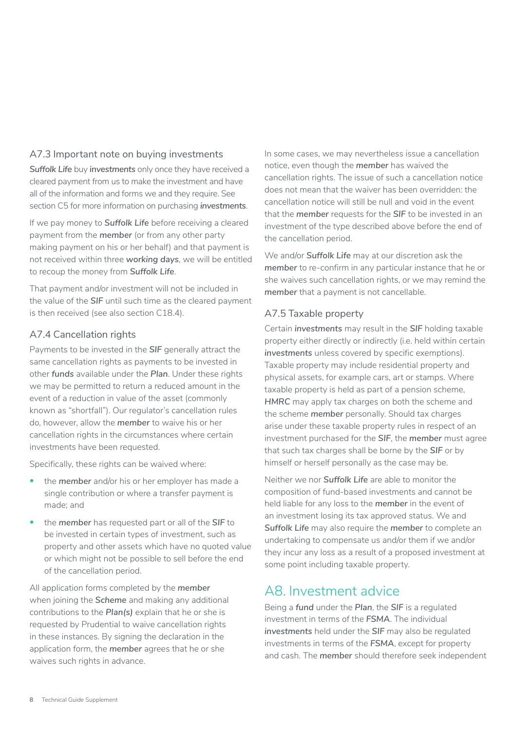### A7.3 Important note on buying investments

***Suffolk Life*** buy ***investments*** only once they have received a cleared payment from us to make the investment and have all of the information and forms we and they require. See section C5 for more information on purchasing ***investments***.

If we pay money to ***Suffolk Life*** before receiving a cleared payment from the ***member*** (or from any other party making payment on his or her behalf) and that payment is not received within three ***working days***, we will be entitled to recoup the money from ***Suffolk Life***.

That payment and/or investment will not be included in the value of the ***SIF*** until such time as the cleared payment is then received (see also section C18.4).

### A7.4 Cancellation rights

Payments to be invested in the ***SIF*** generally attract the same cancellation rights as payments to be invested in other ***funds*** available under the ***Plan***. Under these rights we may be permitted to return a reduced amount in the event of a reduction in value of the asset (commonly known as "shortfall"). Our regulator's cancellation rules do, however, allow the ***member*** to waive his or her cancellation rights in the circumstances where certain investments have been requested.

Specifically, these rights can be waived where:

- the ***member*** and/or his or her employer has made a single contribution or where a transfer payment is made; and
- the ***member*** has requested part or all of the ***SIF*** to be invested in certain types of investment, such as property and other assets which have no quoted value or which might not be possible to sell before the end of the cancellation period.

All application forms completed by the ***member*** when joining the ***Scheme*** and making any additional contributions to the ***Plan(s)*** explain that he or she is requested by Prudential to waive cancellation rights in these instances. By signing the declaration in the application form, the ***member*** agrees that he or she waives such rights in advance.

In some cases, we may nevertheless issue a cancellation notice, even though the ***member*** has waived the cancellation rights. The issue of such a cancellation notice does not mean that the waiver has been overridden: the cancellation notice will still be null and void in the event that the ***member*** requests for the ***SIF*** to be invested in an investment of the type described above before the end of the cancellation period.

We and/or ***Suffolk Life*** may at our discretion ask the ***member*** to re-confirm in any particular instance that he or she waives such cancellation rights, or we may remind the ***member*** that a payment is not cancellable.

### A7.5 Taxable property

Certain ***investments*** may result in the ***SIF*** holding taxable property either directly or indirectly (i.e. held within certain ***investments*** unless covered by specific exemptions). Taxable property may include residential property and physical assets, for example cars, art or stamps. Where taxable property is held as part of a pension scheme, ***HMRC*** may apply tax charges on both the scheme and the scheme ***member*** personally. Should tax charges arise under these taxable property rules in respect of an investment purchased for the ***SIF***, the ***member*** must agree that such tax charges shall be borne by the ***SIF*** or by himself or herself personally as the case may be.

Neither we nor ***Suffolk Life*** are able to monitor the composition of fund-based investments and cannot be held liable for any loss to the ***member*** in the event of an investment losing its tax approved status. We and ***Suffolk Life*** may also require the ***member*** to complete an undertaking to compensate us and/or them if we and/or they incur any loss as a result of a proposed investment at some point including taxable property.

## A8. Investment advice

Being a ***fund*** under the ***Plan***, the ***SIF*** is a regulated investment in terms of the ***FSMA***. The individual ***investments*** held under the ***SIF*** may also be regulated investments in terms of the ***FSMA***, except for property and cash. The ***member*** should therefore seek independent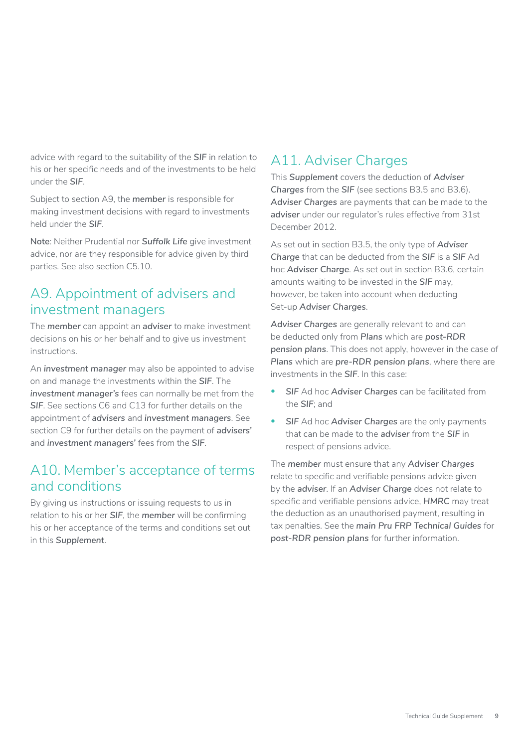advice with regard to the suitability of the ***SIF*** in relation to his or her specific needs and of the investments to be held under the ***SIF***.

Subject to section A9, the ***member*** is responsible for making investment decisions with regard to investments held under the ***SIF***.

**Note**: Neither Prudential nor ***Suffolk Life*** give investment advice, nor are they responsible for advice given by third parties. See also section C5.10.

## A9. Appointment of advisers and investment managers

The ***member*** can appoint an ***adviser*** to make investment decisions on his or her behalf and to give us investment instructions.

An ***investment manager*** may also be appointed to advise on and manage the investments within the ***SIF***. The ***investment manager's*** fees can normally be met from the ***SIF***. See sections C6 and C13 for further details on the appointment of ***advisers*** and ***investment managers***. See section C9 for further details on the payment of ***advisers'*** and ***investment managers'*** fees from the ***SIF***.

## A10. Member's acceptance of terms and conditions

By giving us instructions or issuing requests to us in relation to his or her ***SIF***, the ***member*** will be confirming his or her acceptance of the terms and conditions set out in this ***Supplement***.

## A11. Adviser Charges

This ***Supplement*** covers the deduction of ***Adviser Charges*** from the ***SIF*** (see sections B3.5 and B3.6). ***Adviser Charges*** are payments that can be made to the ***adviser*** under our regulator's rules effective from 31st December 2012.

As set out in section B3.5, the only type of ***Adviser Charge*** that can be deducted from the ***SIF*** is a ***SIF*** Ad hoc ***Adviser Charge***. As set out in section B3.6, certain amounts waiting to be invested in the ***SIF*** may, however, be taken into account when deducting Set-up ***Adviser Charges***.

***Adviser Charges*** are generally relevant to and can be deducted only from ***Plans*** which are ***post-RDR pension plans***. This does not apply, however in the case of ***Plans*** which are ***pre-RDR pension plans***, where there are investments in the ***SIF***. In this case:

- ***SIF*** Ad hoc ***Adviser Charges*** can be facilitated from the ***SIF***; and
- ***SIF*** Ad hoc ***Adviser Charges*** are the only payments that can be made to the ***adviser*** from the ***SIF*** in respect of pensions advice.

The ***member*** must ensure that any ***Adviser Charges*** relate to specific and verifiable pensions advice given by the ***adviser***. If an ***Adviser Charge*** does not relate to specific and verifiable pensions advice, ***HMRC*** may treat the deduction as an unauthorised payment, resulting in tax penalties. See the ***main Pru FRP Technical Guides*** for ***post-RDR pension plans*** for further information.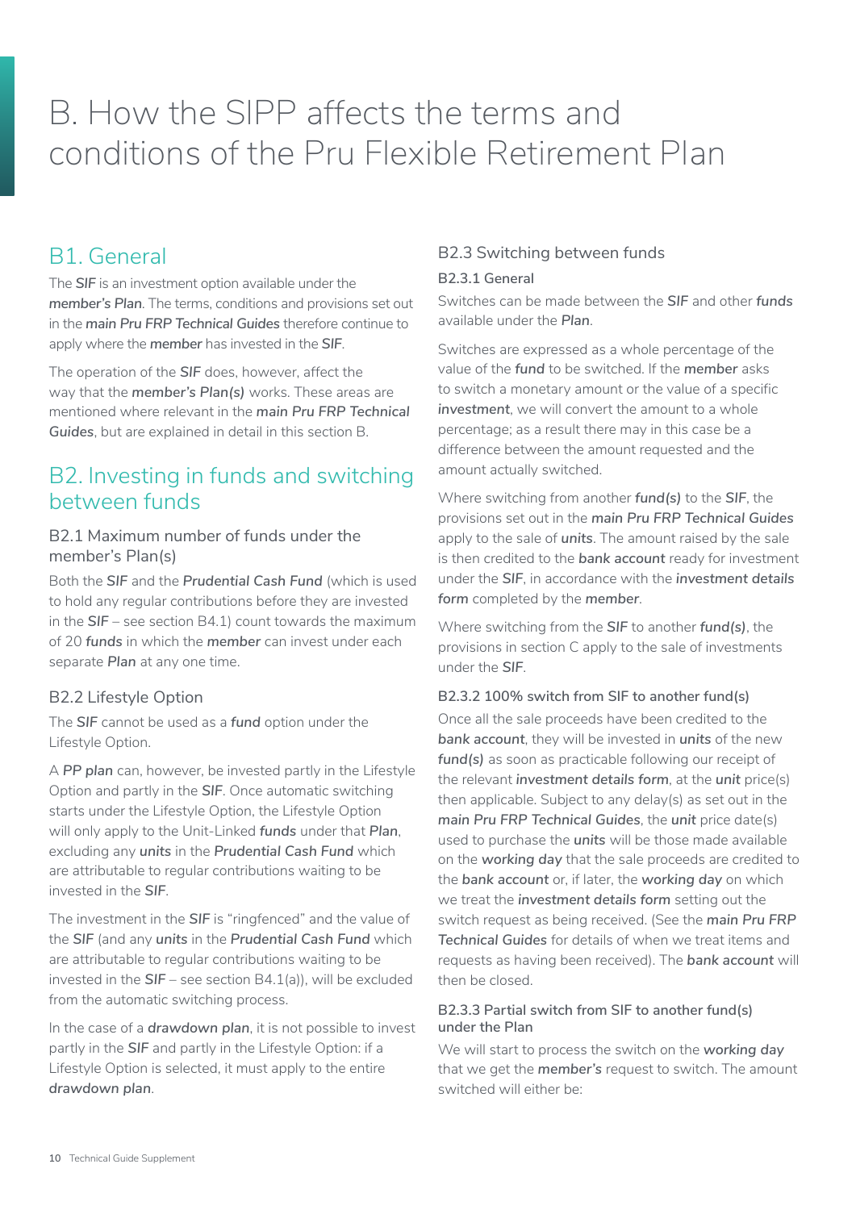# B. How the SIPP affects the terms and conditions of the Pru Flexible Retirement Plan

## B1. General

The ***SIF*** is an investment option available under the ***member's Plan***. The terms, conditions and provisions set out in the ***main Pru FRP Technical Guides*** therefore continue to apply where the ***member*** has invested in the ***SIF***.

The operation of the ***SIF*** does, however, affect the way that the ***member's Plan(s)*** works. These areas are mentioned where relevant in the ***main Pru FRP Technical Guides***, but are explained in detail in this section B.

## B2. Investing in funds and switching between funds

### B2.1 Maximum number of funds under the member's Plan(s)

Both the ***SIF*** and the ***Prudential Cash Fund*** (which is used to hold any regular contributions before they are invested in the ***SIF*** – see section B4.1) count towards the maximum of 20 ***funds*** in which the ***member*** can invest under each separate ***Plan*** at any one time.

### B2.2 Lifestyle Option

The ***SIF*** cannot be used as a ***fund*** option under the Lifestyle Option.

A ***PP plan*** can, however, be invested partly in the Lifestyle Option and partly in the ***SIF***. Once automatic switching starts under the Lifestyle Option, the Lifestyle Option will only apply to the Unit-Linked ***funds*** under that ***Plan***, excluding any ***units*** in the ***Prudential Cash Fund*** which are attributable to regular contributions waiting to be invested in the ***SIF***.

The investment in the ***SIF*** is "ringfenced" and the value of the ***SIF*** (and any ***units*** in the ***Prudential Cash Fund*** which are attributable to regular contributions waiting to be invested in the ***SIF*** – see section B4.1(a)), will be excluded from the automatic switching process.

In the case of a ***drawdown plan***, it is not possible to invest partly in the ***SIF*** and partly in the Lifestyle Option: if a Lifestyle Option is selected, it must apply to the entire ***drawdown plan***.

### B2.3 Switching between funds

#### B2.3.1 General

Switches can be made between the ***SIF*** and other ***funds*** available under the ***Plan***.

Switches are expressed as a whole percentage of the value of the ***fund*** to be switched. If the ***member*** asks to switch a monetary amount or the value of a specific ***investment***, we will convert the amount to a whole percentage; as a result there may in this case be a difference between the amount requested and the amount actually switched.

Where switching from another ***fund(s)*** to the ***SIF***, the provisions set out in the ***main Pru FRP Technical Guides*** apply to the sale of ***units***. The amount raised by the sale is then credited to the ***bank account*** ready for investment under the ***SIF***, in accordance with the ***investment details form*** completed by the ***member***.

Where switching from the ***SIF*** to another ***fund(s)***, the provisions in section C apply to the sale of investments under the ***SIF***.

#### B2.3.2 100% switch from SIF to another fund(s)

Once all the sale proceeds have been credited to the ***bank account***, they will be invested in ***units*** of the new ***fund(s)*** as soon as practicable following our receipt of the relevant ***investment details form***, at the ***unit*** price(s) then applicable. Subject to any delay(s) as set out in the ***main Pru FRP Technical Guides***, the ***unit*** price date(s) used to purchase the ***units*** will be those made available on the ***working day*** that the sale proceeds are credited to the ***bank account*** or, if later, the ***working day*** on which we treat the ***investment details form*** setting out the switch request as being received. (See the ***main Pru FRP Technical Guides*** for details of when we treat items and requests as having been received). The ***bank account*** will then be closed.

#### B2.3.3 Partial switch from SIF to another fund(s) under the Plan

We will start to process the switch on the ***working day*** that we get the ***member's*** request to switch. The amount switched will either be: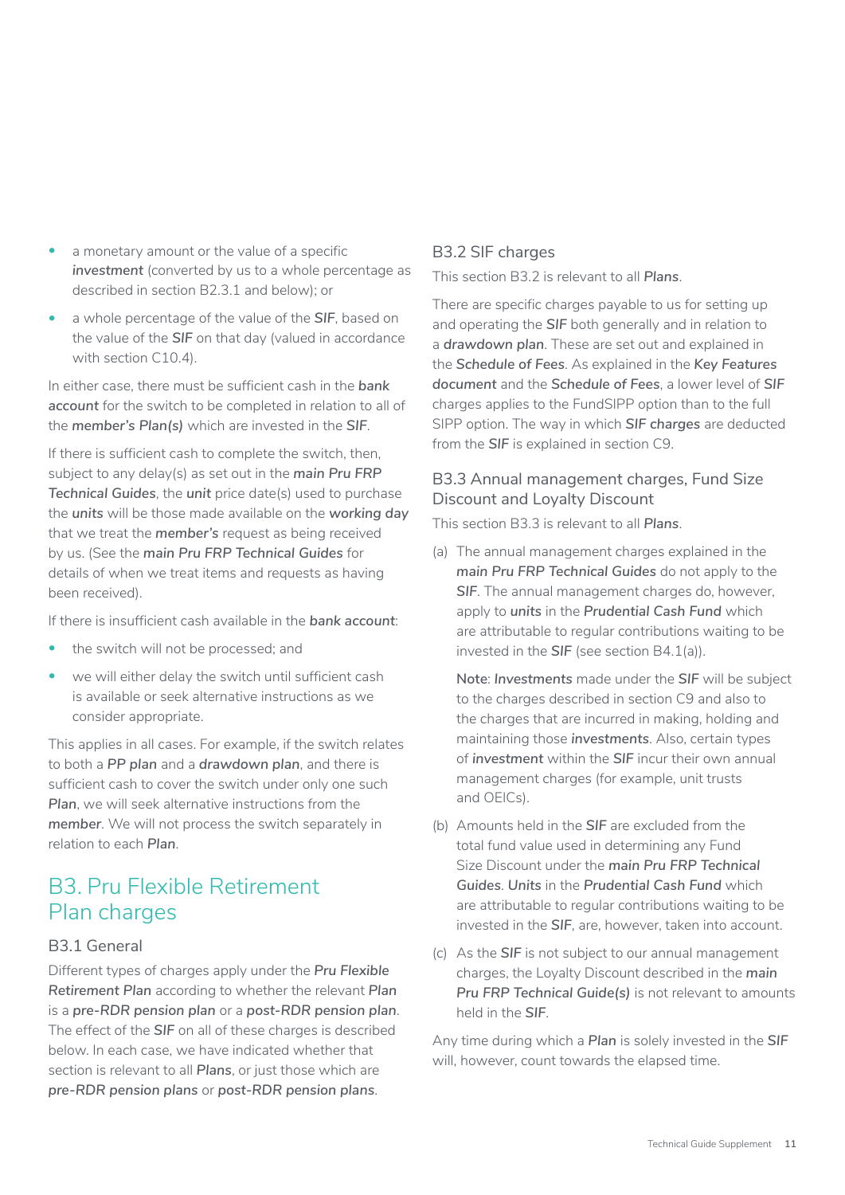- a monetary amount or the value of a specific ***investment*** (converted by us to a whole percentage as described in section B2.3.1 and below); or
- a whole percentage of the value of the ***SIF***, based on the value of the ***SIF*** on that day (valued in accordance with section C10.4).

In either case, there must be sufficient cash in the ***bank account*** for the switch to be completed in relation to all of the ***member's Plan(s)*** which are invested in the ***SIF***.

If there is sufficient cash to complete the switch, then, subject to any delay(s) as set out in the ***main Pru FRP Technical Guides***, the ***unit*** price date(s) used to purchase the ***units*** will be those made available on the ***working day*** that we treat the ***member's*** request as being received by us. (See the ***main Pru FRP Technical Guides*** for details of when we treat items and requests as having been received).

If there is insufficient cash available in the ***bank account***:

- the switch will not be processed; and
- we will either delay the switch until sufficient cash is available or seek alternative instructions as we consider appropriate.

This applies in all cases. For example, if the switch relates to both a ***PP plan*** and a ***drawdown plan***, and there is sufficient cash to cover the switch under only one such ***Plan***, we will seek alternative instructions from the ***member***. We will not process the switch separately in relation to each ***Plan***.

# B3. Pru Flexible Retirement Plan charges

## B3.1 General

Different types of charges apply under the ***Pru Flexible Retirement Plan*** according to whether the relevant ***Plan*** is a ***pre-RDR pension plan*** or a ***post-RDR pension plan***. The effect of the ***SIF*** on all of these charges is described below. In each case, we have indicated whether that section is relevant to all ***Plans***, or just those which are ***pre-RDR pension plans*** or ***post-RDR pension plans***.

## B3.2 SIF charges

This section B3.2 is relevant to all ***Plans***.

There are specific charges payable to us for setting up and operating the ***SIF*** both generally and in relation to a ***drawdown plan***. These are set out and explained in the ***Schedule of Fees***. As explained in the ***Key Features document*** and the ***Schedule of Fees***, a lower level of ***SIF*** charges applies to the FundSIPP option than to the full SIPP option. The way in which ***SIF charges*** are deducted from the ***SIF*** is explained in section C9.

## B3.3 Annual management charges, Fund Size Discount and Loyalty Discount

This section B3.3 is relevant to all ***Plans***.

(a) The annual management charges explained in the ***main Pru FRP Technical Guides*** do not apply to the ***SIF***. The annual management charges do, however, apply to ***units*** in the ***Prudential Cash Fund*** which are attributable to regular contributions waiting to be invested in the ***SIF*** (see section B4.1(a)).

    **Note**: ***Investments*** made under the ***SIF*** will be subject to the charges described in section C9 and also to the charges that are incurred in making, holding and maintaining those ***investments***. Also, certain types of ***investment*** within the ***SIF*** incur their own annual management charges (for example, unit trusts and OEICs).

(b) Amounts held in the ***SIF*** are excluded from the total fund value used in determining any Fund Size Discount under the ***main Pru FRP Technical Guides***. ***Units*** in the ***Prudential Cash Fund*** which are attributable to regular contributions waiting to be invested in the ***SIF***, are, however, taken into account.

(c) As the ***SIF*** is not subject to our annual management charges, the Loyalty Discount described in the ***main Pru FRP Technical Guide(s)*** is not relevant to amounts held in the ***SIF***.

Any time during which a ***Plan*** is solely invested in the ***SIF*** will, however, count towards the elapsed time.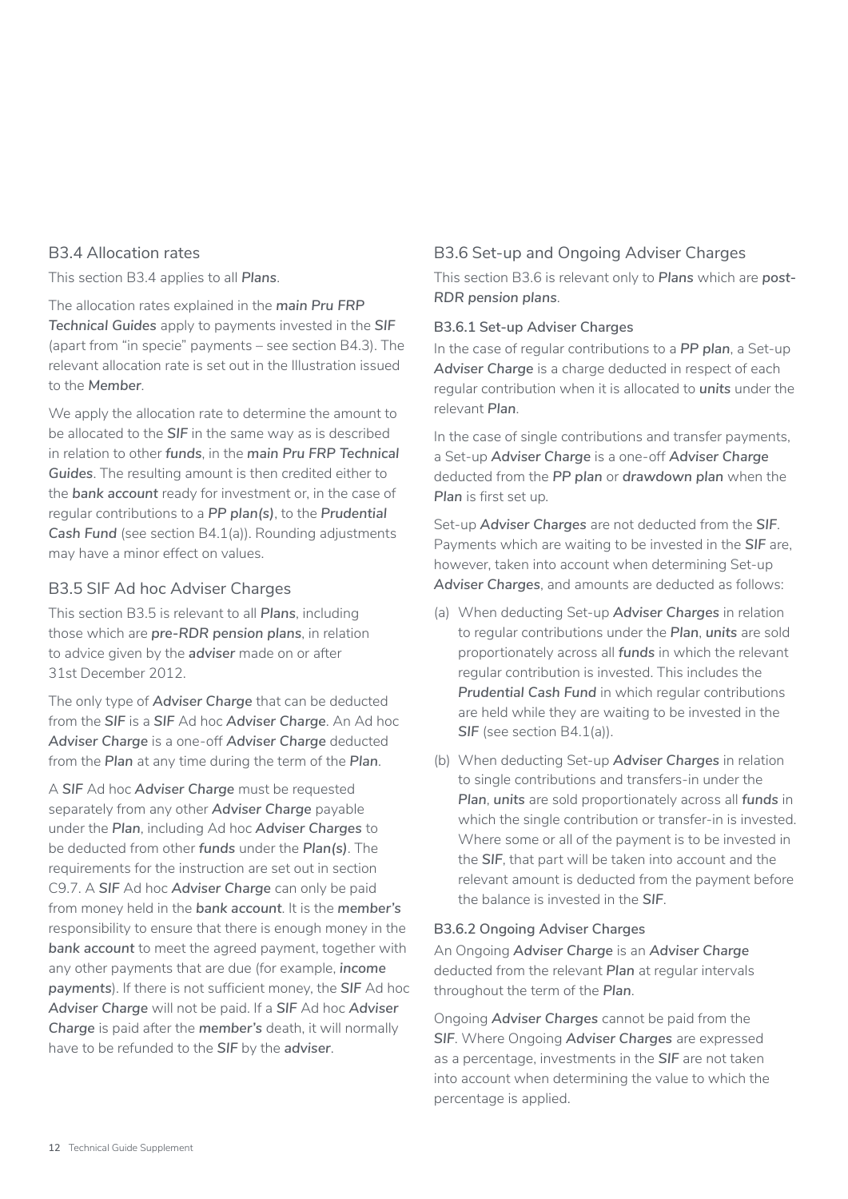## B3.4 Allocation rates

This section B3.4 applies to all ***Plans***.

The allocation rates explained in the ***main Pru FRP Technical Guides*** apply to payments invested in the ***SIF*** (apart from "in specie" payments – see section B4.3). The relevant allocation rate is set out in the Illustration issued to the ***Member***.

We apply the allocation rate to determine the amount to be allocated to the ***SIF*** in the same way as is described in relation to other ***funds***, in the ***main Pru FRP Technical Guides***. The resulting amount is then credited either to the ***bank account*** ready for investment or, in the case of regular contributions to a ***PP plan(s)***, to the ***Prudential Cash Fund*** (see section B4.1(a)). Rounding adjustments may have a minor effect on values.

## B3.5 SIF Ad hoc Adviser Charges

This section B3.5 is relevant to all ***Plans***, including those which are ***pre-RDR pension plans***, in relation to advice given by the ***adviser*** made on or after 31st December 2012.

The only type of ***Adviser Charge*** that can be deducted from the ***SIF*** is a ***SIF*** Ad hoc ***Adviser Charge***. An Ad hoc ***Adviser Charge*** is a one-off ***Adviser Charge*** deducted from the ***Plan*** at any time during the term of the ***Plan***.

A ***SIF*** Ad hoc ***Adviser Charge*** must be requested separately from any other ***Adviser Charge*** payable under the ***Plan***, including Ad hoc ***Adviser Charges*** to be deducted from other ***funds*** under the ***Plan(s)***. The requirements for the instruction are set out in section C9.7. A ***SIF*** Ad hoc ***Adviser Charge*** can only be paid from money held in the ***bank account***. It is the ***member's*** responsibility to ensure that there is enough money in the ***bank account*** to meet the agreed payment, together with any other payments that are due (for example, ***income payments***). If there is not sufficient money, the ***SIF*** Ad hoc ***Adviser Charge*** will not be paid. If a ***SIF*** Ad hoc ***Adviser Charge*** is paid after the ***member's*** death, it will normally have to be refunded to the ***SIF*** by the ***adviser***.

## B3.6 Set-up and Ongoing Adviser Charges

This section B3.6 is relevant only to ***Plans*** which are ***post-RDR pension plans***.

### B3.6.1 Set-up Adviser Charges

In the case of regular contributions to a ***PP plan***, a Set-up ***Adviser Charge*** is a charge deducted in respect of each regular contribution when it is allocated to ***units*** under the relevant ***Plan***.

In the case of single contributions and transfer payments, a Set-up ***Adviser Charge*** is a one-off ***Adviser Charge*** deducted from the ***PP plan*** or ***drawdown plan*** when the ***Plan*** is first set up.

Set-up ***Adviser Charges*** are not deducted from the ***SIF***. Payments which are waiting to be invested in the ***SIF*** are, however, taken into account when determining Set-up ***Adviser Charges***, and amounts are deducted as follows:

(a) When deducting Set-up ***Adviser Charges*** in relation to regular contributions under the ***Plan***, ***units*** are sold proportionately across all ***funds*** in which the relevant regular contribution is invested. This includes the ***Prudential Cash Fund*** in which regular contributions are held while they are waiting to be invested in the ***SIF*** (see section B4.1(a)).

(b) When deducting Set-up ***Adviser Charges*** in relation to single contributions and transfers-in under the ***Plan***, ***units*** are sold proportionately across all ***funds*** in which the single contribution or transfer-in is invested. Where some or all of the payment is to be invested in the ***SIF***, that part will be taken into account and the relevant amount is deducted from the payment before the balance is invested in the ***SIF***.

### B3.6.2 Ongoing Adviser Charges

An Ongoing ***Adviser Charge*** is an ***Adviser Charge*** deducted from the relevant ***Plan*** at regular intervals throughout the term of the ***Plan***.

Ongoing ***Adviser Charges*** cannot be paid from the ***SIF***. Where Ongoing ***Adviser Charges*** are expressed as a percentage, investments in the ***SIF*** are not taken into account when determining the value to which the percentage is applied.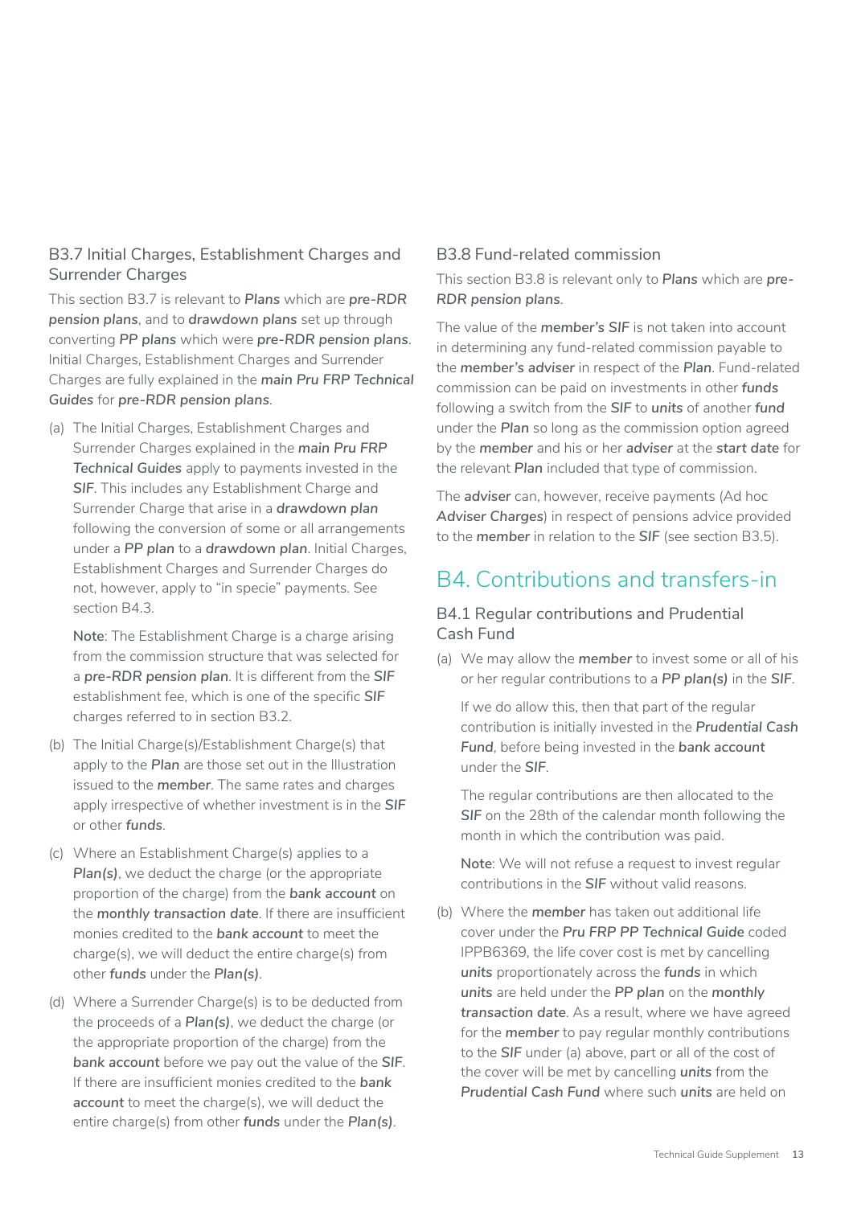### B3.7 Initial Charges, Establishment Charges and Surrender Charges

This section B3.7 is relevant to ***Plans*** which are ***pre-RDR pension plans***, and to ***drawdown plans*** set up through converting ***PP plans*** which were ***pre-RDR pension plans***. Initial Charges, Establishment Charges and Surrender Charges are fully explained in the ***main Pru FRP Technical Guides*** for ***pre-RDR pension plans***.

(a) The Initial Charges, Establishment Charges and Surrender Charges explained in the ***main Pru FRP Technical Guides*** apply to payments invested in the ***SIF***. This includes any Establishment Charge and Surrender Charge that arise in a ***drawdown plan*** following the conversion of some or all arrangements under a ***PP plan*** to a ***drawdown plan***. Initial Charges, Establishment Charges and Surrender Charges do not, however, apply to "in specie" payments. See section B4.3.

   **Note**: The Establishment Charge is a charge arising from the commission structure that was selected for a ***pre-RDR pension plan***. It is different from the ***SIF*** establishment fee, which is one of the specific ***SIF*** charges referred to in section B3.2.

(b) The Initial Charge(s)/Establishment Charge(s) that apply to the ***Plan*** are those set out in the Illustration issued to the ***member***. The same rates and charges apply irrespective of whether investment is in the ***SIF*** or other ***funds***.

(c) Where an Establishment Charge(s) applies to a ***Plan(s)***, we deduct the charge (or the appropriate proportion of the charge) from the ***bank account*** on the ***monthly transaction date***. If there are insufficient monies credited to the ***bank account*** to meet the charge(s), we will deduct the entire charge(s) from other ***funds*** under the ***Plan(s)***.

(d) Where a Surrender Charge(s) is to be deducted from the proceeds of a ***Plan(s)***, we deduct the charge (or the appropriate proportion of the charge) from the ***bank account*** before we pay out the value of the ***SIF***. If there are insufficient monies credited to the ***bank account*** to meet the charge(s), we will deduct the entire charge(s) from other ***funds*** under the ***Plan(s)***.

### B3.8 Fund-related commission

This section B3.8 is relevant only to ***Plans*** which are ***pre-RDR pension plans***.

The value of the ***member's SIF*** is not taken into account in determining any fund-related commission payable to the ***member's adviser*** in respect of the ***Plan***. Fund-related commission can be paid on investments in other ***funds*** following a switch from the ***SIF*** to ***units*** of another ***fund*** under the ***Plan*** so long as the commission option agreed by the ***member*** and his or her ***adviser*** at the ***start date*** for the relevant ***Plan*** included that type of commission.

The ***adviser*** can, however, receive payments (Ad hoc ***Adviser Charges***) in respect of pensions advice provided to the ***member*** in relation to the ***SIF*** (see section B3.5).

## B4. Contributions and transfers-in

### B4.1 Regular contributions and Prudential Cash Fund

(a) We may allow the ***member*** to invest some or all of his or her regular contributions to a ***PP plan(s)*** in the ***SIF***.

   If we do allow this, then that part of the regular contribution is initially invested in the ***Prudential Cash Fund***, before being invested in the ***bank account*** under the ***SIF***.

   The regular contributions are then allocated to the ***SIF*** on the 28th of the calendar month following the month in which the contribution was paid.

   **Note**: We will not refuse a request to invest regular contributions in the ***SIF*** without valid reasons.

(b) Where the ***member*** has taken out additional life cover under the ***Pru FRP PP Technical Guide*** coded IPPB6369, the life cover cost is met by cancelling ***units*** proportionately across the ***funds*** in which ***units*** are held under the ***PP plan*** on the ***monthly transaction date***. As a result, where we have agreed for the ***member*** to pay regular monthly contributions to the ***SIF*** under (a) above, part or all of the cost of the cover will be met by cancelling ***units*** from the ***Prudential Cash Fund*** where such ***units*** are held on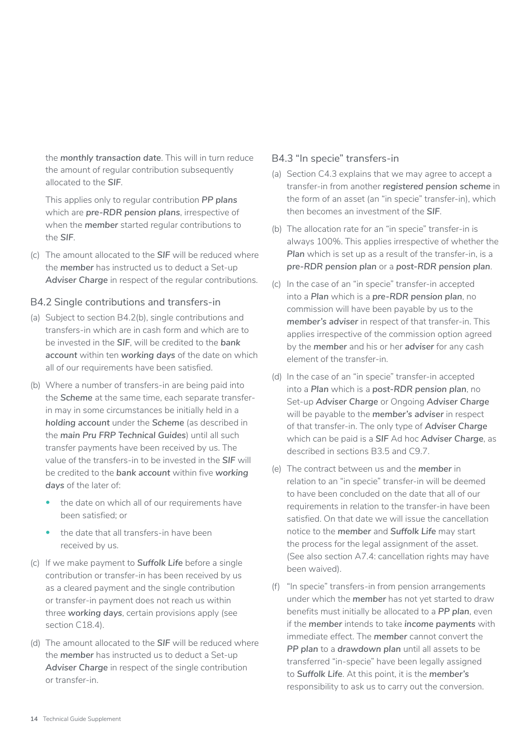the ***monthly transaction date***. This will in turn reduce the amount of regular contribution subsequently allocated to the ***SIF***.

This applies only to regular contribution ***PP plans*** which are ***pre-RDR pension plans***, irrespective of when the ***member*** started regular contributions to the ***SIF***.

(c) The amount allocated to the ***SIF*** will be reduced where the ***member*** has instructed us to deduct a Set-up ***Adviser Charge*** in respect of the regular contributions.

### B4.2 Single contributions and transfers-in

(a) Subject to section B4.2(b), single contributions and transfers-in which are in cash form and which are to be invested in the ***SIF***, will be credited to the ***bank account*** within ten ***working days*** of the date on which all of our requirements have been satisfied.

(b) Where a number of transfers-in are being paid into the ***Scheme*** at the same time, each separate transfer-in may in some circumstances be initially held in a ***holding account*** under the ***Scheme*** (as described in the ***main Pru FRP Technical Guides***) until all such transfer payments have been received by us. The value of the transfers-in to be invested in the ***SIF*** will be credited to the ***bank account*** within five ***working days*** of the later of:

- the date on which all of our requirements have been satisfied; or
- the date that all transfers-in have been received by us.

(c) If we make payment to ***Suffolk Life*** before a single contribution or transfer-in has been received by us as a cleared payment and the single contribution or transfer-in payment does not reach us within three ***working days***, certain provisions apply (see section C18.4).

(d) The amount allocated to the ***SIF*** will be reduced where the ***member*** has instructed us to deduct a Set-up ***Adviser Charge*** in respect of the single contribution or transfer-in.

### B4.3 "In specie" transfers-in

(a) Section C4.3 explains that we may agree to accept a transfer-in from another ***registered pension scheme*** in the form of an asset (an "in specie" transfer-in), which then becomes an investment of the ***SIF***.

(b) The allocation rate for an "in specie" transfer-in is always 100%. This applies irrespective of whether the ***Plan*** which is set up as a result of the transfer-in, is a ***pre-RDR pension plan*** or a ***post-RDR pension plan***.

(c) In the case of an "in specie" transfer-in accepted into a ***Plan*** which is a ***pre-RDR pension plan***, no commission will have been payable by us to the ***member's adviser*** in respect of that transfer-in. This applies irrespective of the commission option agreed by the ***member*** and his or her ***adviser*** for any cash element of the transfer-in.

(d) In the case of an "in specie" transfer-in accepted into a ***Plan*** which is a ***post-RDR pension plan***, no Set-up ***Adviser Charge*** or Ongoing ***Adviser Charge*** will be payable to the ***member's adviser*** in respect of that transfer-in. The only type of ***Adviser Charge*** which can be paid is a ***SIF*** Ad hoc ***Adviser Charge***, as described in sections B3.5 and C9.7.

(e) The contract between us and the ***member*** in relation to an "in specie" transfer-in will be deemed to have been concluded on the date that all of our requirements in relation to the transfer-in have been satisfied. On that date we will issue the cancellation notice to the ***member*** and ***Suffolk Life*** may start the process for the legal assignment of the asset. (See also section A7.4: cancellation rights may have been waived).

(f) "In specie" transfers-in from pension arrangements under which the ***member*** has not yet started to draw benefits must initially be allocated to a ***PP plan***, even if the ***member*** intends to take ***income payments*** with immediate effect. The ***member*** cannot convert the ***PP plan*** to a ***drawdown plan*** until all assets to be transferred "in-specie" have been legally assigned to ***Suffolk Life***. At this point, it is the ***member's*** responsibility to ask us to carry out the conversion.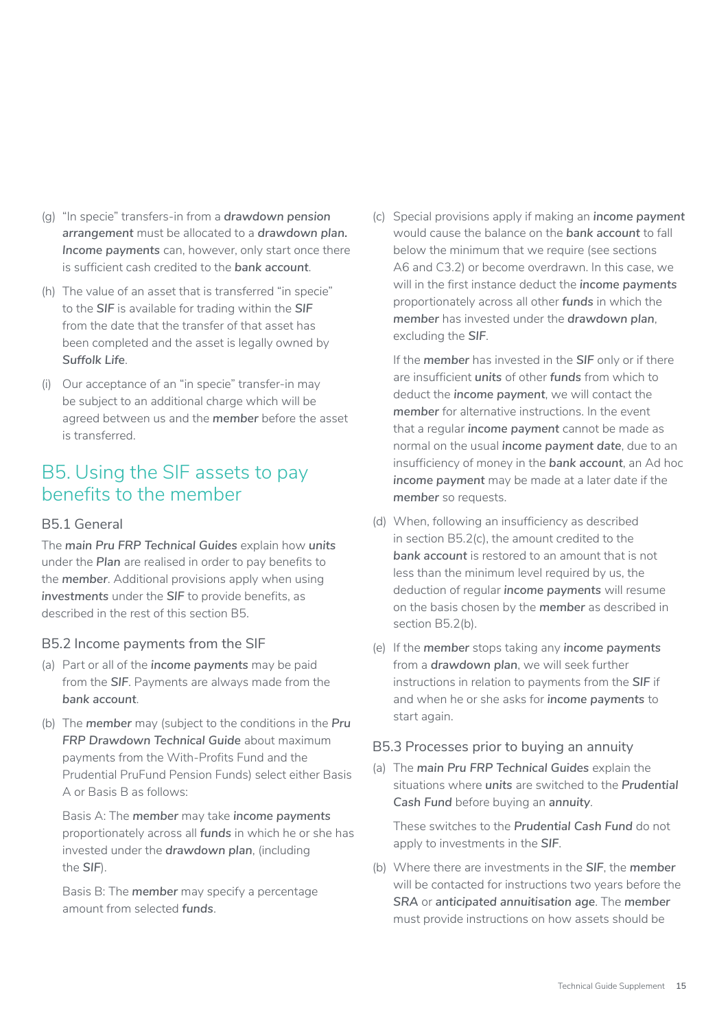(g) "In specie" transfers-in from a ***drawdown pension arrangement*** must be allocated to a ***drawdown plan. Income payments*** can, however, only start once there is sufficient cash credited to the ***bank account***.

(h) The value of an asset that is transferred "in specie" to the ***SIF*** is available for trading within the ***SIF*** from the date that the transfer of that asset has been completed and the asset is legally owned by *Suffolk Life*.

(i) Our acceptance of an "in specie" transfer-in may be subject to an additional charge which will be agreed between us and the ***member*** before the asset is transferred.

## B5. Using the SIF assets to pay benefits to the member

### B5.1 General

The ***main Pru FRP Technical Guides*** explain how ***units*** under the ***Plan*** are realised in order to pay benefits to the ***member***. Additional provisions apply when using ***investments*** under the ***SIF*** to provide benefits, as described in the rest of this section B5.

### B5.2 Income payments from the SIF

(a) Part or all of the ***income payments*** may be paid from the ***SIF***. Payments are always made from the ***bank account***.

(b) The ***member*** may (subject to the conditions in the ***Pru FRP Drawdown Technical Guide*** about maximum payments from the With-Profits Fund and the Prudential PruFund Pension Funds) select either Basis A or Basis B as follows:

Basis A: The ***member*** may take ***income payments*** proportionately across all ***funds*** in which he or she has invested under the ***drawdown plan***, (including the ***SIF***).

Basis B: The ***member*** may specify a percentage amount from selected ***funds***.

(c) Special provisions apply if making an ***income payment*** would cause the balance on the ***bank account*** to fall below the minimum that we require (see sections A6 and C3.2) or become overdrawn. In this case, we will in the first instance deduct the ***income payments*** proportionately across all other ***funds*** in which the ***member*** has invested under the ***drawdown plan***, excluding the ***SIF***.

If the ***member*** has invested in the ***SIF*** only or if there are insufficient ***units*** of other ***funds*** from which to deduct the ***income payment***, we will contact the ***member*** for alternative instructions. In the event that a regular ***income payment*** cannot be made as normal on the usual ***income payment date***, due to an insufficiency of money in the ***bank account***, an Ad hoc ***income payment*** may be made at a later date if the ***member*** so requests.

(d) When, following an insufficiency as described in section B5.2(c), the amount credited to the ***bank account*** is restored to an amount that is not less than the minimum level required by us, the deduction of regular ***income payments*** will resume on the basis chosen by the ***member*** as described in section B5.2(b).

(e) If the ***member*** stops taking any ***income payments*** from a ***drawdown plan***, we will seek further instructions in relation to payments from the ***SIF*** if and when he or she asks for ***income payments*** to start again.

### B5.3 Processes prior to buying an annuity

(a) The ***main Pru FRP Technical Guides*** explain the situations where ***units*** are switched to the ***Prudential Cash Fund*** before buying an ***annuity***.

These switches to the ***Prudential Cash Fund*** do not apply to investments in the ***SIF***.

(b) Where there are investments in the ***SIF***, the ***member*** will be contacted for instructions two years before the ***SRA*** or ***anticipated annuitisation age***. The ***member*** must provide instructions on how assets should be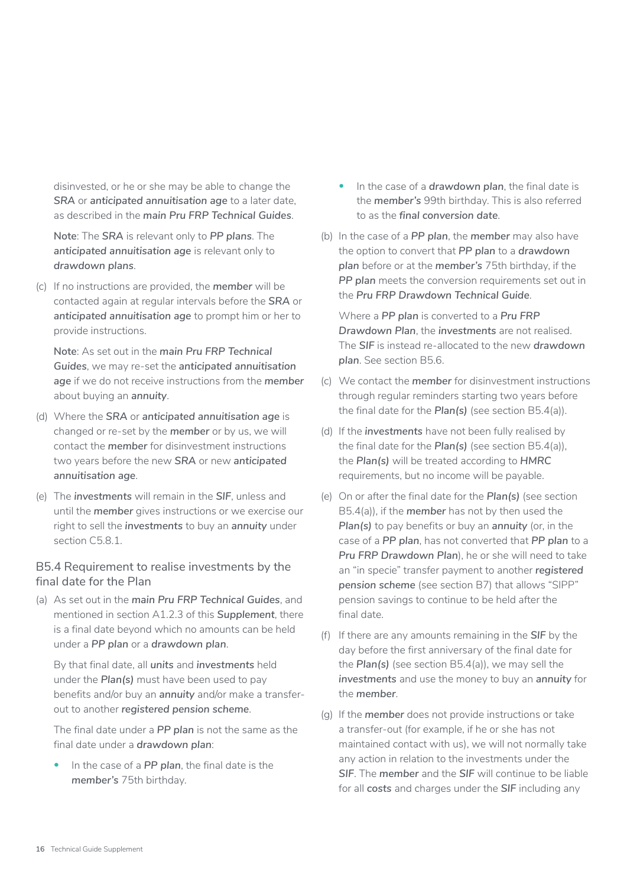disinvested, or he or she may be able to change the *SRA* or **anticipated annuitisation age** to a later date, as described in the ***main Pru FRP Technical Guides***.

**Note**: The *SRA* is relevant only to ***PP plans***. The **anticipated annuitisation age** is relevant only to **drawdown plans**.

(c) If no instructions are provided, the ***member*** will be contacted again at regular intervals before the **SRA** or **anticipated annuitisation age** to prompt him or her to provide instructions.

**Note**: As set out in the ***main Pru FRP Technical Guides***, we may re-set the **anticipated annuitisation age** if we do not receive instructions from the ***member*** about buying an ***annuity***.

(d) Where the ***SRA*** or **anticipated annuitisation age** is changed or re-set by the ***member*** or by us, we will contact the ***member*** for disinvestment instructions two years before the new ***SRA*** or new **anticipated annuitisation age**.

(e) The ***investments*** will remain in the ***SIF***, unless and until the ***member*** gives instructions or we exercise our right to sell the ***investments*** to buy an ***annuity*** under section C5.8.1.

## B5.4 Requirement to realise investments by the final date for the Plan

(a) As set out in the ***main Pru FRP Technical Guides***, and mentioned in section A1.2.3 of this ***Supplement***, there is a final date beyond which no amounts can be held under a ***PP plan*** or a **drawdown plan**.

By that final date, all ***units*** and ***investments*** held under the ***Plan(s)*** must have been used to pay benefits and/or buy an ***annuity*** and/or make a transfer-out to another ***registered pension scheme***.

The final date under a ***PP plan*** is not the same as the final date under a **drawdown plan**:

- In the case of a ***PP plan***, the final date is the ***member's*** 75th birthday.
- In the case of a **drawdown plan**, the final date is the ***member's*** 99th birthday. This is also referred to as the ***final conversion date***.

(b) In the case of a ***PP plan***, the ***member*** may also have the option to convert that ***PP plan*** to a **drawdown plan** before or at the ***member's*** 75th birthday, if the ***PP plan*** meets the conversion requirements set out in the ***Pru FRP Drawdown Technical Guide***.

Where a ***PP plan*** is converted to a ***Pru FRP Drawdown Plan***, the ***investments*** are not realised. The ***SIF*** is instead re-allocated to the new **drawdown plan**. See section B5.6.

(c) We contact the ***member*** for disinvestment instructions through regular reminders starting two years before the final date for the ***Plan(s)*** (see section B5.4(a)).

(d) If the ***investments*** have not been fully realised by the final date for the ***Plan(s)*** (see section B5.4(a)), the ***Plan(s)*** will be treated according to ***HMRC*** requirements, but no income will be payable.

(e) On or after the final date for the ***Plan(s)*** (see section B5.4(a)), if the ***member*** has not by then used the ***Plan(s)*** to pay benefits or buy an ***annuity*** (or, in the case of a ***PP plan***, has not converted that ***PP plan*** to a ***Pru FRP Drawdown Plan***), he or she will need to take an "in specie" transfer payment to another ***registered pension scheme*** (see section B7) that allows "SIPP" pension savings to continue to be held after the final date.

(f) If there are any amounts remaining in the ***SIF*** by the day before the first anniversary of the final date for the ***Plan(s)*** (see section B5.4(a)), we may sell the ***investments*** and use the money to buy an ***annuity*** for the ***member***.

(g) If the ***member*** does not provide instructions or take a transfer-out (for example, if he or she has not maintained contact with us), we will not normally take any action in relation to the investments under the ***SIF***. The ***member*** and the ***SIF*** will continue to be liable for all **costs** and charges under the ***SIF*** including any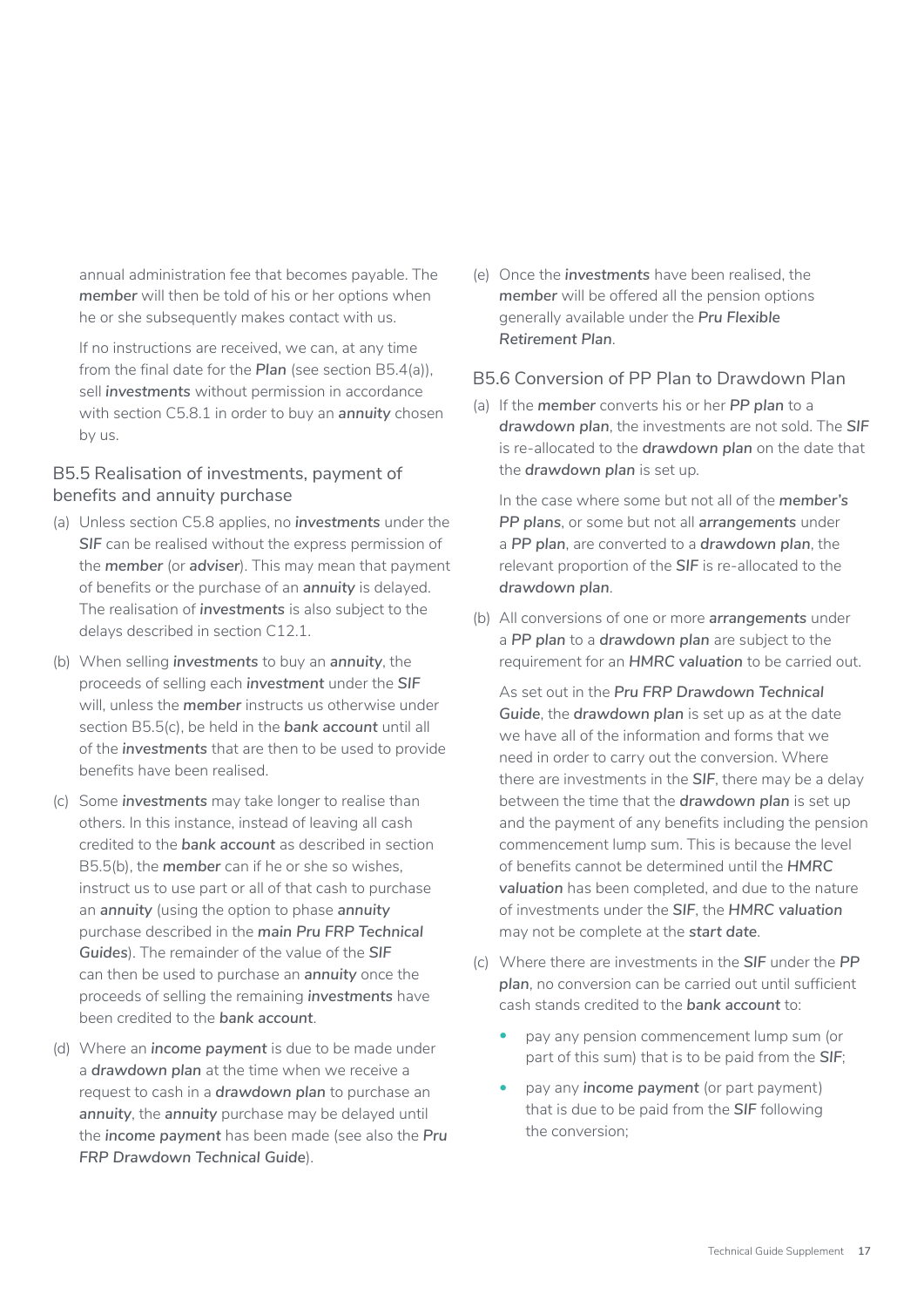annual administration fee that becomes payable. The ***member*** will then be told of his or her options when he or she subsequently makes contact with us.

If no instructions are received, we can, at any time from the final date for the ***Plan*** (see section B5.4(a)), sell ***investments*** without permission in accordance with section C5.8.1 in order to buy an ***annuity*** chosen by us.

### B5.5 Realisation of investments, payment of benefits and annuity purchase

(a) Unless section C5.8 applies, no ***investments*** under the ***SIF*** can be realised without the express permission of the ***member*** (or ***adviser***). This may mean that payment of benefits or the purchase of an ***annuity*** is delayed. The realisation of ***investments*** is also subject to the delays described in section C12.1.

(b) When selling ***investments*** to buy an ***annuity***, the proceeds of selling each ***investment*** under the ***SIF*** will, unless the ***member*** instructs us otherwise under section B5.5(c), be held in the ***bank account*** until all of the ***investments*** that are then to be used to provide benefits have been realised.

(c) Some ***investments*** may take longer to realise than others. In this instance, instead of leaving all cash credited to the ***bank account*** as described in section B5.5(b), the ***member*** can if he or she so wishes, instruct us to use part or all of that cash to purchase an ***annuity*** (using the option to phase ***annuity*** purchase described in the ***main Pru FRP Technical Guides***). The remainder of the value of the ***SIF*** can then be used to purchase an ***annuity*** once the proceeds of selling the remaining ***investments*** have been credited to the ***bank account***.

(d) Where an ***income payment*** is due to be made under a **drawdown plan** at the time when we receive a request to cash in a **drawdown plan** to purchase an ***annuity***, the ***annuity*** purchase may be delayed until the ***income payment*** has been made (see also the ***Pru FRP Drawdown Technical Guide***).

(e) Once the ***investments*** have been realised, the ***member*** will be offered all the pension options generally available under the ***Pru Flexible Retirement Plan***.

### B5.6 Conversion of PP Plan to Drawdown Plan

(a) If the ***member*** converts his or her ***PP plan*** to a **drawdown plan**, the investments are not sold. The ***SIF*** is re-allocated to the **drawdown plan** on the date that the **drawdown plan** is set up.

In the case where some but not all of the ***member's PP plans***, or some but not all ***arrangements*** under a ***PP plan***, are converted to a **drawdown plan**, the relevant proportion of the ***SIF*** is re-allocated to the **drawdown plan**.

(b) All conversions of one or more ***arrangements*** under a ***PP plan*** to a **drawdown plan** are subject to the requirement for an ***HMRC valuation*** to be carried out.

As set out in the ***Pru FRP Drawdown Technical Guide***, the **drawdown plan** is set up as at the date we have all of the information and forms that we need in order to carry out the conversion. Where there are investments in the **SIF**, there may be a delay between the time that the **drawdown plan** is set up and the payment of any benefits including the pension commencement lump sum. This is because the level of benefits cannot be determined until the ***HMRC valuation*** has been completed, and due to the nature of investments under the ***SIF***, the ***HMRC valuation*** may not be complete at the ***start date***.

(c) Where there are investments in the ***SIF*** under the ***PP plan***, no conversion can be carried out until sufficient cash stands credited to the ***bank account*** to:

- pay any pension commencement lump sum (or part of this sum) that is to be paid from the ***SIF***;
- pay any ***income payment*** (or part payment) that is due to be paid from the ***SIF*** following the conversion;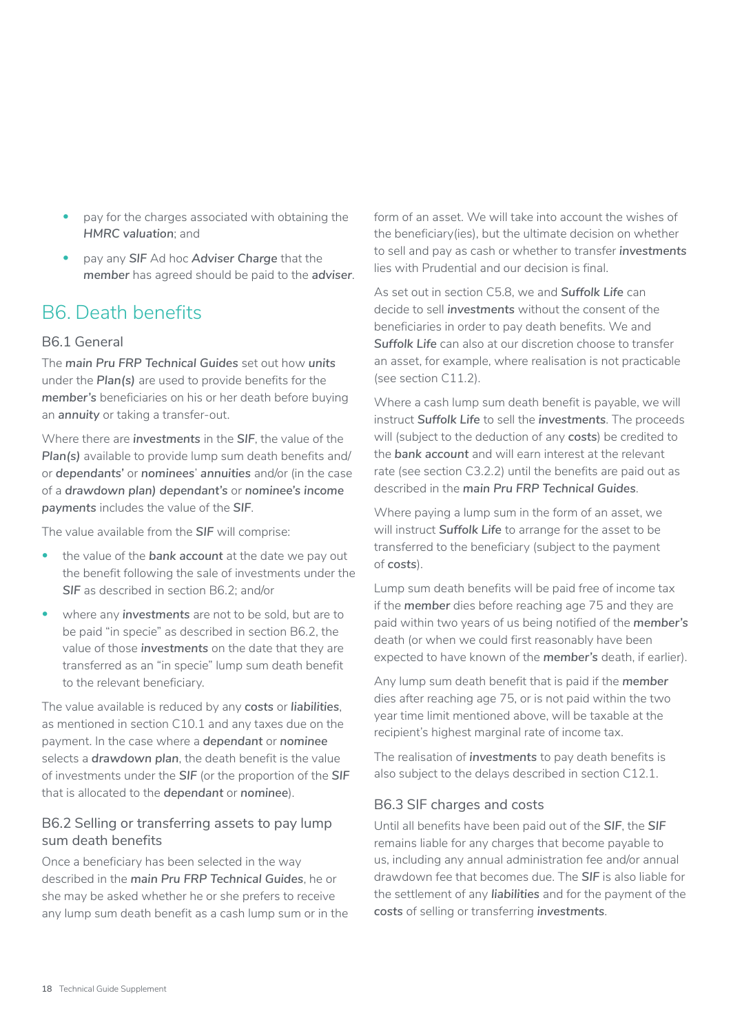- pay for the charges associated with obtaining the *HMRC valuation*; and
- pay any ***SIF*** Ad hoc ***Adviser Charge*** that the ***member*** has agreed should be paid to the ***adviser***.

## B6. Death benefits

### B6.1 General

The ***main Pru FRP Technical Guides*** set out how ***units*** under the ***Plan(s)*** are used to provide benefits for the ***member's*** beneficiaries on his or her death before buying an ***annuity*** or taking a transfer-out.

Where there are ***investments*** in the ***SIF***, the value of the ***Plan(s)*** available to provide lump sum death benefits and/or **dependants'** or **nominees**' ***annuities*** and/or (in the case of a ***drawdown plan) dependant's*** or ***nominee's income payments*** includes the value of the ***SIF***.

The value available from the ***SIF*** will comprise:

- the value of the ***bank account*** at the date we pay out the benefit following the sale of investments under the ***SIF*** as described in section B6.2; and/or
- where any ***investments*** are not to be sold, but are to be paid "in specie" as described in section B6.2, the value of those ***investments*** on the date that they are transferred as an "in specie" lump sum death benefit to the relevant beneficiary.

The value available is reduced by any **costs** or ***liabilities***, as mentioned in section C10.1 and any taxes due on the payment. In the case where a **dependant** or ***nominee*** selects a ***drawdown plan***, the death benefit is the value of investments under the ***SIF*** (or the proportion of the ***SIF*** that is allocated to the **dependant** or ***nominee***).

### B6.2 Selling or transferring assets to pay lump sum death benefits

Once a beneficiary has been selected in the way described in the ***main Pru FRP Technical Guides***, he or she may be asked whether he or she prefers to receive any lump sum death benefit as a cash lump sum or in the form of an asset. We will take into account the wishes of the beneficiary(ies), but the ultimate decision on whether to sell and pay as cash or whether to transfer ***investments*** lies with Prudential and our decision is final.

As set out in section C5.8, we and ***Suffolk Life*** can decide to sell ***investments*** without the consent of the beneficiaries in order to pay death benefits. We and ***Suffolk Life*** can also at our discretion choose to transfer an asset, for example, where realisation is not practicable (see section C11.2).

Where a cash lump sum death benefit is payable, we will instruct ***Suffolk Life*** to sell the ***investments***. The proceeds will (subject to the deduction of any **costs**) be credited to the ***bank account*** and will earn interest at the relevant rate (see section C3.2.2) until the benefits are paid out as described in the ***main Pru FRP Technical Guides***.

Where paying a lump sum in the form of an asset, we will instruct ***Suffolk Life*** to arrange for the asset to be transferred to the beneficiary (subject to the payment of **costs**).

Lump sum death benefits will be paid free of income tax if the ***member*** dies before reaching age 75 and they are paid within two years of us being notified of the ***member's*** death (or when we could first reasonably have been expected to have known of the ***member's*** death, if earlier).

Any lump sum death benefit that is paid if the ***member*** dies after reaching age 75, or is not paid within the two year time limit mentioned above, will be taxable at the recipient's highest marginal rate of income tax.

The realisation of ***investments*** to pay death benefits is also subject to the delays described in section C12.1.

### B6.3 SIF charges and costs

Until all benefits have been paid out of the ***SIF***, the ***SIF*** remains liable for any charges that become payable to us, including any annual administration fee and/or annual drawdown fee that becomes due. The ***SIF*** is also liable for the settlement of any ***liabilities*** and for the payment of the **costs** of selling or transferring ***investments***.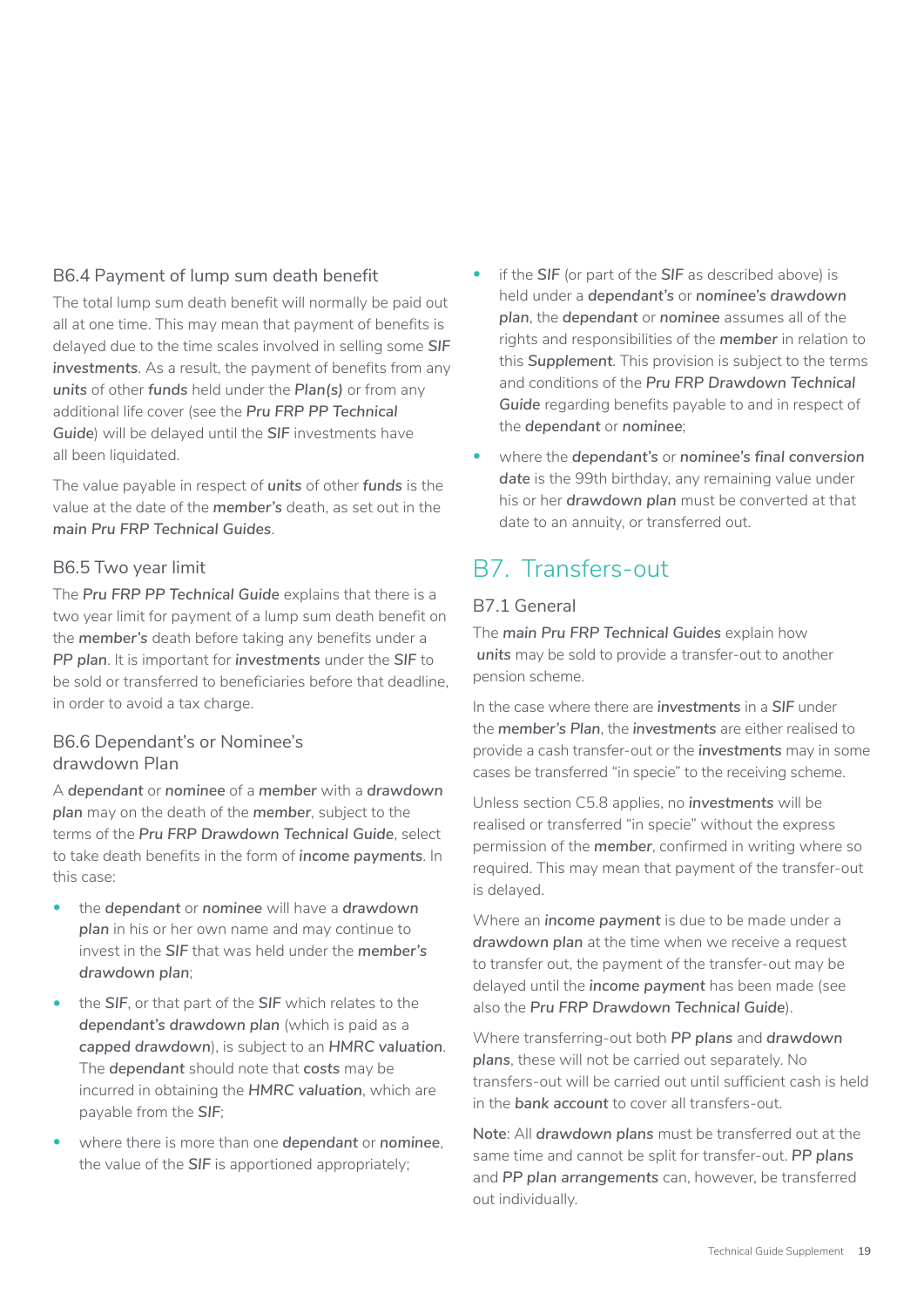### B6.4 Payment of lump sum death benefit

The total lump sum death benefit will normally be paid out all at one time. This may mean that payment of benefits is delayed due to the time scales involved in selling some ***SIF investments***. As a result, the payment of benefits from any ***units*** of other ***funds*** held under the ***Plan(s)*** or from any additional life cover (see the ***Pru FRP PP Technical Guide***) will be delayed until the ***SIF*** investments have all been liquidated.

The value payable in respect of ***units*** of other ***funds*** is the value at the date of the ***member's*** death, as set out in the ***main Pru FRP Technical Guides***.

### B6.5 Two year limit

The ***Pru FRP PP Technical Guide*** explains that there is a two year limit for payment of a lump sum death benefit on the ***member's*** death before taking any benefits under a ***PP plan***. It is important for ***investments*** under the ***SIF*** to be sold or transferred to beneficiaries before that deadline, in order to avoid a tax charge.

### B6.6 Dependant's or Nominee's drawdown Plan

A ***dependant*** or ***nominee*** of a ***member*** with a ***drawdown plan*** may on the death of the ***member***, subject to the terms of the ***Pru FRP Drawdown Technical Guide***, select to take death benefits in the form of ***income payments***. In this case:

- the ***dependant*** or ***nominee*** will have a ***drawdown plan*** in his or her own name and may continue to invest in the ***SIF*** that was held under the ***member's drawdown plan***;
- the ***SIF***, or that part of the ***SIF*** which relates to the ***dependant's drawdown plan*** (which is paid as a ***capped drawdown***), is subject to an ***HMRC valuation***. The ***dependant*** should note that ***costs*** may be incurred in obtaining the ***HMRC valuation***, which are payable from the ***SIF***;
- where there is more than one ***dependant*** or ***nominee***, the value of the ***SIF*** is apportioned appropriately;
- if the ***SIF*** (or part of the ***SIF*** as described above) is held under a ***dependant's*** or ***nominee's drawdown plan***, the ***dependant*** or ***nominee*** assumes all of the rights and responsibilities of the ***member*** in relation to this ***Supplement***. This provision is subject to the terms and conditions of the ***Pru FRP Drawdown Technical Guide*** regarding benefits payable to and in respect of the ***dependant*** or ***nominee***;
- where the ***dependant's*** or ***nominee's final conversion date*** is the 99th birthday, any remaining value under his or her ***drawdown plan*** must be converted at that date to an annuity, or transferred out.

## B7. Transfers-out

### B7.1 General

The ***main Pru FRP Technical Guides*** explain how ***units*** may be sold to provide a transfer-out to another pension scheme.

In the case where there are ***investments*** in a ***SIF*** under the ***member's Plan***, the ***investments*** are either realised to provide a cash transfer-out or the ***investments*** may in some cases be transferred "in specie" to the receiving scheme.

Unless section C5.8 applies, no ***investments*** will be realised or transferred "in specie" without the express permission of the ***member***, confirmed in writing where so required. This may mean that payment of the transfer-out is delayed.

Where an ***income payment*** is due to be made under a ***drawdown plan*** at the time when we receive a request to transfer out, the payment of the transfer-out may be delayed until the ***income payment*** has been made (see also the ***Pru FRP Drawdown Technical Guide***).

Where transferring-out both ***PP plans*** and ***drawdown plans***, these will not be carried out separately. No transfers-out will be carried out until sufficient cash is held in the ***bank account*** to cover all transfers-out.

**Note**: All ***drawdown plans*** must be transferred out at the same time and cannot be split for transfer-out. ***PP plans*** and ***PP plan arrangements*** can, however, be transferred out individually.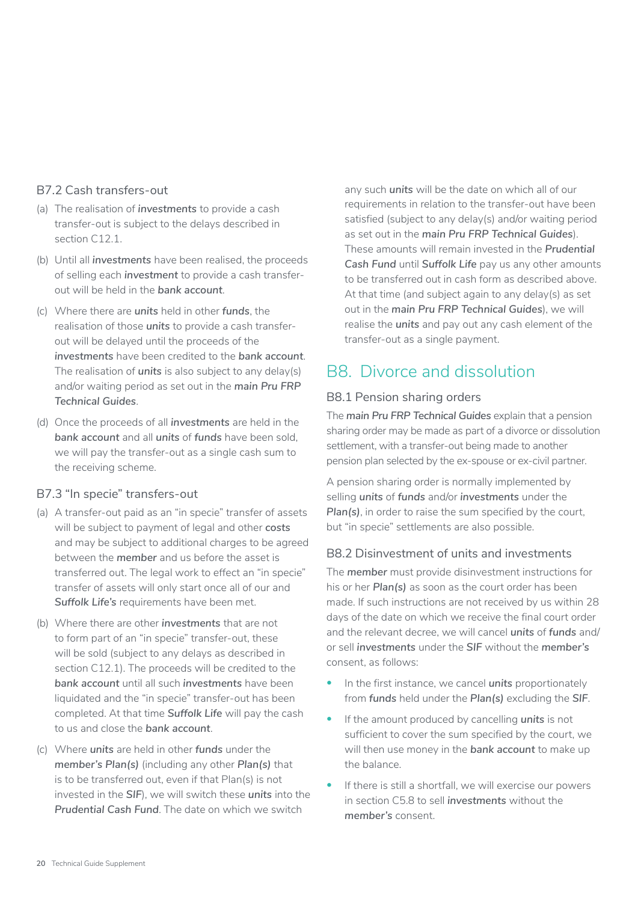### B7.2 Cash transfers-out

(a) The realisation of ***investments*** to provide a cash transfer-out is subject to the delays described in section C12.1.

(b) Until all ***investments*** have been realised, the proceeds of selling each ***investment*** to provide a cash transfer-out will be held in the ***bank account***.

(c) Where there are ***units*** held in other ***funds***, the realisation of those ***units*** to provide a cash transfer-out will be delayed until the proceeds of the ***investments*** have been credited to the ***bank account***. The realisation of ***units*** is also subject to any delay(s) and/or waiting period as set out in the ***main Pru FRP Technical Guides***.

(d) Once the proceeds of all ***investments*** are held in the ***bank account*** and all ***units*** of ***funds*** have been sold, we will pay the transfer-out as a single cash sum to the receiving scheme.

### B7.3 "In specie" transfers-out

(a) A transfer-out paid as an "in specie" transfer of assets will be subject to payment of legal and other **costs** and may be subject to additional charges to be agreed between the ***member*** and us before the asset is transferred out. The legal work to effect an "in specie" transfer of assets will only start once all of our and *Suffolk Life's* requirements have been met.

(b) Where there are other ***investments*** that are not to form part of an "in specie" transfer-out, these will be sold (subject to any delays as described in section C12.1). The proceeds will be credited to the ***bank account*** until all such ***investments*** have been liquidated and the "in specie" transfer-out has been completed. At that time *Suffolk Life* will pay the cash to us and close the ***bank account***.

(c) Where ***units*** are held in other ***funds*** under the ***member's Plan(s)*** (including any other ***Plan(s)*** that is to be transferred out, even if that Plan(s) is not invested in the ***SIF***), we will switch these ***units*** into the *Prudential Cash Fund*. The date on which we switch any such ***units*** will be the date on which all of our requirements in relation to the transfer-out have been satisfied (subject to any delay(s) and/or waiting period as set out in the ***main Pru FRP Technical Guides***). These amounts will remain invested in the *Prudential Cash Fund* until *Suffolk Life* pay us any other amounts to be transferred out in cash form as described above. At that time (and subject again to any delay(s) as set out in the ***main Pru FRP Technical Guides***), we will realise the ***units*** and pay out any cash element of the transfer-out as a single payment.

## B8. Divorce and dissolution

### B8.1 Pension sharing orders

The ***main Pru FRP Technical Guides*** explain that a pension sharing order may be made as part of a divorce or dissolution settlement, with a transfer-out being made to another pension plan selected by the ex-spouse or ex-civil partner.

A pension sharing order is normally implemented by selling ***units*** of ***funds*** and/or ***investments*** under the ***Plan(s)***, in order to raise the sum specified by the court, but "in specie" settlements are also possible.

### B8.2 Disinvestment of units and investments

The ***member*** must provide disinvestment instructions for his or her ***Plan(s)*** as soon as the court order has been made. If such instructions are not received by us within 28 days of the date on which we receive the final court order and the relevant decree, we will cancel ***units*** of ***funds*** and/or sell ***investments*** under the ***SIF*** without the ***member's*** consent, as follows:

- In the first instance, we cancel ***units*** proportionately from ***funds*** held under the ***Plan(s)*** excluding the ***SIF***.
- If the amount produced by cancelling ***units*** is not sufficient to cover the sum specified by the court, we will then use money in the ***bank account*** to make up the balance.
- If there is still a shortfall, we will exercise our powers in section C5.8 to sell ***investments*** without the ***member's*** consent.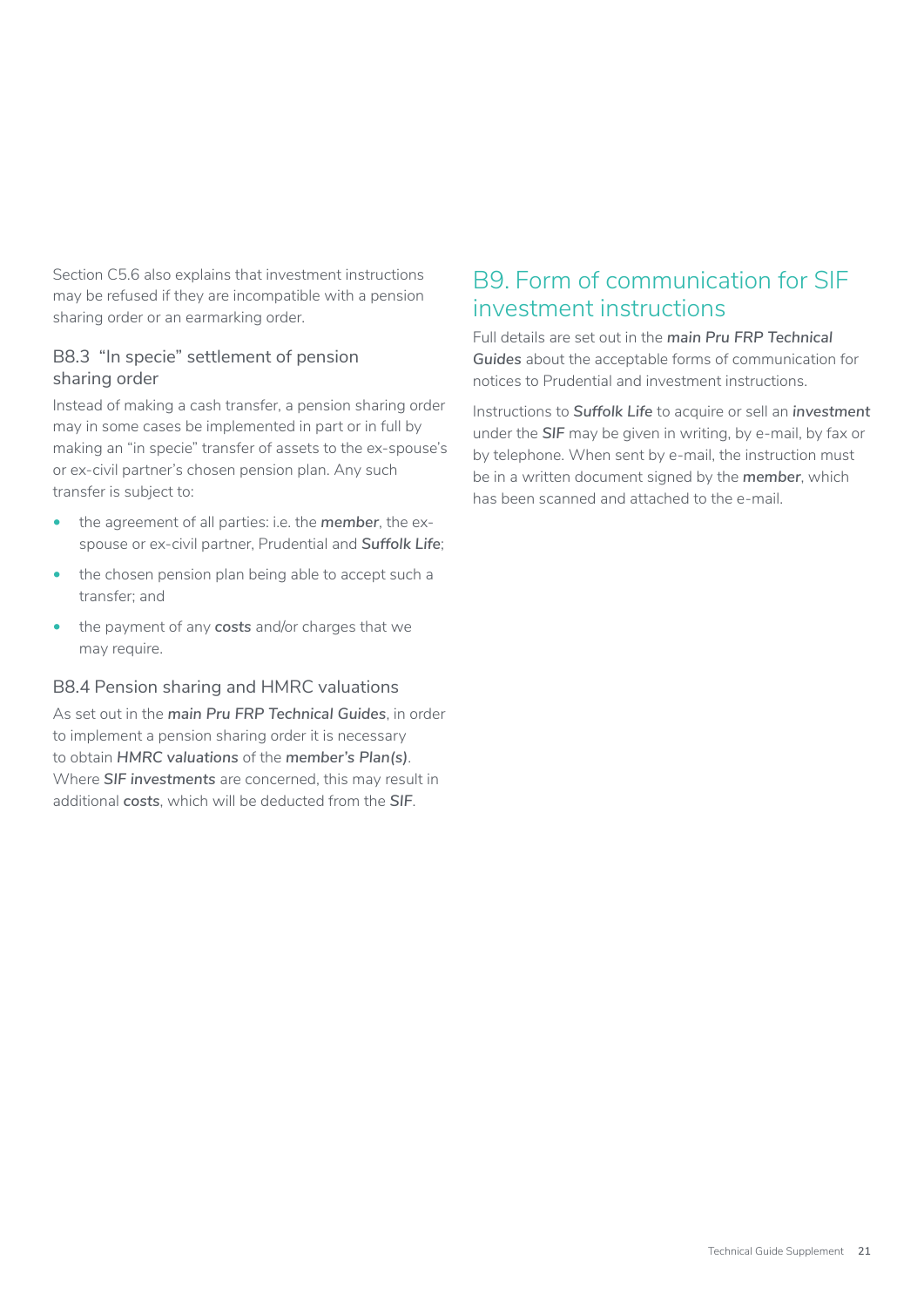Section C5.6 also explains that investment instructions may be refused if they are incompatible with a pension sharing order or an earmarking order.

### B8.3 "In specie" settlement of pension sharing order

Instead of making a cash transfer, a pension sharing order may in some cases be implemented in part or in full by making an "in specie" transfer of assets to the ex-spouse's or ex-civil partner's chosen pension plan. Any such transfer is subject to:

- the agreement of all parties: i.e. the ***member***, the ex-spouse or ex-civil partner, Prudential and ***Suffolk Life***;
- the chosen pension plan being able to accept such a transfer; and
- the payment of any ***costs*** and/or charges that we may require.

### B8.4 Pension sharing and HMRC valuations

As set out in the ***main Pru FRP Technical Guides***, in order to implement a pension sharing order it is necessary to obtain ***HMRC valuations*** of the ***member's Plan(s)***. Where ***SIF investments*** are concerned, this may result in additional ***costs***, which will be deducted from the ***SIF***.

## B9. Form of communication for SIF investment instructions

Full details are set out in the ***main Pru FRP Technical Guides*** about the acceptable forms of communication for notices to Prudential and investment instructions.

Instructions to ***Suffolk Life*** to acquire or sell an ***investment*** under the ***SIF*** may be given in writing, by e-mail, by fax or by telephone. When sent by e-mail, the instruction must be in a written document signed by the ***member***, which has been scanned and attached to the e-mail.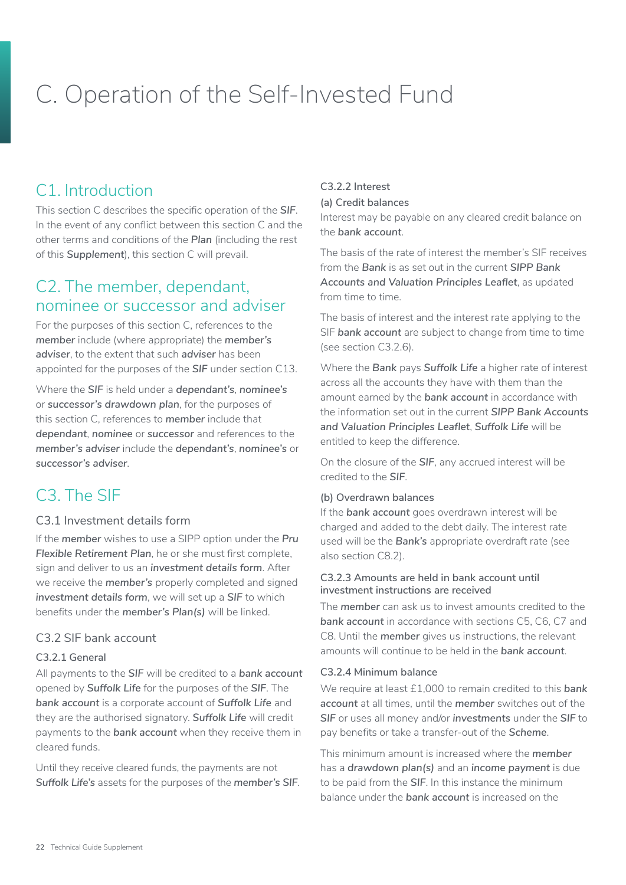# C. Operation of the Self-Invested Fund

## C1. Introduction

This section C describes the specific operation of the ***SIF***. In the event of any conflict between this section C and the other terms and conditions of the ***Plan*** (including the rest of this ***Supplement***), this section C will prevail.

## C2. The member, dependant, nominee or successor and adviser

For the purposes of this section C, references to the ***member*** include (where appropriate) the ***member's adviser***, to the extent that such ***adviser*** has been appointed for the purposes of the ***SIF*** under section C13.

Where the ***SIF*** is held under a ***dependant's***, ***nominee's*** or ***successor's drawdown plan***, for the purposes of this section C, references to ***member*** include that ***dependant***, ***nominee*** or ***successor*** and references to the ***member's adviser*** include the ***dependant's***, ***nominee's*** or ***successor's adviser***.

## C3. The SIF

### C3.1 Investment details form

If the ***member*** wishes to use a SIPP option under the ***Pru Flexible Retirement Plan***, he or she must first complete, sign and deliver to us an ***investment details form***. After we receive the ***member's*** properly completed and signed ***investment details form***, we will set up a ***SIF*** to which benefits under the ***member's Plan(s)*** will be linked.

### C3.2 SIF bank account

#### C3.2.1 General

All payments to the ***SIF*** will be credited to a ***bank account*** opened by ***Suffolk Life*** for the purposes of the ***SIF***. The ***bank account*** is a corporate account of ***Suffolk Life*** and they are the authorised signatory. ***Suffolk Life*** will credit payments to the ***bank account*** when they receive them in cleared funds.

Until they receive cleared funds, the payments are not ***Suffolk Life's*** assets for the purposes of the ***member's SIF***.

#### C3.2.2 Interest

**(a) Credit balances**

Interest may be payable on any cleared credit balance on the ***bank account***.

The basis of the rate of interest the member's SIF receives from the ***Bank*** is as set out in the current ***SIPP Bank Accounts and Valuation Principles Leaflet***, as updated from time to time.

The basis of interest and the interest rate applying to the SIF ***bank account*** are subject to change from time to time (see section C3.2.6).

Where the ***Bank*** pays ***Suffolk Life*** a higher rate of interest across all the accounts they have with them than the amount earned by the ***bank account*** in accordance with the information set out in the current ***SIPP Bank Accounts and Valuation Principles Leaflet***, ***Suffolk Life*** will be entitled to keep the difference.

On the closure of the ***SIF***, any accrued interest will be credited to the ***SIF***.

**(b) Overdrawn balances**

If the ***bank account*** goes overdrawn interest will be charged and added to the debt daily. The interest rate used will be the ***Bank's*** appropriate overdraft rate (see also section C8.2).

#### C3.2.3 Amounts are held in bank account until investment instructions are received

The ***member*** can ask us to invest amounts credited to the ***bank account*** in accordance with sections C5, C6, C7 and C8. Until the ***member*** gives us instructions, the relevant amounts will continue to be held in the ***bank account***.

#### C3.2.4 Minimum balance

We require at least £1,000 to remain credited to this ***bank account*** at all times, until the ***member*** switches out of the ***SIF*** or uses all money and/or ***investments*** under the ***SIF*** to pay benefits or take a transfer-out of the ***Scheme***.

This minimum amount is increased where the ***member*** has a ***drawdown plan(s)*** and an ***income payment*** is due to be paid from the ***SIF***. In this instance the minimum balance under the ***bank account*** is increased on the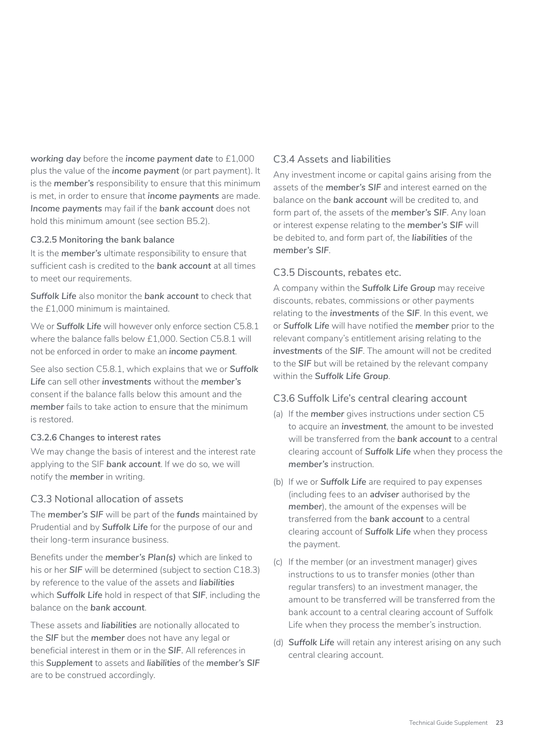***working day*** before the ***income payment date*** to £1,000 plus the value of the ***income payment*** (or part payment). It is the ***member's*** responsibility to ensure that this minimum is met, in order to ensure that ***income payments*** are made. ***Income payments*** may fail if the ***bank account*** does not hold this minimum amount (see section B5.2).

#### C3.2.5 Monitoring the bank balance

It is the ***member's*** ultimate responsibility to ensure that sufficient cash is credited to the ***bank account*** at all times to meet our requirements.

***Suffolk Life*** also monitor the ***bank account*** to check that the £1,000 minimum is maintained.

We or ***Suffolk Life*** will however only enforce section C5.8.1 where the balance falls below £1,000. Section C5.8.1 will not be enforced in order to make an ***income payment***.

See also section C5.8.1, which explains that we or ***Suffolk Life*** can sell other ***investments*** without the ***member's*** consent if the balance falls below this amount and the ***member*** fails to take action to ensure that the minimum is restored.

#### C3.2.6 Changes to interest rates

We may change the basis of interest and the interest rate applying to the SIF ***bank account***. If we do so, we will notify the ***member*** in writing.

### C3.3 Notional allocation of assets

The ***member's SIF*** will be part of the ***funds*** maintained by Prudential and by ***Suffolk Life*** for the purpose of our and their long-term insurance business.

Benefits under the ***member's Plan(s)*** which are linked to his or her ***SIF*** will be determined (subject to section C18.3) by reference to the value of the assets and ***liabilities*** which ***Suffolk Life*** hold in respect of that ***SIF***, including the balance on the ***bank account***.

These assets and ***liabilities*** are notionally allocated to the ***SIF*** but the ***member*** does not have any legal or beneficial interest in them or in the ***SIF***. All references in this ***Supplement*** to assets and ***liabilities*** of the ***member's SIF*** are to be construed accordingly.

### C3.4 Assets and liabilities

Any investment income or capital gains arising from the assets of the ***member's SIF*** and interest earned on the balance on the ***bank account*** will be credited to, and form part of, the assets of the ***member's SIF***. Any loan or interest expense relating to the ***member's SIF*** will be debited to, and form part of, the ***liabilities*** of the ***member's SIF***.

### C3.5 Discounts, rebates etc.

A company within the ***Suffolk Life Group*** may receive discounts, rebates, commissions or other payments relating to the ***investments*** of the ***SIF***. In this event, we or ***Suffolk Life*** will have notified the ***member*** prior to the relevant company's entitlement arising relating to the ***investments*** of the ***SIF***. The amount will not be credited to the ***SIF*** but will be retained by the relevant company within the ***Suffolk Life Group***.

### C3.6 Suffolk Life's central clearing account

(a) If the ***member*** gives instructions under section C5 to acquire an ***investment***, the amount to be invested will be transferred from the ***bank account*** to a central clearing account of ***Suffolk Life*** when they process the ***member's*** instruction.

(b) If we or ***Suffolk Life*** are required to pay expenses (including fees to an ***adviser*** authorised by the ***member***), the amount of the expenses will be transferred from the ***bank account*** to a central clearing account of ***Suffolk Life*** when they process the payment.

(c) If the member (or an investment manager) gives instructions to us to transfer monies (other than regular transfers) to an investment manager, the amount to be transferred will be transferred from the bank account to a central clearing account of Suffolk Life when they process the member's instruction.

(d) ***Suffolk Life*** will retain any interest arising on any such central clearing account.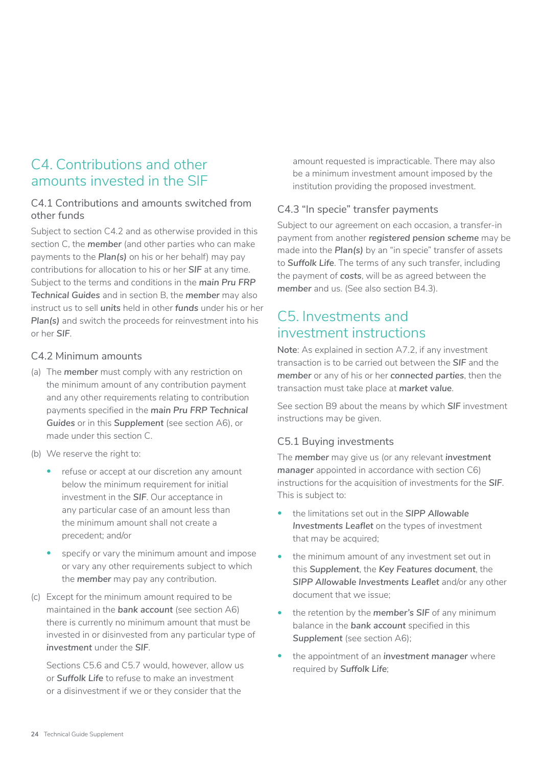# C4. Contributions and other amounts invested in the SIF

## C4.1 Contributions and amounts switched from other funds

Subject to section C4.2 and as otherwise provided in this section C, the ***member*** (and other parties who can make payments to the ***Plan(s)*** on his or her behalf) may pay contributions for allocation to his or her ***SIF*** at any time. Subject to the terms and conditions in the ***main Pru FRP Technical Guides*** and in section B, the ***member*** may also instruct us to sell ***units*** held in other ***funds*** under his or her ***Plan(s)*** and switch the proceeds for reinvestment into his or her ***SIF***.

## C4.2 Minimum amounts

(a) The ***member*** must comply with any restriction on the minimum amount of any contribution payment and any other requirements relating to contribution payments specified in the ***main Pru FRP Technical Guides*** or in this ***Supplement*** (see section A6), or made under this section C.

(b) We reserve the right to:

- refuse or accept at our discretion any amount below the minimum requirement for initial investment in the ***SIF***. Our acceptance in any particular case of an amount less than the minimum amount shall not create a precedent; and/or
- specify or vary the minimum amount and impose or vary any other requirements subject to which the ***member*** may pay any contribution.

(c) Except for the minimum amount required to be maintained in the ***bank account*** (see section A6) there is currently no minimum amount that must be invested in or disinvested from any particular type of ***investment*** under the ***SIF***.

Sections C5.6 and C5.7 would, however, allow us or ***Suffolk Life*** to refuse to make an investment or a disinvestment if we or they consider that the amount requested is impracticable. There may also be a minimum investment amount imposed by the institution providing the proposed investment.

## C4.3 "In specie" transfer payments

Subject to our agreement on each occasion, a transfer-in payment from another ***registered pension scheme*** may be made into the ***Plan(s)*** by an "in specie" transfer of assets to ***Suffolk Life***. The terms of any such transfer, including the payment of ***costs***, will be as agreed between the ***member*** and us. (See also section B4.3).

# C5. Investments and investment instructions

**Note**: As explained in section A7.2, if any investment transaction is to be carried out between the ***SIF*** and the ***member*** or any of his or her ***connected parties***, then the transaction must take place at ***market value***.

See section B9 about the means by which ***SIF*** investment instructions may be given.

## C5.1 Buying investments

The ***member*** may give us (or any relevant ***investment manager*** appointed in accordance with section C6) instructions for the acquisition of investments for the ***SIF***. This is subject to:

- the limitations set out in the ***SIPP Allowable Investments Leaflet*** on the types of investment that may be acquired;
- the minimum amount of any investment set out in this ***Supplement***, the ***Key Features document***, the ***SIPP Allowable Investments Leaflet*** and/or any other document that we issue;
- the retention by the ***member's SIF*** of any minimum balance in the ***bank account*** specified in this ***Supplement*** (see section A6);
- the appointment of an ***investment manager*** where required by ***Suffolk Life***;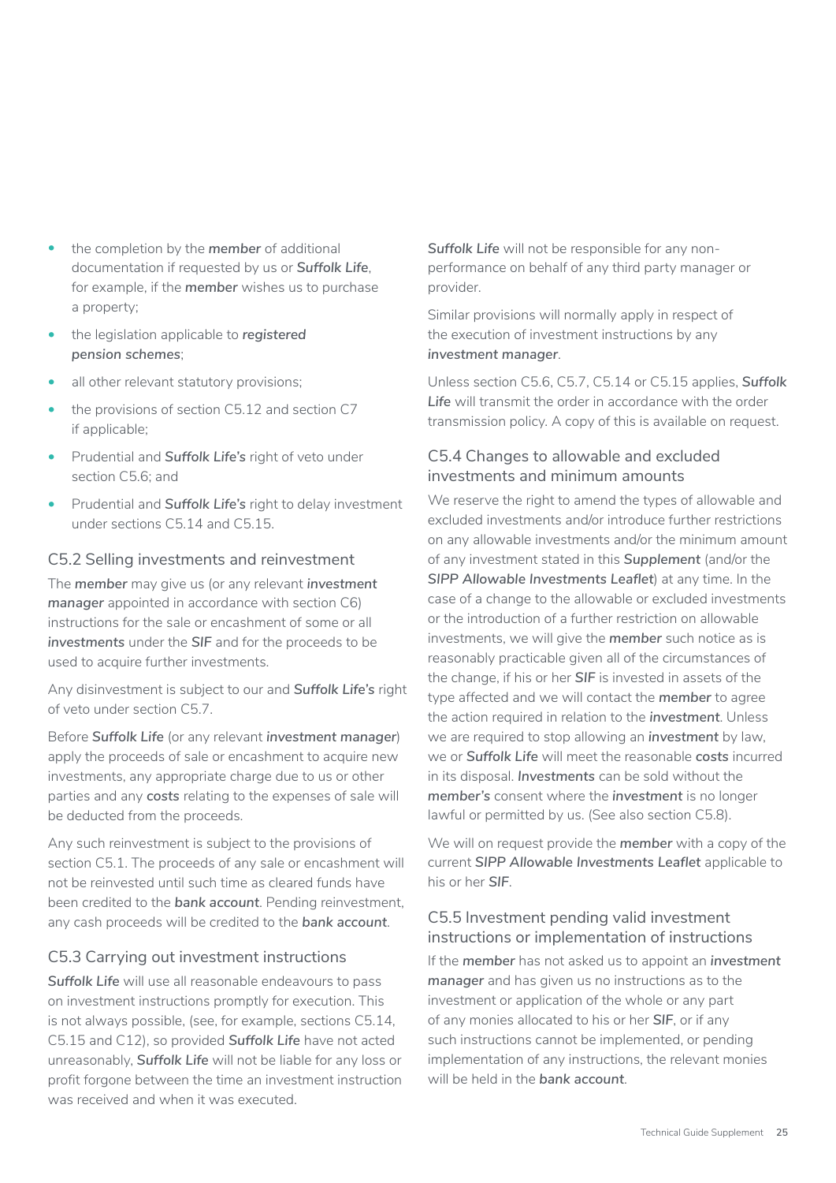- the completion by the ***member*** of additional documentation if requested by us or ***Suffolk Life***, for example, if the ***member*** wishes us to purchase a property;
- the legislation applicable to ***registered pension schemes***;
- all other relevant statutory provisions;
- the provisions of section C5.12 and section C7 if applicable;
- Prudential and ***Suffolk Life's*** right of veto under section C5.6; and
- Prudential and ***Suffolk Life's*** right to delay investment under sections C5.14 and C5.15.

### C5.2 Selling investments and reinvestment

The ***member*** may give us (or any relevant ***investment manager*** appointed in accordance with section C6) instructions for the sale or encashment of some or all ***investments*** under the ***SIF*** and for the proceeds to be used to acquire further investments.

Any disinvestment is subject to our and ***Suffolk Life's*** right of veto under section C5.7.

Before ***Suffolk Life*** (or any relevant ***investment manager***) apply the proceeds of sale or encashment to acquire new investments, any appropriate charge due to us or other parties and any ***costs*** relating to the expenses of sale will be deducted from the proceeds.

Any such reinvestment is subject to the provisions of section C5.1. The proceeds of any sale or encashment will not be reinvested until such time as cleared funds have been credited to the ***bank account***. Pending reinvestment, any cash proceeds will be credited to the ***bank account***.

### C5.3 Carrying out investment instructions

***Suffolk Life*** will use all reasonable endeavours to pass on investment instructions promptly for execution. This is not always possible, (see, for example, sections C5.14, C5.15 and C12), so provided ***Suffolk Life*** have not acted unreasonably, ***Suffolk Life*** will not be liable for any loss or profit forgone between the time an investment instruction was received and when it was executed.

***Suffolk Life*** will not be responsible for any non-performance on behalf of any third party manager or provider.

Similar provisions will normally apply in respect of the execution of investment instructions by any ***investment manager***.

Unless section C5.6, C5.7, C5.14 or C5.15 applies, ***Suffolk Life*** will transmit the order in accordance with the order transmission policy. A copy of this is available on request.

### C5.4 Changes to allowable and excluded investments and minimum amounts

We reserve the right to amend the types of allowable and excluded investments and/or introduce further restrictions on any allowable investments and/or the minimum amount of any investment stated in this ***Supplement*** (and/or the ***SIPP Allowable Investments Leaflet***) at any time. In the case of a change to the allowable or excluded investments or the introduction of a further restriction on allowable investments, we will give the ***member*** such notice as is reasonably practicable given all of the circumstances of the change, if his or her ***SIF*** is invested in assets of the type affected and we will contact the ***member*** to agree the action required in relation to the ***investment***. Unless we are required to stop allowing an ***investment*** by law, we or ***Suffolk Life*** will meet the reasonable ***costs*** incurred in its disposal. ***Investments*** can be sold without the ***member's*** consent where the ***investment*** is no longer lawful or permitted by us. (See also section C5.8).

We will on request provide the ***member*** with a copy of the current ***SIPP Allowable Investments Leaflet*** applicable to his or her ***SIF***.

### C5.5 Investment pending valid investment instructions or implementation of instructions

If the ***member*** has not asked us to appoint an ***investment manager*** and has given us no instructions as to the investment or application of the whole or any part of any monies allocated to his or her ***SIF***, or if any such instructions cannot be implemented, or pending implementation of any instructions, the relevant monies will be held in the ***bank account***.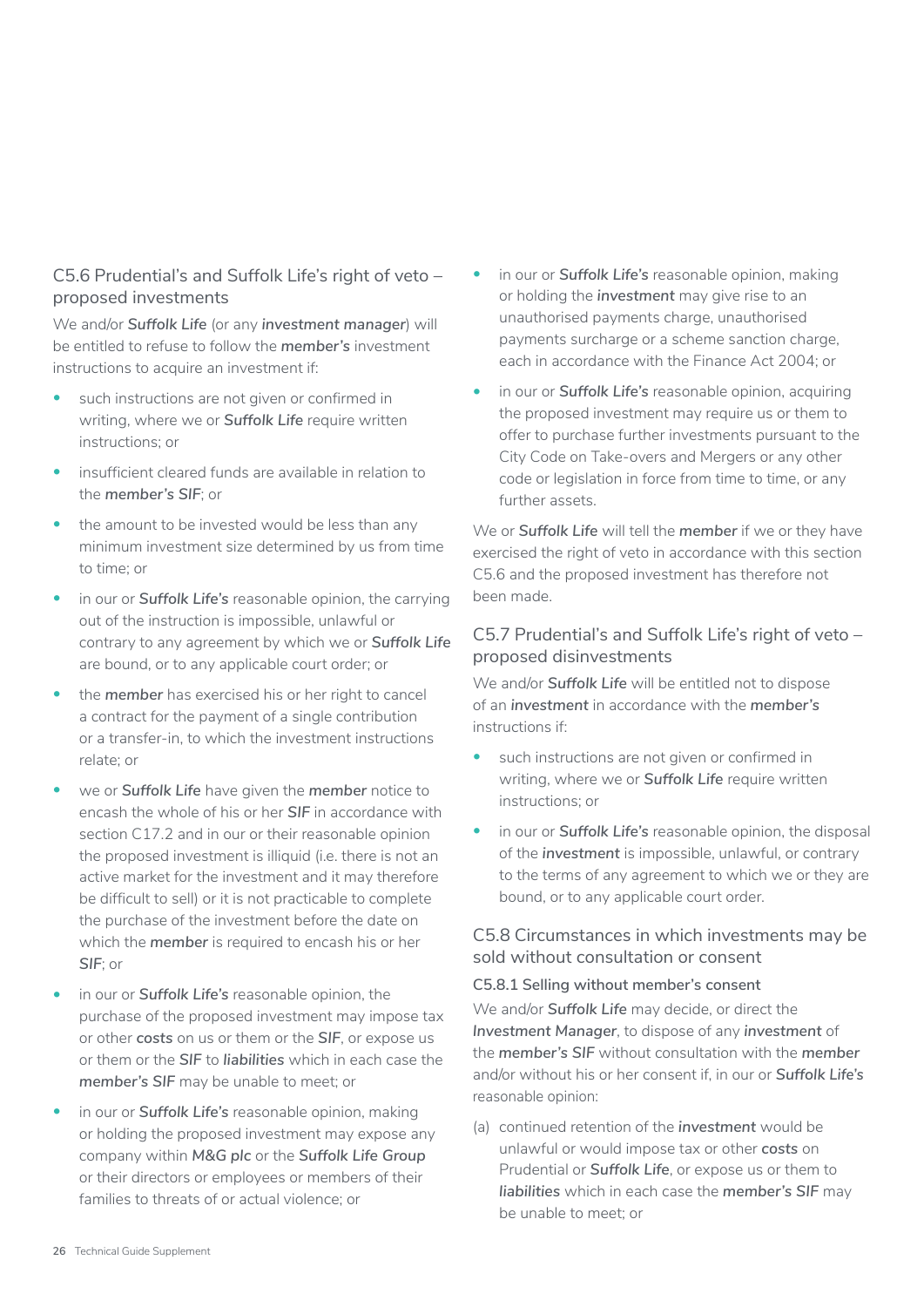### C5.6 Prudential's and Suffolk Life's right of veto – proposed investments

We and/or ***Suffolk Life*** (or any ***investment manager***) will be entitled to refuse to follow the ***member's*** investment instructions to acquire an investment if:

- such instructions are not given or confirmed in writing, where we or ***Suffolk Life*** require written instructions; or
- insufficient cleared funds are available in relation to the ***member's SIF***; or
- the amount to be invested would be less than any minimum investment size determined by us from time to time; or
- in our or ***Suffolk Life's*** reasonable opinion, the carrying out of the instruction is impossible, unlawful or contrary to any agreement by which we or ***Suffolk Life*** are bound, or to any applicable court order; or
- the ***member*** has exercised his or her right to cancel a contract for the payment of a single contribution or a transfer-in, to which the investment instructions relate; or
- we or ***Suffolk Life*** have given the ***member*** notice to encash the whole of his or her ***SIF*** in accordance with section C17.2 and in our or their reasonable opinion the proposed investment is illiquid (i.e. there is not an active market for the investment and it may therefore be difficult to sell) or it is not practicable to complete the purchase of the investment before the date on which the ***member*** is required to encash his or her ***SIF***; or
- in our or ***Suffolk Life's*** reasonable opinion, the purchase of the proposed investment may impose tax or other ***costs*** on us or them or the ***SIF***, or expose us or them or the ***SIF*** to ***liabilities*** which in each case the ***member's SIF*** may be unable to meet; or
- in our or ***Suffolk Life's*** reasonable opinion, making or holding the proposed investment may expose any company within ***M&G plc*** or the ***Suffolk Life Group*** or their directors or employees or members of their families to threats of or actual violence; or
- in our or ***Suffolk Life's*** reasonable opinion, making or holding the ***investment*** may give rise to an unauthorised payments charge, unauthorised payments surcharge or a scheme sanction charge, each in accordance with the Finance Act 2004; or
- in our or ***Suffolk Life's*** reasonable opinion, acquiring the proposed investment may require us or them to offer to purchase further investments pursuant to the City Code on Take-overs and Mergers or any other code or legislation in force from time to time, or any further assets.

We or ***Suffolk Life*** will tell the ***member*** if we or they have exercised the right of veto in accordance with this section C5.6 and the proposed investment has therefore not been made.

### C5.7 Prudential's and Suffolk Life's right of veto – proposed disinvestments

We and/or ***Suffolk Life*** will be entitled not to dispose of an ***investment*** in accordance with the ***member's*** instructions if:

- such instructions are not given or confirmed in writing, where we or ***Suffolk Life*** require written instructions; or
- in our or ***Suffolk Life's*** reasonable opinion, the disposal of the ***investment*** is impossible, unlawful, or contrary to the terms of any agreement to which we or they are bound, or to any applicable court order.

### C5.8 Circumstances in which investments may be sold without consultation or consent

#### C5.8.1 Selling without member's consent

We and/or ***Suffolk Life*** may decide, or direct the ***Investment Manager***, to dispose of any ***investment*** of the ***member's SIF*** without consultation with the ***member*** and/or without his or her consent if, in our or ***Suffolk Life's*** reasonable opinion:

(a) continued retention of the ***investment*** would be unlawful or would impose tax or other ***costs*** on Prudential or ***Suffolk Life***, or expose us or them to ***liabilities*** which in each case the ***member's SIF*** may be unable to meet; or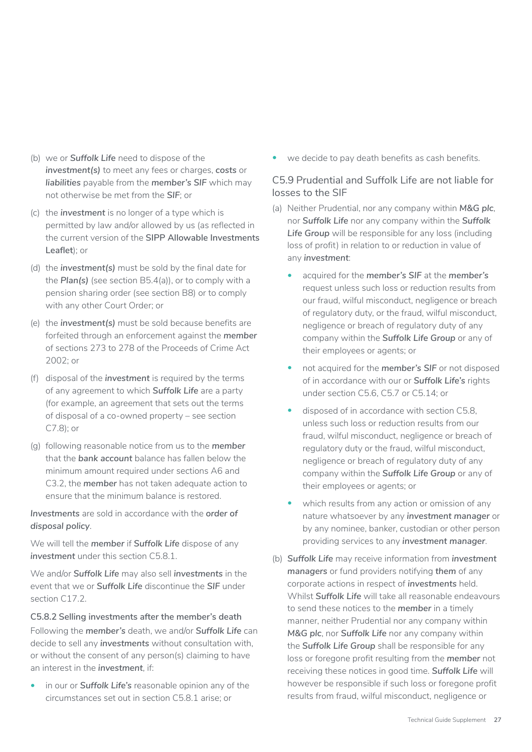(b) we or ***Suffolk Life*** need to dispose of the ***investment(s)*** to meet any fees or charges, **costs** or ***liabilities*** payable from the ***member's SIF*** which may not otherwise be met from the ***SIF***; or

(c) the ***investment*** is no longer of a type which is permitted by law and/or allowed by us (as reflected in the current version of the **SIPP Allowable Investments Leaflet**); or

(d) the ***investment(s)*** must be sold by the final date for the ***Plan(s)*** (see section B5.4(a)), or to comply with a pension sharing order (see section B8) or to comply with any other Court Order; or

(e) the ***investment(s)*** must be sold because benefits are forfeited through an enforcement against the ***member*** of sections 273 to 278 of the Proceeds of Crime Act 2002; or

(f) disposal of the ***investment*** is required by the terms of any agreement to which ***Suffolk Life*** are a party (for example, an agreement that sets out the terms of disposal of a co-owned property – see section C7.8); or

(g) following reasonable notice from us to the ***member*** that the ***bank account*** balance has fallen below the minimum amount required under sections A6 and C3.2, the ***member*** has not taken adequate action to ensure that the minimum balance is restored.

***Investments*** are sold in accordance with the ***order of disposal policy***.

We will tell the ***member*** if ***Suffolk Life*** dispose of any ***investment*** under this section C5.8.1.

We and/or ***Suffolk Life*** may also sell ***investments*** in the event that we or ***Suffolk Life*** discontinue the ***SIF*** under section C17.2.

#### C5.8.2 Selling investments after the member's death

Following the ***member's*** death, we and/or ***Suffolk Life*** can decide to sell any ***investments*** without consultation with, or without the consent of any person(s) claiming to have an interest in the ***investment***, if:

- in our or ***Suffolk Life's*** reasonable opinion any of the circumstances set out in section C5.8.1 arise; or
- we decide to pay death benefits as cash benefits.

### C5.9 Prudential and Suffolk Life are not liable for losses to the SIF

(a) Neither Prudential, nor any company within ***M&G plc***, nor ***Suffolk Life*** nor any company within the ***Suffolk Life Group*** will be responsible for any loss (including loss of profit) in relation to or reduction in value of any ***investment***:

- acquired for the ***member's SIF*** at the ***member's*** request unless such loss or reduction results from our fraud, wilful misconduct, negligence or breach of regulatory duty, or the fraud, wilful misconduct, negligence or breach of regulatory duty of any company within the ***Suffolk Life Group*** or any of their employees or agents; or
- not acquired for the ***member's SIF*** or not disposed of in accordance with our or ***Suffolk Life's*** rights under section C5.6, C5.7 or C5.14; or
- disposed of in accordance with section C5.8, unless such loss or reduction results from our fraud, wilful misconduct, negligence or breach of regulatory duty or the fraud, wilful misconduct, negligence or breach of regulatory duty of any company within the ***Suffolk Life Group*** or any of their employees or agents; or
- which results from any action or omission of any nature whatsoever by any ***investment manager*** or by any nominee, banker, custodian or other person providing services to any ***investment manager***.

(b) ***Suffolk Life*** may receive information from ***investment managers*** or fund providers notifying ***them*** of any corporate actions in respect of ***investments*** held. Whilst ***Suffolk Life*** will take all reasonable endeavours to send these notices to the ***member*** in a timely manner, neither Prudential nor any company within ***M&G plc***, nor ***Suffolk Life*** nor any company within the ***Suffolk Life Group*** shall be responsible for any loss or foregone profit resulting from the ***member*** not receiving these notices in good time. ***Suffolk Life*** will however be responsible if such loss or foregone profit results from fraud, wilful misconduct, negligence or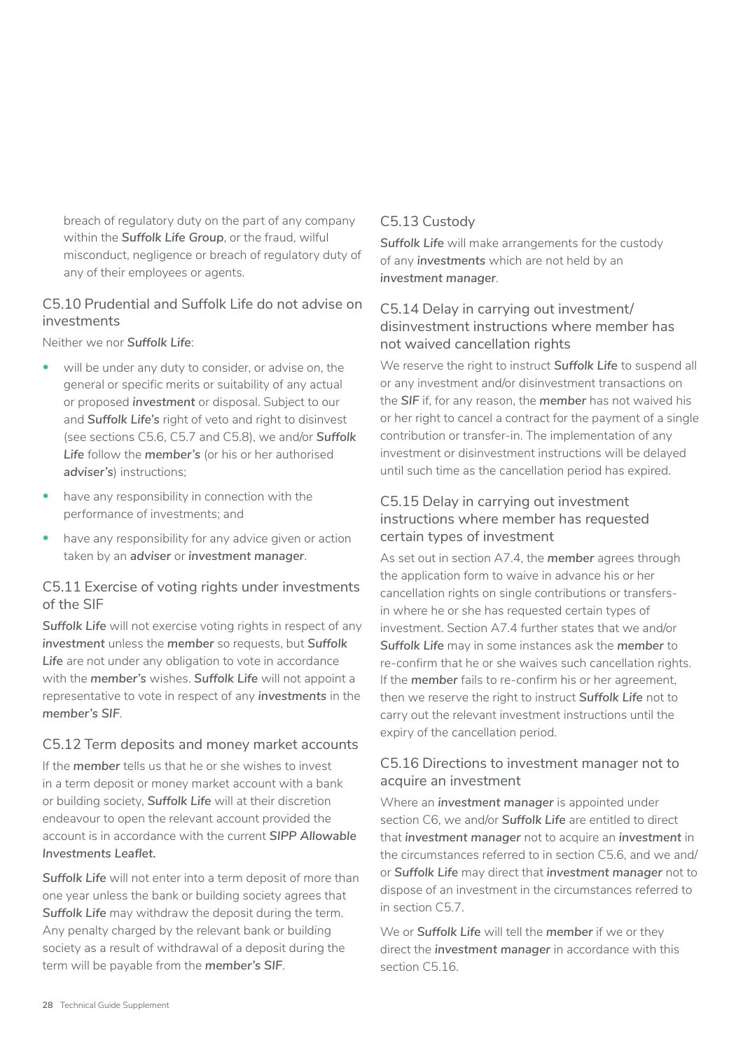breach of regulatory duty on the part of any company within the ***Suffolk Life Group***, or the fraud, wilful misconduct, negligence or breach of regulatory duty of any of their employees or agents.

### C5.10 Prudential and Suffolk Life do not advise on investments

Neither we nor ***Suffolk Life***:

- will be under any duty to consider, or advise on, the general or specific merits or suitability of any actual or proposed ***investment*** or disposal. Subject to our and ***Suffolk Life's*** right of veto and right to disinvest (see sections C5.6, C5.7 and C5.8), we and/or ***Suffolk Life*** follow the ***member's*** (or his or her authorised ***adviser's***) instructions;
- have any responsibility in connection with the performance of investments; and
- have any responsibility for any advice given or action taken by an ***adviser*** or ***investment manager***.

### C5.11 Exercise of voting rights under investments of the SIF

***Suffolk Life*** will not exercise voting rights in respect of any ***investment*** unless the ***member*** so requests, but ***Suffolk Life*** are not under any obligation to vote in accordance with the ***member's*** wishes. ***Suffolk Life*** will not appoint a representative to vote in respect of any ***investments*** in the ***member's SIF***.

### C5.12 Term deposits and money market accounts

If the ***member*** tells us that he or she wishes to invest in a term deposit or money market account with a bank or building society, ***Suffolk Life*** will at their discretion endeavour to open the relevant account provided the account is in accordance with the current ***SIPP Allowable Investments Leaflet.***

***Suffolk Life*** will not enter into a term deposit of more than one year unless the bank or building society agrees that ***Suffolk Life*** may withdraw the deposit during the term. Any penalty charged by the relevant bank or building society as a result of withdrawal of a deposit during the term will be payable from the ***member's SIF***.

### C5.13 Custody

***Suffolk Life*** will make arrangements for the custody of any ***investments*** which are not held by an ***investment manager***.

### C5.14 Delay in carrying out investment/ disinvestment instructions where member has not waived cancellation rights

We reserve the right to instruct ***Suffolk Life*** to suspend all or any investment and/or disinvestment transactions on the ***SIF*** if, for any reason, the ***member*** has not waived his or her right to cancel a contract for the payment of a single contribution or transfer-in. The implementation of any investment or disinvestment instructions will be delayed until such time as the cancellation period has expired.

### C5.15 Delay in carrying out investment instructions where member has requested certain types of investment

As set out in section A7.4, the ***member*** agrees through the application form to waive in advance his or her cancellation rights on single contributions or transfers-in where he or she has requested certain types of investment. Section A7.4 further states that we and/or ***Suffolk Life*** may in some instances ask the ***member*** to re-confirm that he or she waives such cancellation rights. If the ***member*** fails to re-confirm his or her agreement, then we reserve the right to instruct ***Suffolk Life*** not to carry out the relevant investment instructions until the expiry of the cancellation period.

### C5.16 Directions to investment manager not to acquire an investment

Where an ***investment manager*** is appointed under section C6, we and/or ***Suffolk Life*** are entitled to direct that ***investment manager*** not to acquire an ***investment*** in the circumstances referred to in section C5.6, and we and/ or ***Suffolk Life*** may direct that ***investment manager*** not to dispose of an investment in the circumstances referred to in section C5.7.

We or ***Suffolk Life*** will tell the ***member*** if we or they direct the ***investment manager*** in accordance with this section C5.16.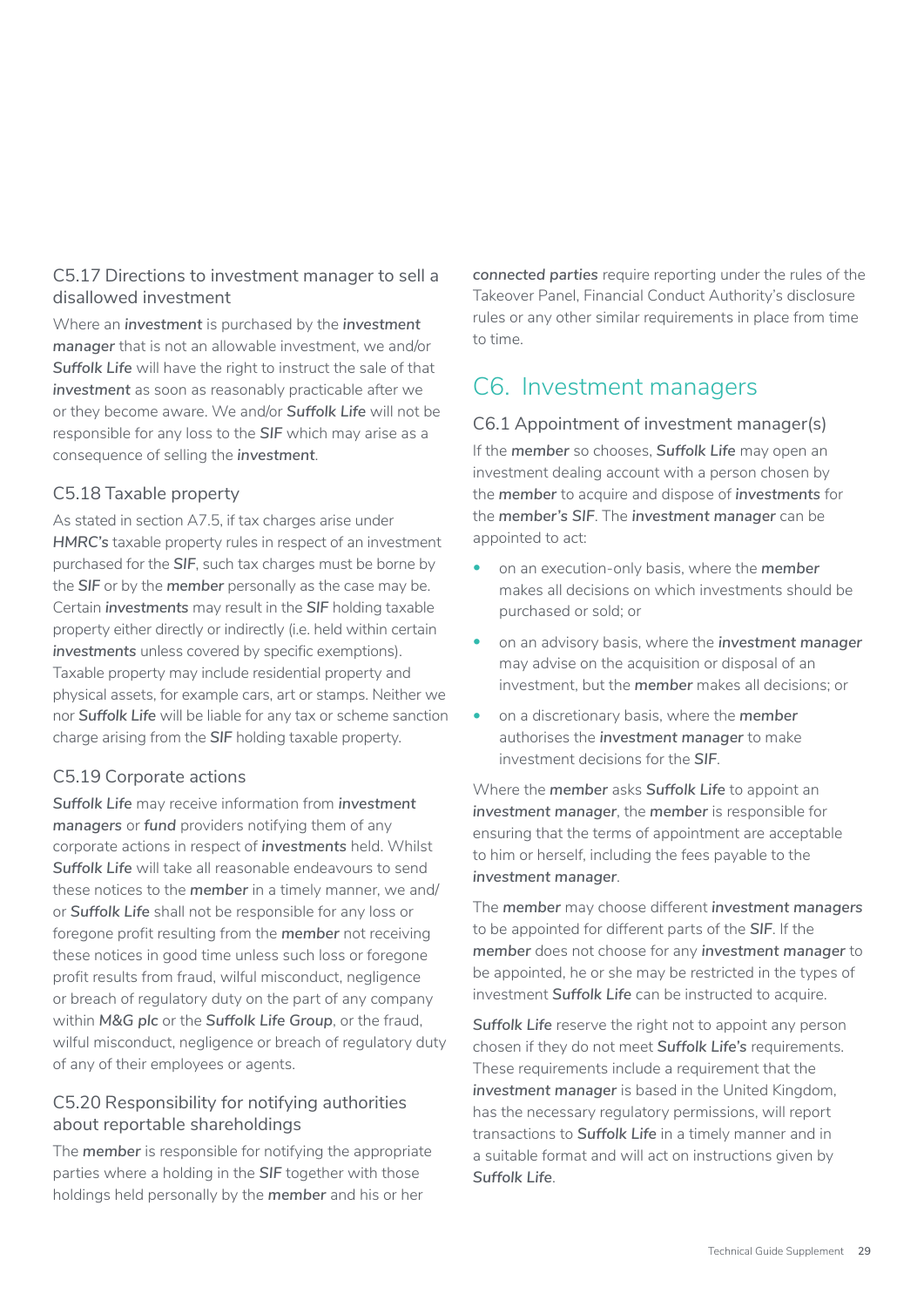### C5.17 Directions to investment manager to sell a disallowed investment

Where an ***investment*** is purchased by the ***investment manager*** that is not an allowable investment, we and/or ***Suffolk Life*** will have the right to instruct the sale of that ***investment*** as soon as reasonably practicable after we or they become aware. We and/or ***Suffolk Life*** will not be responsible for any loss to the ***SIF*** which may arise as a consequence of selling the ***investment***.

### C5.18 Taxable property

As stated in section A7.5, if tax charges arise under ***HMRC's*** taxable property rules in respect of an investment purchased for the ***SIF***, such tax charges must be borne by the ***SIF*** or by the ***member*** personally as the case may be. Certain ***investments*** may result in the ***SIF*** holding taxable property either directly or indirectly (i.e. held within certain ***investments*** unless covered by specific exemptions). Taxable property may include residential property and physical assets, for example cars, art or stamps. Neither we nor ***Suffolk Life*** will be liable for any tax or scheme sanction charge arising from the ***SIF*** holding taxable property.

### C5.19 Corporate actions

***Suffolk Life*** may receive information from ***investment managers*** or ***fund*** providers notifying them of any corporate actions in respect of ***investments*** held. Whilst ***Suffolk Life*** will take all reasonable endeavours to send these notices to the ***member*** in a timely manner, we and/or ***Suffolk Life*** shall not be responsible for any loss or foregone profit resulting from the ***member*** not receiving these notices in good time unless such loss or foregone profit results from fraud, wilful misconduct, negligence or breach of regulatory duty on the part of any company within ***M&G plc*** or the ***Suffolk Life Group***, or the fraud, wilful misconduct, negligence or breach of regulatory duty of any of their employees or agents.

### C5.20 Responsibility for notifying authorities about reportable shareholdings

The ***member*** is responsible for notifying the appropriate parties where a holding in the ***SIF*** together with those holdings held personally by the ***member*** and his or her ***connected parties*** require reporting under the rules of the Takeover Panel, Financial Conduct Authority's disclosure rules or any other similar requirements in place from time to time.

## C6. Investment managers

### C6.1 Appointment of investment manager(s)

If the ***member*** so chooses, ***Suffolk Life*** may open an investment dealing account with a person chosen by the ***member*** to acquire and dispose of ***investments*** for the ***member's SIF***. The ***investment manager*** can be appointed to act:

- on an execution-only basis, where the ***member*** makes all decisions on which investments should be purchased or sold; or
- on an advisory basis, where the ***investment manager*** may advise on the acquisition or disposal of an investment, but the ***member*** makes all decisions; or
- on a discretionary basis, where the ***member*** authorises the ***investment manager*** to make investment decisions for the ***SIF***.

Where the ***member*** asks ***Suffolk Life*** to appoint an ***investment manager***, the ***member*** is responsible for ensuring that the terms of appointment are acceptable to him or herself, including the fees payable to the ***investment manager***.

The ***member*** may choose different ***investment managers*** to be appointed for different parts of the ***SIF***. If the ***member*** does not choose for any ***investment manager*** to be appointed, he or she may be restricted in the types of investment ***Suffolk Life*** can be instructed to acquire.

***Suffolk Life*** reserve the right not to appoint any person chosen if they do not meet ***Suffolk Life's*** requirements. These requirements include a requirement that the ***investment manager*** is based in the United Kingdom, has the necessary regulatory permissions, will report transactions to ***Suffolk Life*** in a timely manner and in a suitable format and will act on instructions given by ***Suffolk Life***.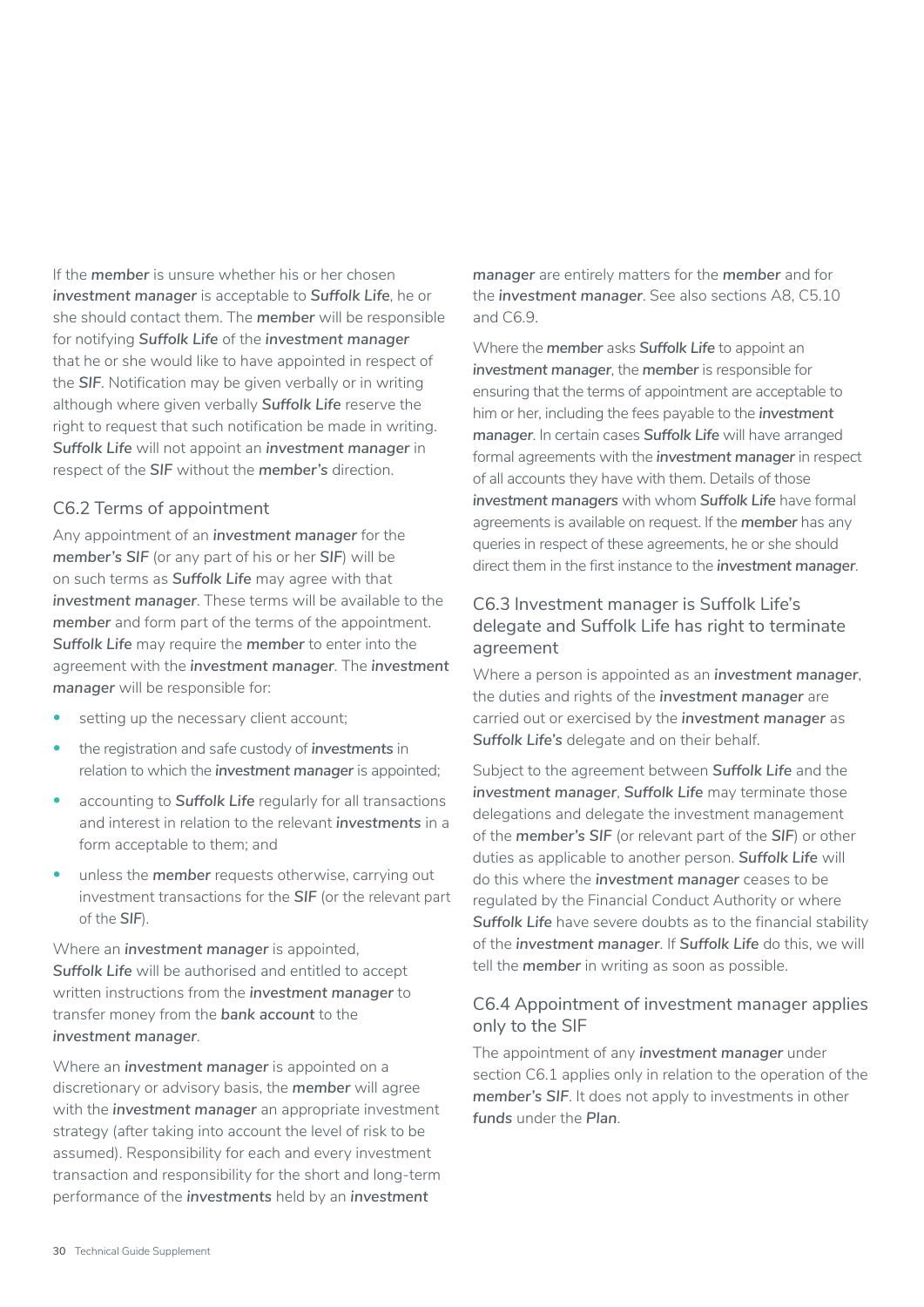If the ***member*** is unsure whether his or her chosen ***investment manager*** is acceptable to ***Suffolk Life***, he or she should contact them. The ***member*** will be responsible for notifying ***Suffolk Life*** of the ***investment manager*** that he or she would like to have appointed in respect of the ***SIF***. Notification may be given verbally or in writing although where given verbally ***Suffolk Life*** reserve the right to request that such notification be made in writing. ***Suffolk Life*** will not appoint an ***investment manager*** in respect of the ***SIF*** without the ***member's*** direction.

### C6.2 Terms of appointment

Any appointment of an ***investment manager*** for the ***member's SIF*** (or any part of his or her ***SIF***) will be on such terms as ***Suffolk Life*** may agree with that ***investment manager***. These terms will be available to the ***member*** and form part of the terms of the appointment. ***Suffolk Life*** may require the ***member*** to enter into the agreement with the ***investment manager***. The ***investment manager*** will be responsible for:

- setting up the necessary client account;
- the registration and safe custody of ***investments*** in relation to which the ***investment manager*** is appointed;
- accounting to ***Suffolk Life*** regularly for all transactions and interest in relation to the relevant ***investments*** in a form acceptable to them; and
- unless the ***member*** requests otherwise, carrying out investment transactions for the **SIF** (or the relevant part of the ***SIF***).

Where an ***investment manager*** is appointed, ***Suffolk Life*** will be authorised and entitled to accept written instructions from the ***investment manager*** to transfer money from the ***bank account*** to the ***investment manager***.

Where an ***investment manager*** is appointed on a discretionary or advisory basis, the ***member*** will agree with the ***investment manager*** an appropriate investment strategy (after taking into account the level of risk to be assumed). Responsibility for each and every investment transaction and responsibility for the short and long-term performance of the ***investments*** held by an ***investment manager*** are entirely matters for the ***member*** and for the ***investment manager***. See also sections A8, C5.10 and C6.9.

Where the ***member*** asks ***Suffolk Life*** to appoint an ***investment manager***, the ***member*** is responsible for ensuring that the terms of appointment are acceptable to him or her, including the fees payable to the ***investment manager***. In certain cases ***Suffolk Life*** will have arranged formal agreements with the ***investment manager*** in respect of all accounts they have with them. Details of those ***investment managers*** with whom ***Suffolk Life*** have formal agreements is available on request. If the ***member*** has any queries in respect of these agreements, he or she should direct them in the first instance to the ***investment manager***.

### C6.3 Investment manager is Suffolk Life's delegate and Suffolk Life has right to terminate agreement

Where a person is appointed as an ***investment manager***, the duties and rights of the ***investment manager*** are carried out or exercised by the ***investment manager*** as ***Suffolk Life's*** delegate and on their behalf.

Subject to the agreement between ***Suffolk Life*** and the ***investment manager***, ***Suffolk Life*** may terminate those delegations and delegate the investment management of the ***member's SIF*** (or relevant part of the ***SIF***) or other duties as applicable to another person. ***Suffolk Life*** will do this where the ***investment manager*** ceases to be regulated by the Financial Conduct Authority or where ***Suffolk Life*** have severe doubts as to the financial stability of the ***investment manager***. If ***Suffolk Life*** do this, we will tell the ***member*** in writing as soon as possible.

### C6.4 Appointment of investment manager applies only to the SIF

The appointment of any ***investment manager*** under section C6.1 applies only in relation to the operation of the ***member's SIF***. It does not apply to investments in other ***funds*** under the ***Plan***.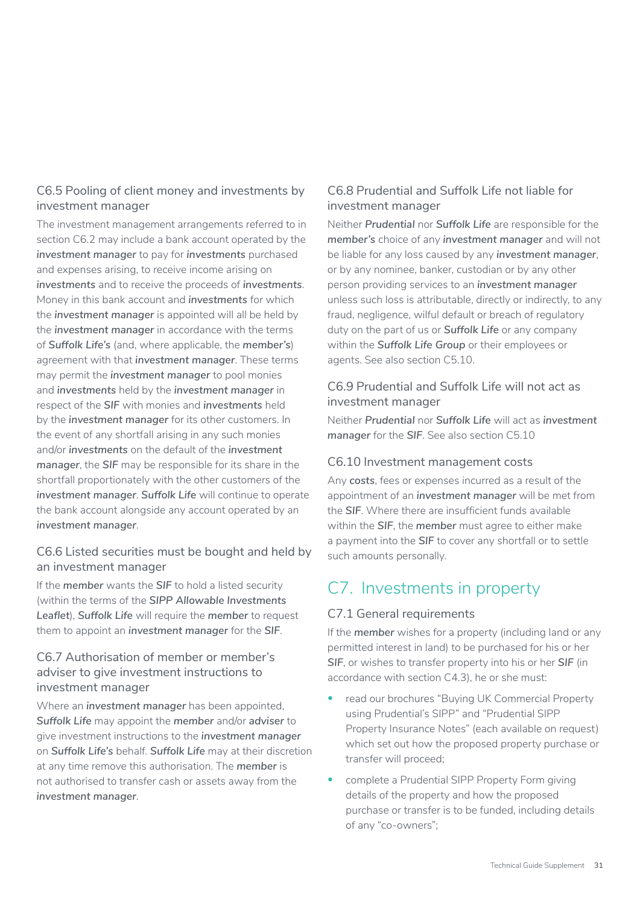### C6.5 Pooling of client money and investments by investment manager

The investment management arrangements referred to in section C6.2 may include a bank account operated by the ***investment manager*** to pay for ***investments*** purchased and expenses arising, to receive income arising on ***investments*** and to receive the proceeds of ***investments***. Money in this bank account and ***investments*** for which the ***investment manager*** is appointed will all be held by the ***investment manager*** in accordance with the terms of ***Suffolk Life's*** (and, where applicable, the ***member's***) agreement with that ***investment manager***. These terms may permit the ***investment manager*** to pool monies and ***investments*** held by the ***investment manager*** in respect of the ***SIF*** with monies and ***investments*** held by the ***investment manager*** for its other customers. In the event of any shortfall arising in any such monies and/or ***investments*** on the default of the ***investment manager***, the ***SIF*** may be responsible for its share in the shortfall proportionately with the other customers of the ***investment manager***. ***Suffolk Life*** will continue to operate the bank account alongside any account operated by an ***investment manager***.

### C6.6 Listed securities must be bought and held by an investment manager

If the ***member*** wants the ***SIF*** to hold a listed security (within the terms of the ***SIPP Allowable Investments Leaflet***), ***Suffolk Life*** will require the ***member*** to request them to appoint an ***investment manager*** for the ***SIF***.

### C6.7 Authorisation of member or member's adviser to give investment instructions to investment manager

Where an ***investment manager*** has been appointed, ***Suffolk Life*** may appoint the ***member*** and/or ***adviser*** to give investment instructions to the ***investment manager*** on ***Suffolk Life's*** behalf. ***Suffolk Life*** may at their discretion at any time remove this authorisation. The ***member*** is not authorised to transfer cash or assets away from the ***investment manager***.

### C6.8 Prudential and Suffolk Life not liable for investment manager

Neither ***Prudential*** nor ***Suffolk Life*** are responsible for the ***member's*** choice of any ***investment manager*** and will not be liable for any loss caused by any ***investment manager***, or by any nominee, banker, custodian or by any other person providing services to an ***investment manager*** unless such loss is attributable, directly or indirectly, to any fraud, negligence, wilful default or breach of regulatory duty on the part of us or ***Suffolk Life*** or any company within the ***Suffolk Life Group*** or their employees or agents. See also section C5.10.

### C6.9 Prudential and Suffolk Life will not act as investment manager

Neither ***Prudential*** nor ***Suffolk Life*** will act as ***investment manager*** for the ***SIF***. See also section C5.10

### C6.10 Investment management costs

Any ***costs***, fees or expenses incurred as a result of the appointment of an ***investment manager*** will be met from the ***SIF***. Where there are insufficient funds available within the ***SIF***, the ***member*** must agree to either make a payment into the ***SIF*** to cover any shortfall or to settle such amounts personally.

## C7. Investments in property

### C7.1 General requirements

If the ***member*** wishes for a property (including land or any permitted interest in land) to be purchased for his or her ***SIF***, or wishes to transfer property into his or her ***SIF*** (in accordance with section C4.3), he or she must:

- read our brochures "Buying UK Commercial Property using Prudential's SIPP" and "Prudential SIPP Property Insurance Notes" (each available on request) which set out how the proposed property purchase or transfer will proceed;
- complete a Prudential SIPP Property Form giving details of the property and how the proposed purchase or transfer is to be funded, including details of any "co-owners";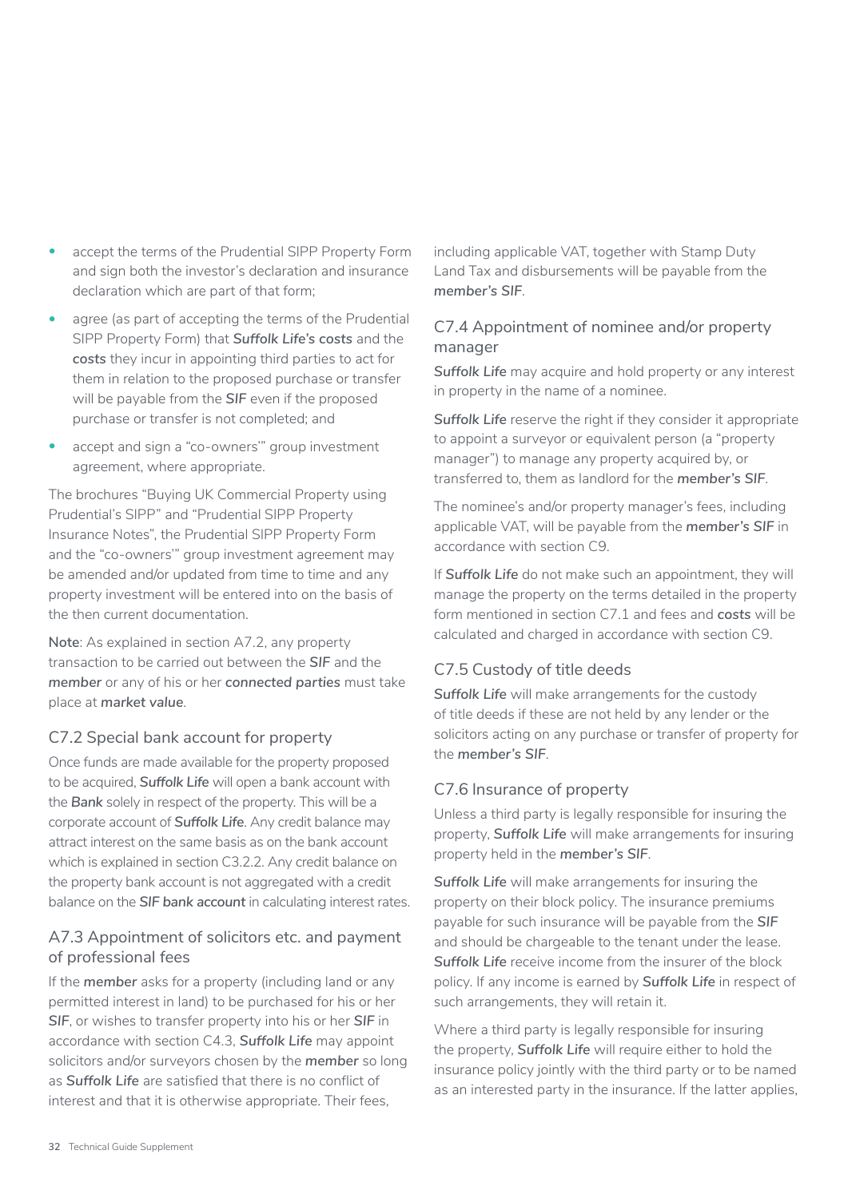- accept the terms of the Prudential SIPP Property Form and sign both the investor's declaration and insurance declaration which are part of that form;
- agree (as part of accepting the terms of the Prudential SIPP Property Form) that ***Suffolk Life's costs*** and the ***costs*** they incur in appointing third parties to act for them in relation to the proposed purchase or transfer will be payable from the ***SIF*** even if the proposed purchase or transfer is not completed; and
- accept and sign a "co-owners'" group investment agreement, where appropriate.

The brochures "Buying UK Commercial Property using Prudential's SIPP" and "Prudential SIPP Property Insurance Notes", the Prudential SIPP Property Form and the "co-owners'" group investment agreement may be amended and/or updated from time to time and any property investment will be entered into on the basis of the then current documentation.

**Note**: As explained in section A7.2, any property transaction to be carried out between the ***SIF*** and the ***member*** or any of his or her ***connected parties*** must take place at ***market value***.

### C7.2 Special bank account for property

Once funds are made available for the property proposed to be acquired, ***Suffolk Life*** will open a bank account with the ***Bank*** solely in respect of the property. This will be a corporate account of ***Suffolk Life***. Any credit balance may attract interest on the same basis as on the bank account which is explained in section C3.2.2. Any credit balance on the property bank account is not aggregated with a credit balance on the ***SIF bank account*** in calculating interest rates.

### A7.3 Appointment of solicitors etc. and payment of professional fees

If the ***member*** asks for a property (including land or any permitted interest in land) to be purchased for his or her ***SIF***, or wishes to transfer property into his or her ***SIF*** in accordance with section C4.3, ***Suffolk Life*** may appoint solicitors and/or surveyors chosen by the ***member*** so long as ***Suffolk Life*** are satisfied that there is no conflict of interest and that it is otherwise appropriate. Their fees, including applicable VAT, together with Stamp Duty Land Tax and disbursements will be payable from the ***member's SIF***.

### C7.4 Appointment of nominee and/or property manager

***Suffolk Life*** may acquire and hold property or any interest in property in the name of a nominee.

***Suffolk Life*** reserve the right if they consider it appropriate to appoint a surveyor or equivalent person (a "property manager") to manage any property acquired by, or transferred to, them as landlord for the ***member's SIF***.

The nominee's and/or property manager's fees, including applicable VAT, will be payable from the ***member's SIF*** in accordance with section C9.

If ***Suffolk Life*** do not make such an appointment, they will manage the property on the terms detailed in the property form mentioned in section C7.1 and fees and ***costs*** will be calculated and charged in accordance with section C9.

### C7.5 Custody of title deeds

***Suffolk Life*** will make arrangements for the custody of title deeds if these are not held by any lender or the solicitors acting on any purchase or transfer of property for the ***member's SIF***.

### C7.6 Insurance of property

Unless a third party is legally responsible for insuring the property, ***Suffolk Life*** will make arrangements for insuring property held in the ***member's SIF***.

***Suffolk Life*** will make arrangements for insuring the property on their block policy. The insurance premiums payable for such insurance will be payable from the ***SIF*** and should be chargeable to the tenant under the lease. ***Suffolk Life*** receive income from the insurer of the block policy. If any income is earned by ***Suffolk Life*** in respect of such arrangements, they will retain it.

Where a third party is legally responsible for insuring the property, ***Suffolk Life*** will require either to hold the insurance policy jointly with the third party or to be named as an interested party in the insurance. If the latter applies,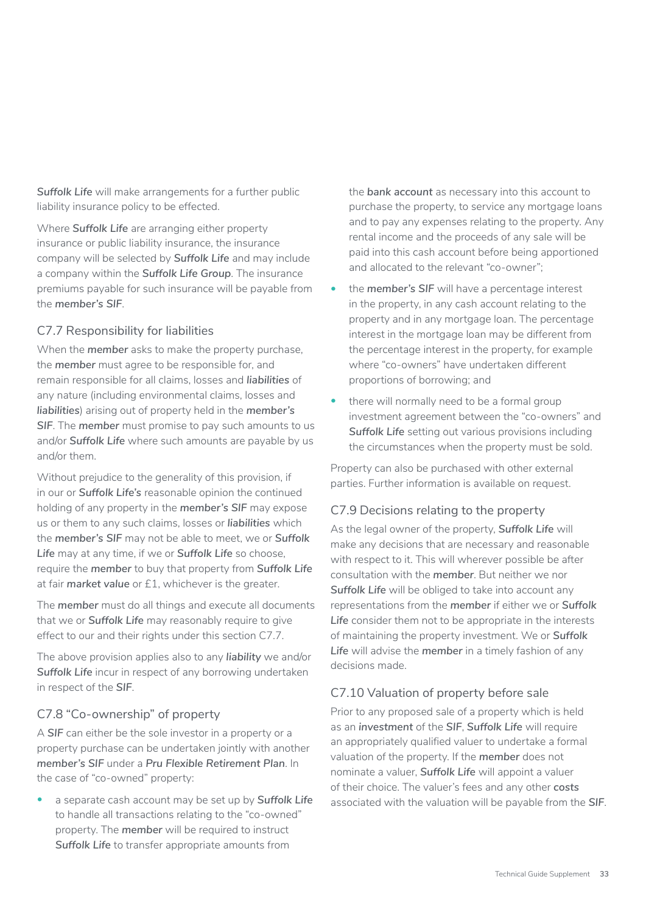***Suffolk Life*** will make arrangements for a further public liability insurance policy to be effected.

Where ***Suffolk Life*** are arranging either property insurance or public liability insurance, the insurance company will be selected by ***Suffolk Life*** and may include a company within the ***Suffolk Life Group***. The insurance premiums payable for such insurance will be payable from the ***member's SIF***.

### C7.7 Responsibility for liabilities

When the ***member*** asks to make the property purchase, the ***member*** must agree to be responsible for, and remain responsible for all claims, losses and ***liabilities*** of any nature (including environmental claims, losses and ***liabilities***) arising out of property held in the ***member's SIF***. The ***member*** must promise to pay such amounts to us and/or ***Suffolk Life*** where such amounts are payable by us and/or them.

Without prejudice to the generality of this provision, if in our or ***Suffolk Life's*** reasonable opinion the continued holding of any property in the ***member's SIF*** may expose us or them to any such claims, losses or ***liabilities*** which the ***member's SIF*** may not be able to meet, we or ***Suffolk Life*** may at any time, if we or ***Suffolk Life*** so choose, require the ***member*** to buy that property from ***Suffolk Life*** at fair ***market value*** or £1, whichever is the greater.

The ***member*** must do all things and execute all documents that we or ***Suffolk Life*** may reasonably require to give effect to our and their rights under this section C7.7.

The above provision applies also to any ***liability*** we and/or ***Suffolk Life*** incur in respect of any borrowing undertaken in respect of the ***SIF***.

### C7.8 "Co-ownership" of property

A ***SIF*** can either be the sole investor in a property or a property purchase can be undertaken jointly with another ***member's SIF*** under a ***Pru Flexible Retirement Plan***. In the case of "co-owned" property:

- a separate cash account may be set up by ***Suffolk Life*** to handle all transactions relating to the "co-owned" property. The ***member*** will be required to instruct ***Suffolk Life*** to transfer appropriate amounts from the ***bank account*** as necessary into this account to purchase the property, to service any mortgage loans and to pay any expenses relating to the property. Any rental income and the proceeds of any sale will be paid into this cash account before being apportioned and allocated to the relevant "co-owner";
- the ***member's SIF*** will have a percentage interest in the property, in any cash account relating to the property and in any mortgage loan. The percentage interest in the mortgage loan may be different from the percentage interest in the property, for example where "co-owners" have undertaken different proportions of borrowing; and
- there will normally need to be a formal group investment agreement between the "co-owners" and ***Suffolk Life*** setting out various provisions including the circumstances when the property must be sold.

Property can also be purchased with other external parties. Further information is available on request.

### C7.9 Decisions relating to the property

As the legal owner of the property, ***Suffolk Life*** will make any decisions that are necessary and reasonable with respect to it. This will wherever possible be after consultation with the ***member***. But neither we nor ***Suffolk Life*** will be obliged to take into account any representations from the ***member*** if either we or ***Suffolk Life*** consider them not to be appropriate in the interests of maintaining the property investment. We or ***Suffolk Life*** will advise the ***member*** in a timely fashion of any decisions made.

### C7.10 Valuation of property before sale

Prior to any proposed sale of a property which is held as an ***investment*** of the ***SIF***, ***Suffolk Life*** will require an appropriately qualified valuer to undertake a formal valuation of the property. If the ***member*** does not nominate a valuer, ***Suffolk Life*** will appoint a valuer of their choice. The valuer's fees and any other **costs** associated with the valuation will be payable from the ***SIF***.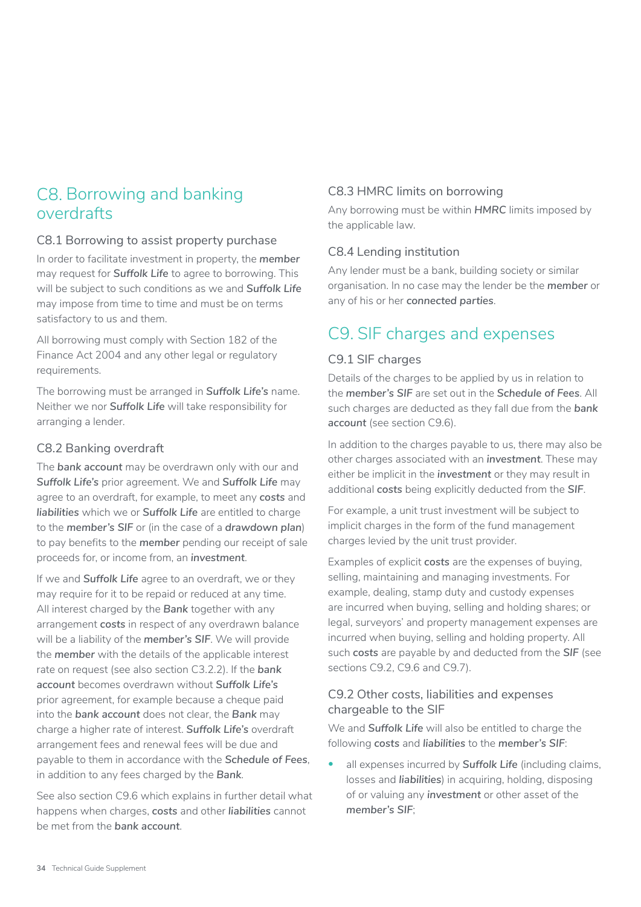## C8. Borrowing and banking overdrafts

### C8.1 Borrowing to assist property purchase

In order to facilitate investment in property, the ***member*** may request for ***Suffolk Life*** to agree to borrowing. This will be subject to such conditions as we and ***Suffolk Life*** may impose from time to time and must be on terms satisfactory to us and them.

All borrowing must comply with Section 182 of the Finance Act 2004 and any other legal or regulatory requirements.

The borrowing must be arranged in ***Suffolk Life's*** name. Neither we nor ***Suffolk Life*** will take responsibility for arranging a lender.

### C8.2 Banking overdraft

The ***bank account*** may be overdrawn only with our and ***Suffolk Life's*** prior agreement. We and ***Suffolk Life*** may agree to an overdraft, for example, to meet any ***costs*** and ***liabilities*** which we or ***Suffolk Life*** are entitled to charge to the ***member's SIF*** or (in the case of a ***drawdown plan***) to pay benefits to the ***member*** pending our receipt of sale proceeds for, or income from, an ***investment***.

If we and ***Suffolk Life*** agree to an overdraft, we or they may require for it to be repaid or reduced at any time. All interest charged by the ***Bank*** together with any arrangement ***costs*** in respect of any overdrawn balance will be a liability of the ***member's SIF***. We will provide the ***member*** with the details of the applicable interest rate on request (see also section C3.2.2). If the ***bank account*** becomes overdrawn without ***Suffolk Life's*** prior agreement, for example because a cheque paid into the ***bank account*** does not clear, the ***Bank*** may charge a higher rate of interest. ***Suffolk Life's*** overdraft arrangement fees and renewal fees will be due and payable to them in accordance with the ***Schedule of Fees***, in addition to any fees charged by the ***Bank***.

See also section C9.6 which explains in further detail what happens when charges, ***costs*** and other ***liabilities*** cannot be met from the ***bank account***.

### C8.3 HMRC limits on borrowing

Any borrowing must be within ***HMRC*** limits imposed by the applicable law.

### C8.4 Lending institution

Any lender must be a bank, building society or similar organisation. In no case may the lender be the ***member*** or any of his or her ***connected parties***.

## C9. SIF charges and expenses

### C9.1 SIF charges

Details of the charges to be applied by us in relation to the ***member's SIF*** are set out in the ***Schedule of Fees***. All such charges are deducted as they fall due from the ***bank account*** (see section C9.6).

In addition to the charges payable to us, there may also be other charges associated with an ***investment***. These may either be implicit in the ***investment*** or they may result in additional ***costs*** being explicitly deducted from the ***SIF***.

For example, a unit trust investment will be subject to implicit charges in the form of the fund management charges levied by the unit trust provider.

Examples of explicit ***costs*** are the expenses of buying, selling, maintaining and managing investments. For example, dealing, stamp duty and custody expenses are incurred when buying, selling and holding shares; or legal, surveyors' and property management expenses are incurred when buying, selling and holding property. All such ***costs*** are payable by and deducted from the ***SIF*** (see sections C9.2, C9.6 and C9.7).

### C9.2 Other costs, liabilities and expenses chargeable to the SIF

We and ***Suffolk Life*** will also be entitled to charge the following ***costs*** and ***liabilities*** to the ***member's SIF***:

- all expenses incurred by ***Suffolk Life*** (including claims, losses and ***liabilities***) in acquiring, holding, disposing of or valuing any ***investment*** or other asset of the ***member's SIF***;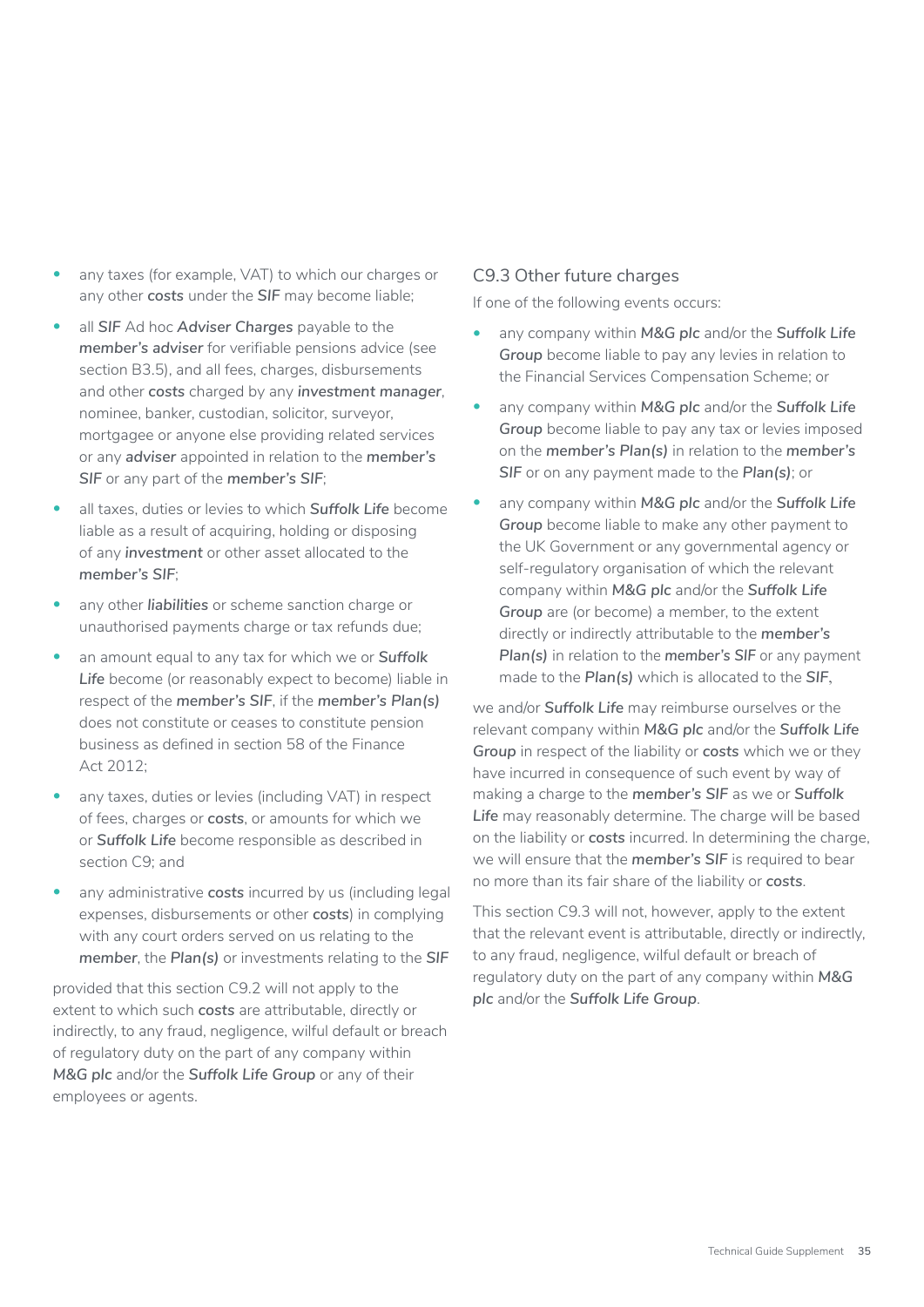- any taxes (for example, VAT) to which our charges or any other ***costs*** under the ***SIF*** may become liable;
- all ***SIF*** Ad hoc ***Adviser Charges*** payable to the ***member's adviser*** for verifiable pensions advice (see section B3.5), and all fees, charges, disbursements and other ***costs*** charged by any ***investment manager***, nominee, banker, custodian, solicitor, surveyor, mortgagee or anyone else providing related services or any ***adviser*** appointed in relation to the ***member's SIF*** or any part of the ***member's SIF***;
- all taxes, duties or levies to which ***Suffolk Life*** become liable as a result of acquiring, holding or disposing of any ***investment*** or other asset allocated to the ***member's SIF***;
- any other ***liabilities*** or scheme sanction charge or unauthorised payments charge or tax refunds due;
- an amount equal to any tax for which we or ***Suffolk Life*** become (or reasonably expect to become) liable in respect of the ***member's SIF***, if the ***member's Plan(s)*** does not constitute or ceases to constitute pension business as defined in section 58 of the Finance Act 2012;
- any taxes, duties or levies (including VAT) in respect of fees, charges or ***costs***, or amounts for which we or ***Suffolk Life*** become responsible as described in section C9; and
- any administrative ***costs*** incurred by us (including legal expenses, disbursements or other ***costs***) in complying with any court orders served on us relating to the ***member***, the ***Plan(s)*** or investments relating to the ***SIF***

provided that this section C9.2 will not apply to the extent to which such ***costs*** are attributable, directly or indirectly, to any fraud, negligence, wilful default or breach of regulatory duty on the part of any company within ***M&G plc*** and/or the ***Suffolk Life Group*** or any of their employees or agents.

### C9.3 Other future charges

If one of the following events occurs:

- any company within ***M&G plc*** and/or the ***Suffolk Life Group*** become liable to pay any levies in relation to the Financial Services Compensation Scheme; or
- any company within ***M&G plc*** and/or the ***Suffolk Life Group*** become liable to pay any tax or levies imposed on the ***member's Plan(s)*** in relation to the ***member's SIF*** or on any payment made to the ***Plan(s)***; or
- any company within ***M&G plc*** and/or the ***Suffolk Life Group*** become liable to make any other payment to the UK Government or any governmental agency or self-regulatory organisation of which the relevant company within ***M&G plc*** and/or the ***Suffolk Life Group*** are (or become) a member, to the extent directly or indirectly attributable to the ***member's Plan(s)*** in relation to the ***member's SIF*** or any payment made to the ***Plan(s)*** which is allocated to the ***SIF***,

we and/or ***Suffolk Life*** may reimburse ourselves or the relevant company within ***M&G plc*** and/or the ***Suffolk Life Group*** in respect of the liability or ***costs*** which we or they have incurred in consequence of such event by way of making a charge to the ***member's SIF*** as we or ***Suffolk Life*** may reasonably determine. The charge will be based on the liability or ***costs*** incurred. In determining the charge, we will ensure that the ***member's SIF*** is required to bear no more than its fair share of the liability or ***costs***.

This section C9.3 will not, however, apply to the extent that the relevant event is attributable, directly or indirectly, to any fraud, negligence, wilful default or breach of regulatory duty on the part of any company within ***M&G plc*** and/or the ***Suffolk Life Group***.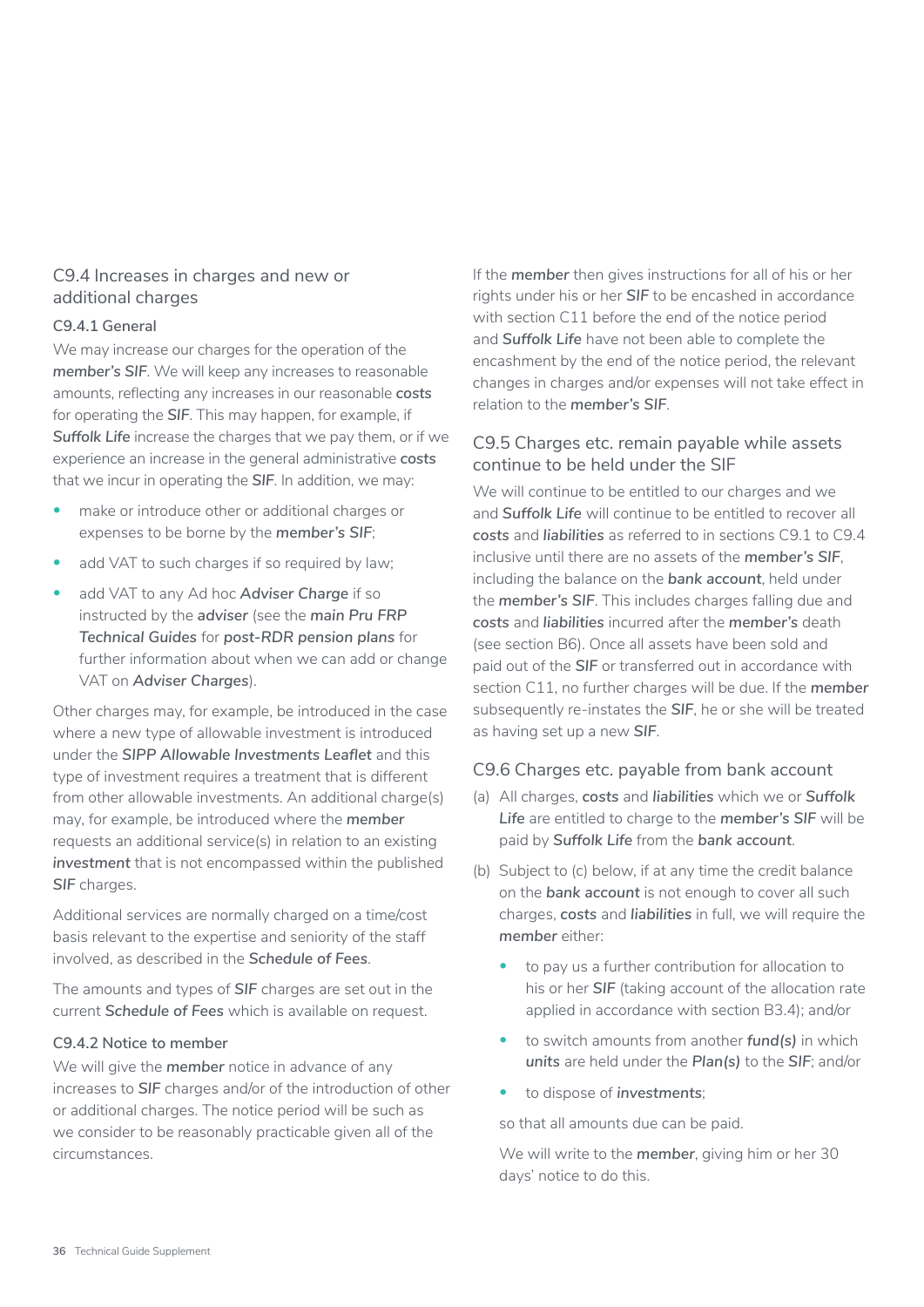## C9.4 Increases in charges and new or additional charges

### C9.4.1 General

We may increase our charges for the operation of the ***member's SIF***. We will keep any increases to reasonable amounts, reflecting any increases in our reasonable ***costs*** for operating the ***SIF***. This may happen, for example, if ***Suffolk Life*** increase the charges that we pay them, or if we experience an increase in the general administrative ***costs*** that we incur in operating the ***SIF***. In addition, we may:

- make or introduce other or additional charges or expenses to be borne by the ***member's SIF***;
- add VAT to such charges if so required by law;
- add VAT to any Ad hoc ***Adviser Charge*** if so instructed by the ***adviser*** (see the ***main Pru FRP Technical Guides*** for ***post-RDR pension plans*** for further information about when we can add or change VAT on ***Adviser Charges***).

Other charges may, for example, be introduced in the case where a new type of allowable investment is introduced under the ***SIPP Allowable Investments Leaflet*** and this type of investment requires a treatment that is different from other allowable investments. An additional charge(s) may, for example, be introduced where the ***member*** requests an additional service(s) in relation to an existing ***investment*** that is not encompassed within the published ***SIF*** charges.

Additional services are normally charged on a time/cost basis relevant to the expertise and seniority of the staff involved, as described in the ***Schedule of Fees***.

The amounts and types of ***SIF*** charges are set out in the current ***Schedule of Fees*** which is available on request.

### C9.4.2 Notice to member

We will give the ***member*** notice in advance of any increases to ***SIF*** charges and/or of the introduction of other or additional charges. The notice period will be such as we consider to be reasonably practicable given all of the circumstances.

If the ***member*** then gives instructions for all of his or her rights under his or her ***SIF*** to be encashed in accordance with section C11 before the end of the notice period and ***Suffolk Life*** have not been able to complete the encashment by the end of the notice period, the relevant changes in charges and/or expenses will not take effect in relation to the ***member's SIF***.

## C9.5 Charges etc. remain payable while assets continue to be held under the SIF

We will continue to be entitled to our charges and we and ***Suffolk Life*** will continue to be entitled to recover all ***costs*** and ***liabilities*** as referred to in sections C9.1 to C9.4 inclusive until there are no assets of the ***member's SIF***, including the balance on the ***bank account***, held under the ***member's SIF***. This includes charges falling due and ***costs*** and ***liabilities*** incurred after the ***member's*** death (see section B6). Once all assets have been sold and paid out of the ***SIF*** or transferred out in accordance with section C11, no further charges will be due. If the ***member*** subsequently re-instates the ***SIF***, he or she will be treated as having set up a new ***SIF***.

## C9.6 Charges etc. payable from bank account

(a) All charges, ***costs*** and ***liabilities*** which we or ***Suffolk Life*** are entitled to charge to the ***member's SIF*** will be paid by ***Suffolk Life*** from the ***bank account***.

(b) Subject to (c) below, if at any time the credit balance on the ***bank account*** is not enough to cover all such charges, ***costs*** and ***liabilities*** in full, we will require the ***member*** either:

- to pay us a further contribution for allocation to his or her ***SIF*** (taking account of the allocation rate applied in accordance with section B3.4); and/or
- to switch amounts from another ***fund(s)*** in which ***units*** are held under the ***Plan(s)*** to the ***SIF***; and/or
- to dispose of ***investments***;

so that all amounts due can be paid.

We will write to the ***member***, giving him or her 30 days' notice to do this.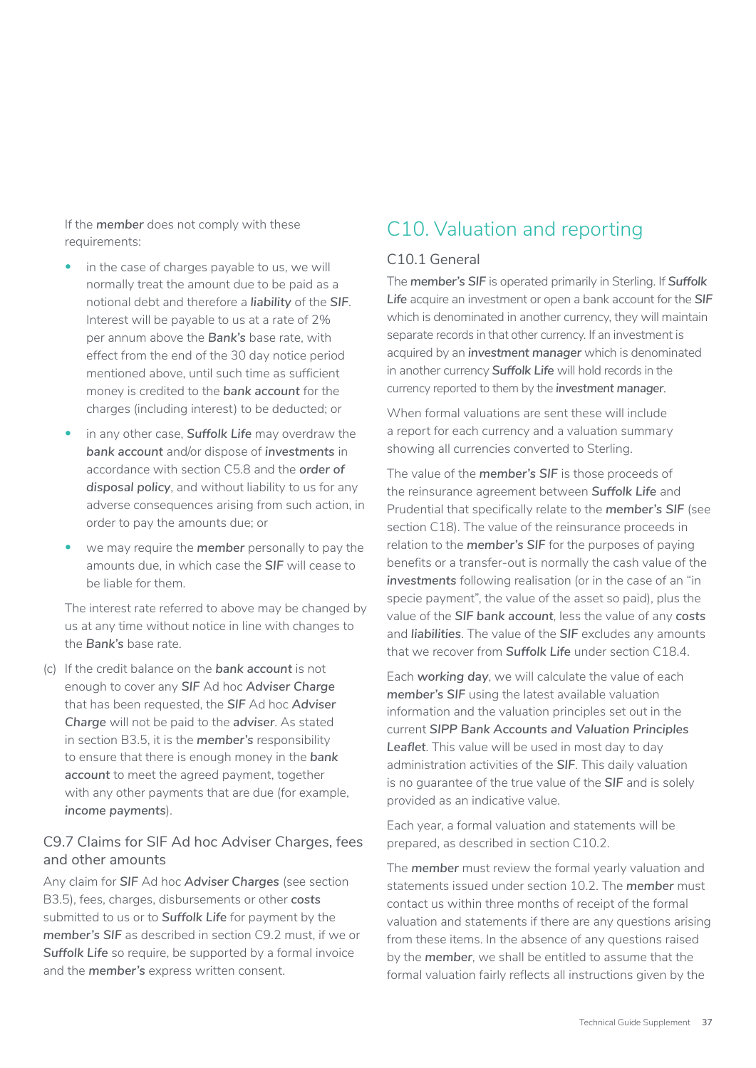If the ***member*** does not comply with these requirements:

- in the case of charges payable to us, we will normally treat the amount due to be paid as a notional debt and therefore a ***liability*** of the ***SIF***. Interest will be payable to us at a rate of 2% per annum above the ***Bank's*** base rate, with effect from the end of the 30 day notice period mentioned above, until such time as sufficient money is credited to the ***bank account*** for the charges (including interest) to be deducted; or
- in any other case, ***Suffolk Life*** may overdraw the ***bank account*** and/or dispose of ***investments*** in accordance with section C5.8 and the ***order of disposal policy***, and without liability to us for any adverse consequences arising from such action, in order to pay the amounts due; or
- we may require the ***member*** personally to pay the amounts due, in which case the ***SIF*** will cease to be liable for them.

The interest rate referred to above may be changed by us at any time without notice in line with changes to the ***Bank's*** base rate.

(c) If the credit balance on the ***bank account*** is not enough to cover any ***SIF*** Ad hoc ***Adviser Charge*** that has been requested, the ***SIF*** Ad hoc ***Adviser Charge*** will not be paid to the ***adviser***. As stated in section B3.5, it is the ***member's*** responsibility to ensure that there is enough money in the ***bank account*** to meet the agreed payment, together with any other payments that are due (for example, ***income payments***).

### C9.7 Claims for SIF Ad hoc Adviser Charges, fees and other amounts

Any claim for ***SIF*** Ad hoc ***Adviser Charges*** (see section B3.5), fees, charges, disbursements or other ***costs*** submitted to us or to ***Suffolk Life*** for payment by the ***member's SIF*** as described in section C9.2 must, if we or ***Suffolk Life*** so require, be supported by a formal invoice and the ***member's*** express written consent.

## C10. Valuation and reporting

### C10.1 General

The ***member's SIF*** is operated primarily in Sterling. If ***Suffolk Life*** acquire an investment or open a bank account for the ***SIF*** which is denominated in another currency, they will maintain separate records in that other currency. If an investment is acquired by an ***investment manager*** which is denominated in another currency ***Suffolk Life*** will hold records in the currency reported to them by the ***investment manager***.

When formal valuations are sent these will include a report for each currency and a valuation summary showing all currencies converted to Sterling.

The value of the ***member's SIF*** is those proceeds of the reinsurance agreement between ***Suffolk Life*** and Prudential that specifically relate to the ***member's SIF*** (see section C18). The value of the reinsurance proceeds in relation to the ***member's SIF*** for the purposes of paying benefits or a transfer-out is normally the cash value of the ***investments*** following realisation (or in the case of an "in specie payment", the value of the asset so paid), plus the value of the ***SIF bank account***, less the value of any ***costs*** and ***liabilities***. The value of the ***SIF*** excludes any amounts that we recover from ***Suffolk Life*** under section C18.4.

Each ***working day***, we will calculate the value of each ***member's SIF*** using the latest available valuation information and the valuation principles set out in the current ***SIPP Bank Accounts and Valuation Principles Leaflet***. This value will be used in most day to day administration activities of the ***SIF***. This daily valuation is no guarantee of the true value of the ***SIF*** and is solely provided as an indicative value.

Each year, a formal valuation and statements will be prepared, as described in section C10.2.

The ***member*** must review the formal yearly valuation and statements issued under section 10.2. The ***member*** must contact us within three months of receipt of the formal valuation and statements if there are any questions arising from these items. In the absence of any questions raised by the ***member***, we shall be entitled to assume that the formal valuation fairly reflects all instructions given by the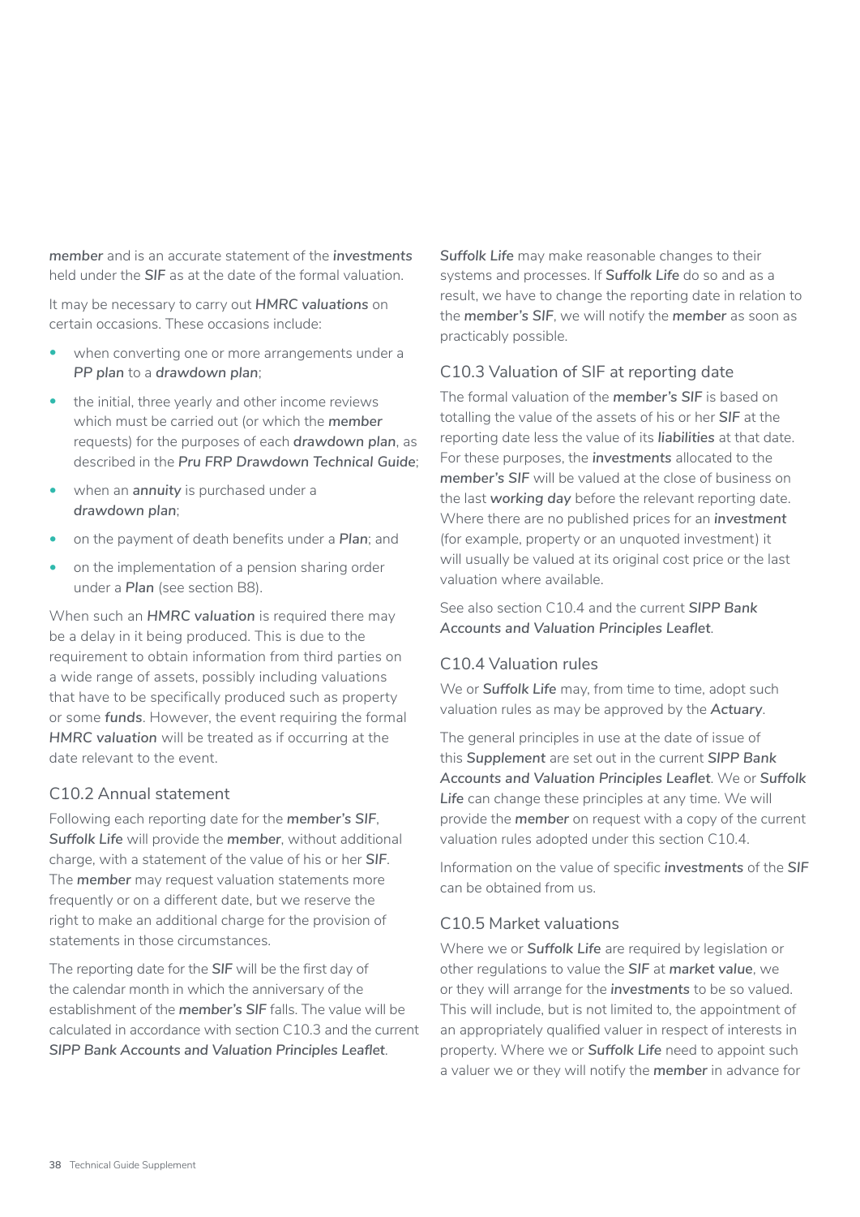***member*** and is an accurate statement of the ***investments*** held under the ***SIF*** as at the date of the formal valuation.

It may be necessary to carry out ***HMRC valuations*** on certain occasions. These occasions include:

- when converting one or more arrangements under a ***PP plan*** to a ***drawdown plan***;
- the initial, three yearly and other income reviews which must be carried out (or which the ***member*** requests) for the purposes of each ***drawdown plan***, as described in the ***Pru FRP Drawdown Technical Guide***;
- when an ***annuity*** is purchased under a ***drawdown plan***;
- on the payment of death benefits under a ***Plan***; and
- on the implementation of a pension sharing order under a ***Plan*** (see section B8).

When such an ***HMRC valuation*** is required there may be a delay in it being produced. This is due to the requirement to obtain information from third parties on a wide range of assets, possibly including valuations that have to be specifically produced such as property or some ***funds***. However, the event requiring the formal ***HMRC valuation*** will be treated as if occurring at the date relevant to the event.

### C10.2 Annual statement

Following each reporting date for the ***member's SIF***, ***Suffolk Life*** will provide the ***member***, without additional charge, with a statement of the value of his or her ***SIF***. The ***member*** may request valuation statements more frequently or on a different date, but we reserve the right to make an additional charge for the provision of statements in those circumstances.

The reporting date for the ***SIF*** will be the first day of the calendar month in which the anniversary of the establishment of the ***member's SIF*** falls. The value will be calculated in accordance with section C10.3 and the current ***SIPP Bank Accounts and Valuation Principles Leaflet***.

***Suffolk Life*** may make reasonable changes to their systems and processes. If ***Suffolk Life*** do so and as a result, we have to change the reporting date in relation to the ***member's SIF***, we will notify the ***member*** as soon as practicably possible.

### C10.3 Valuation of SIF at reporting date

The formal valuation of the ***member's SIF*** is based on totalling the value of the assets of his or her ***SIF*** at the reporting date less the value of its ***liabilities*** at that date. For these purposes, the ***investments*** allocated to the ***member's SIF*** will be valued at the close of business on the last ***working day*** before the relevant reporting date. Where there are no published prices for an ***investment*** (for example, property or an unquoted investment) it will usually be valued at its original cost price or the last valuation where available.

See also section C10.4 and the current ***SIPP Bank Accounts and Valuation Principles Leaflet***.

### C10.4 Valuation rules

We or ***Suffolk Life*** may, from time to time, adopt such valuation rules as may be approved by the ***Actuary***.

The general principles in use at the date of issue of this ***Supplement*** are set out in the current ***SIPP Bank Accounts and Valuation Principles Leaflet***. We or ***Suffolk Life*** can change these principles at any time. We will provide the ***member*** on request with a copy of the current valuation rules adopted under this section C10.4.

Information on the value of specific ***investments*** of the ***SIF*** can be obtained from us.

### C10.5 Market valuations

Where we or ***Suffolk Life*** are required by legislation or other regulations to value the ***SIF*** at ***market value***, we or they will arrange for the ***investments*** to be so valued. This will include, but is not limited to, the appointment of an appropriately qualified valuer in respect of interests in property. Where we or ***Suffolk Life*** need to appoint such a valuer we or they will notify the ***member*** in advance for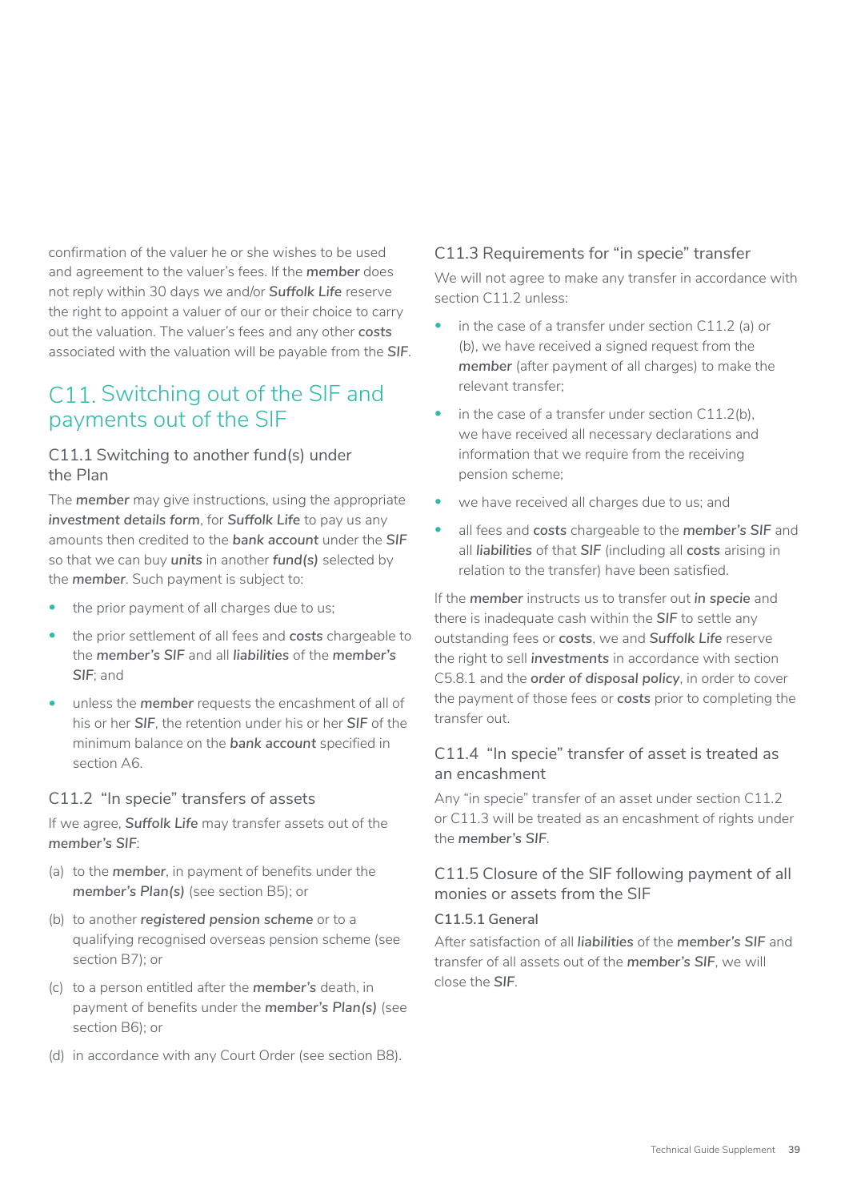confirmation of the valuer he or she wishes to be used and agreement to the valuer's fees. If the ***member*** does not reply within 30 days we and/or ***Suffolk Life*** reserve the right to appoint a valuer of our or their choice to carry out the valuation. The valuer's fees and any other ***costs*** associated with the valuation will be payable from the ***SIF***.

## C11. Switching out of the SIF and payments out of the SIF

### C11.1 Switching to another fund(s) under the Plan

The ***member*** may give instructions, using the appropriate ***investment details form***, for ***Suffolk Life*** to pay us any amounts then credited to the ***bank account*** under the ***SIF*** so that we can buy ***units*** in another ***fund(s)*** selected by the ***member***. Such payment is subject to:

- the prior payment of all charges due to us;
- the prior settlement of all fees and ***costs*** chargeable to the ***member's SIF*** and all ***liabilities*** of the ***member's SIF***; and
- unless the ***member*** requests the encashment of all of his or her ***SIF***, the retention under his or her ***SIF*** of the minimum balance on the ***bank account*** specified in section A6.

### C11.2 "In specie" transfers of assets

If we agree, ***Suffolk Life*** may transfer assets out of the ***member's SIF***:

(a) to the ***member***, in payment of benefits under the ***member's Plan(s)*** (see section B5); or

(b) to another ***registered pension scheme*** or to a qualifying recognised overseas pension scheme (see section B7); or

(c) to a person entitled after the ***member's*** death, in payment of benefits under the ***member's Plan(s)*** (see section B6); or

(d) in accordance with any Court Order (see section B8).

### C11.3 Requirements for "in specie" transfer

We will not agree to make any transfer in accordance with section C11.2 unless:

- in the case of a transfer under section C11.2 (a) or (b), we have received a signed request from the ***member*** (after payment of all charges) to make the relevant transfer;
- in the case of a transfer under section C11.2(b), we have received all necessary declarations and information that we require from the receiving pension scheme;
- we have received all charges due to us; and
- all fees and ***costs*** chargeable to the ***member's SIF*** and all ***liabilities*** of that ***SIF*** (including all ***costs*** arising in relation to the transfer) have been satisfied.

If the ***member*** instructs us to transfer out ***in specie*** and there is inadequate cash within the ***SIF*** to settle any outstanding fees or ***costs***, we and ***Suffolk Life*** reserve the right to sell ***investments*** in accordance with section C5.8.1 and the ***order of disposal policy***, in order to cover the payment of those fees or ***costs*** prior to completing the transfer out.

### C11.4 "In specie" transfer of asset is treated as an encashment

Any "in specie" transfer of an asset under section C11.2 or C11.3 will be treated as an encashment of rights under the ***member's SIF***.

### C11.5 Closure of the SIF following payment of all monies or assets from the SIF

#### C11.5.1 General

After satisfaction of all ***liabilities*** of the ***member's SIF*** and transfer of all assets out of the ***member's SIF***, we will close the ***SIF***.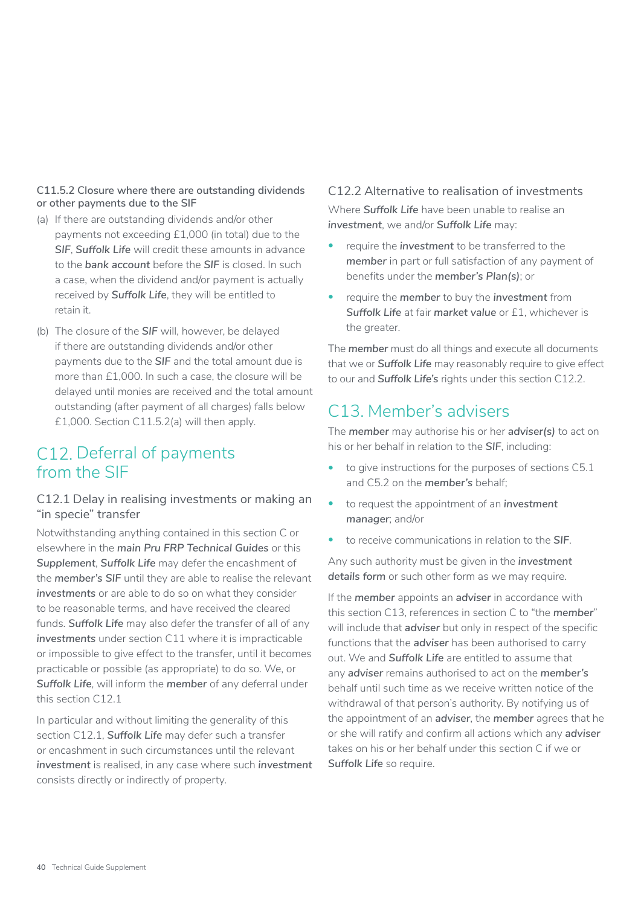#### C11.5.2 Closure where there are outstanding dividends or other payments due to the SIF

(a) If there are outstanding dividends and/or other payments not exceeding £1,000 (in total) due to the ***SIF***, ***Suffolk Life*** will credit these amounts in advance to the ***bank account*** before the ***SIF*** is closed. In such a case, when the dividend and/or payment is actually received by ***Suffolk Life***, they will be entitled to retain it.

(b) The closure of the ***SIF*** will, however, be delayed if there are outstanding dividends and/or other payments due to the ***SIF*** and the total amount due is more than £1,000. In such a case, the closure will be delayed until monies are received and the total amount outstanding (after payment of all charges) falls below £1,000. Section C11.5.2(a) will then apply.

## C12. Deferral of payments from the SIF

### C12.1 Delay in realising investments or making an "in specie" transfer

Notwithstanding anything contained in this section C or elsewhere in the ***main Pru FRP Technical Guides*** or this ***Supplement***, ***Suffolk Life*** may defer the encashment of the ***member's SIF*** until they are able to realise the relevant ***investments*** or are able to do so on what they consider to be reasonable terms, and have received the cleared funds. ***Suffolk Life*** may also defer the transfer of all of any ***investments*** under section C11 where it is impracticable or impossible to give effect to the transfer, until it becomes practicable or possible (as appropriate) to do so. We, or ***Suffolk Life***, will inform the ***member*** of any deferral under this section C12.1

In particular and without limiting the generality of this section C12.1, ***Suffolk Life*** may defer such a transfer or encashment in such circumstances until the relevant ***investment*** is realised, in any case where such ***investment*** consists directly or indirectly of property.

### C12.2 Alternative to realisation of investments

Where ***Suffolk Life*** have been unable to realise an ***investment***, we and/or ***Suffolk Life*** may:

- require the ***investment*** to be transferred to the ***member*** in part or full satisfaction of any payment of benefits under the ***member's Plan(s)***; or
- require the ***member*** to buy the ***investment*** from ***Suffolk Life*** at fair ***market value*** or £1, whichever is the greater.

The ***member*** must do all things and execute all documents that we or ***Suffolk Life*** may reasonably require to give effect to our and ***Suffolk Life's*** rights under this section C12.2.

## C13. Member's advisers

The ***member*** may authorise his or her ***adviser(s)*** to act on his or her behalf in relation to the ***SIF***, including:

- to give instructions for the purposes of sections C5.1 and C5.2 on the ***member's*** behalf;
- to request the appointment of an ***investment manager***; and/or
- to receive communications in relation to the ***SIF***.

Any such authority must be given in the ***investment details form*** or such other form as we may require.

If the ***member*** appoints an ***adviser*** in accordance with this section C13, references in section C to "the ***member***" will include that ***adviser*** but only in respect of the specific functions that the ***adviser*** has been authorised to carry out. We and ***Suffolk Life*** are entitled to assume that any ***adviser*** remains authorised to act on the ***member's*** behalf until such time as we receive written notice of the withdrawal of that person's authority. By notifying us of the appointment of an ***adviser***, the ***member*** agrees that he or she will ratify and confirm all actions which any ***adviser*** takes on his or her behalf under this section C if we or ***Suffolk Life*** so require.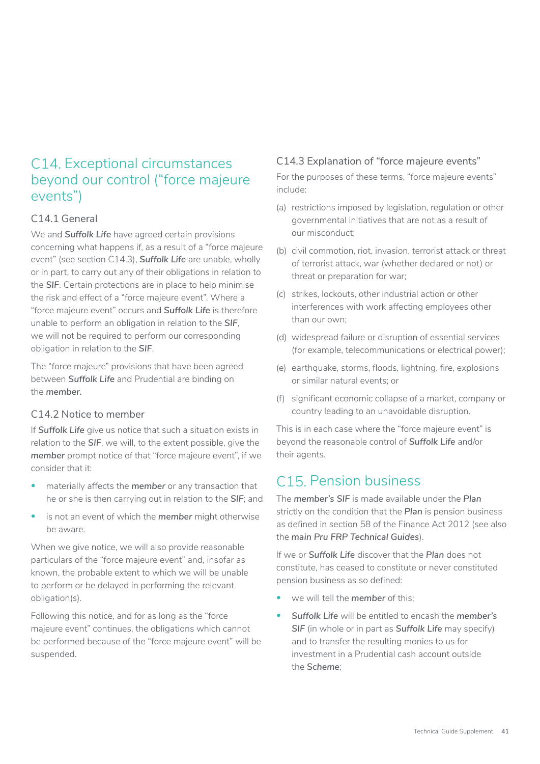## C14. Exceptional circumstances beyond our control ("force majeure events")

### C14.1 General

We and **Suffolk Life** have agreed certain provisions concerning what happens if, as a result of a "force majeure event" (see section C14.3), **Suffolk Life** are unable, wholly or in part, to carry out any of their obligations in relation to the ***SIF***. Certain protections are in place to help minimise the risk and effect of a "force majeure event". Where a "force majeure event" occurs and **Suffolk Life** is therefore unable to perform an obligation in relation to the ***SIF***, we will not be required to perform our corresponding obligation in relation to the ***SIF***.

The "force majeure" provisions that have been agreed between **Suffolk Life** and Prudential are binding on the ***member.***

### C14.2 Notice to member

If **Suffolk Life** give us notice that such a situation exists in relation to the ***SIF***, we will, to the extent possible, give the ***member*** prompt notice of that "force majeure event", if we consider that it:

- materially affects the ***member*** or any transaction that he or she is then carrying out in relation to the ***SIF***; and
- is not an event of which the ***member*** might otherwise be aware.

When we give notice, we will also provide reasonable particulars of the "force majeure event" and, insofar as known, the probable extent to which we will be unable to perform or be delayed in performing the relevant obligation(s).

Following this notice, and for as long as the "force majeure event" continues, the obligations which cannot be performed because of the "force majeure event" will be suspended.

### C14.3 Explanation of "force majeure events"

For the purposes of these terms, "force majeure events" include:

(a) restrictions imposed by legislation, regulation or other governmental initiatives that are not as a result of our misconduct;

(b) civil commotion, riot, invasion, terrorist attack or threat of terrorist attack, war (whether declared or not) or threat or preparation for war;

(c) strikes, lockouts, other industrial action or other interferences with work affecting employees other than our own;

(d) widespread failure or disruption of essential services (for example, telecommunications or electrical power);

(e) earthquake, storms, floods, lightning, fire, explosions or similar natural events; or

(f) significant economic collapse of a market, company or country leading to an unavoidable disruption.

This is in each case where the "force majeure event" is beyond the reasonable control of **Suffolk Life** and/or their agents.

## C15. Pension business

The ***member's SIF*** is made available under the ***Plan*** strictly on the condition that the **Plan** is pension business as defined in section 58 of the Finance Act 2012 (see also the ***main Pru FRP Technical Guides***).

If we or **Suffolk Life** discover that the **Plan** does not constitute, has ceased to constitute or never constituted pension business as so defined:

- we will tell the ***member*** of this;
- **Suffolk Life** will be entitled to encash the ***member's SIF*** (in whole or in part as **Suffolk Life** may specify) and to transfer the resulting monies to us for investment in a Prudential cash account outside the **Scheme**;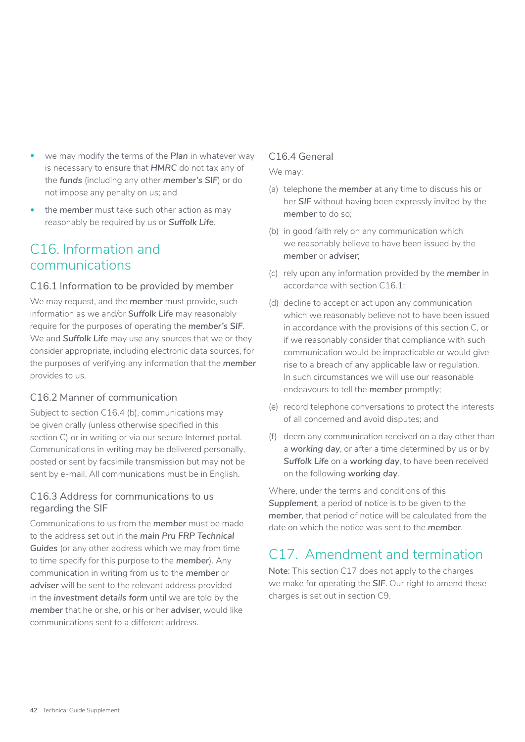- we may modify the terms of the ***Plan*** in whatever way is necessary to ensure that ***HMRC*** do not tax any of the ***funds*** (including any other ***member's SIF***) or do not impose any penalty on us; and
- the ***member*** must take such other action as may reasonably be required by us or ***Suffolk Life***.

## C16. Information and communications

### C16.1 Information to be provided by member

We may request, and the ***member*** must provide, such information as we and/or ***Suffolk Life*** may reasonably require for the purposes of operating the ***member's SIF***. We and ***Suffolk Life*** may use any sources that we or they consider appropriate, including electronic data sources, for the purposes of verifying any information that the ***member*** provides to us.

### C16.2 Manner of communication

Subject to section C16.4 (b), communications may be given orally (unless otherwise specified in this section C) or in writing or via our secure Internet portal. Communications in writing may be delivered personally, posted or sent by facsimile transmission but may not be sent by e-mail. All communications must be in English.

### C16.3 Address for communications to us regarding the SIF

Communications to us from the ***member*** must be made to the address set out in the ***main Pru FRP Technical Guides*** (or any other address which we may from time to time specify for this purpose to the ***member***). Any communication in writing from us to the ***member*** or ***adviser*** will be sent to the relevant address provided in the ***investment details form*** until we are told by the ***member*** that he or she, or his or her ***adviser***, would like communications sent to a different address.

### C16.4 General

We may:

(a) telephone the ***member*** at any time to discuss his or her ***SIF*** without having been expressly invited by the ***member*** to do so;

(b) in good faith rely on any communication which we reasonably believe to have been issued by the ***member*** or ***adviser***;

(c) rely upon any information provided by the ***member*** in accordance with section C16.1;

(d) decline to accept or act upon any communication which we reasonably believe not to have been issued in accordance with the provisions of this section C, or if we reasonably consider that compliance with such communication would be impracticable or would give rise to a breach of any applicable law or regulation. In such circumstances we will use our reasonable endeavours to tell the ***member*** promptly;

(e) record telephone conversations to protect the interests of all concerned and avoid disputes; and

(f) deem any communication received on a day other than a ***working day***, or after a time determined by us or by ***Suffolk Life*** on a ***working day***, to have been received on the following ***working day***.

Where, under the terms and conditions of this ***Supplement***, a period of notice is to be given to the ***member***, that period of notice will be calculated from the date on which the notice was sent to the ***member***.

## C17. Amendment and termination

**Note**: This section C17 does not apply to the charges we make for operating the ***SIF***. Our right to amend these charges is set out in section C9.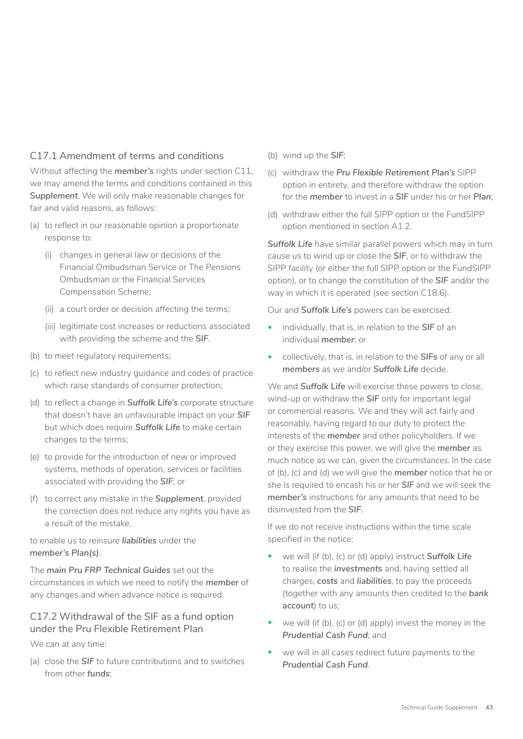### C17.1 Amendment of terms and conditions

Without affecting the ***member's*** rights under section C11, we may amend the terms and conditions contained in this ***Supplement***. We will only make reasonable changes for fair and valid reasons, as follows:

(a) to reflect in our reasonable opinion a proportionate response to:

   (i) changes in general law or decisions of the Financial Ombudsman Service or The Pensions Ombudsman or the Financial Services Compensation Scheme;

   (ii) a court order or decision affecting the terms;

   (iii) legitimate cost increases or reductions associated with providing the scheme and the ***SIF***.

(b) to meet regulatory requirements;

(c) to reflect new industry guidance and codes of practice which raise standards of consumer protection;

(d) to reflect a change in ***Suffolk Life's*** corporate structure that doesn't have an unfavourable impact on your ***SIF*** but which does require ***Suffolk Life*** to make certain changes to the terms;

(e) to provide for the introduction of new or improved systems, methods of operation, services or facilities associated with providing the ***SIF***; or

(f) to correct any mistake in the ***Supplement***, provided the correction does not reduce any rights you have as a result of the mistake.

to enable us to reinsure ***liabilities*** under the ***member's Plan(s)***.

The ***main Pru FRP Technical Guides*** set out the circumstances in which we need to notify the ***member*** of any changes and when advance notice is required.

### C17.2 Withdrawal of the SIF as a fund option under the Pru Flexible Retirement Plan

We can at any time:

(a) close the ***SIF*** to future contributions and to switches from other ***funds***;

(b) wind up the ***SIF***;

(c) withdraw the ***Pru Flexible Retirement Plan's*** SIPP option in entirety, and therefore withdraw the option for the ***member*** to invest in a ***SIF*** under his or her ***Plan***;

(d) withdraw either the full SIPP option or the FundSIPP option mentioned in section A1.2.

***Suffolk Life*** have similar parallel powers which may in turn cause us to wind up or close the ***SIF***, or to withdraw the SIPP facility (or either the full SIPP option or the FundSIPP option), or to change the constitution of the ***SIF*** and/or the way in which it is operated (see section C18.6).

Our and ***Suffolk Life's*** powers can be exercised:

- individually, that is, in relation to the ***SIF*** of an individual ***member***; or
- collectively, that is, in relation to the ***SIFs*** of any or all ***members*** as we and/or ***Suffolk Life*** decide.

We and ***Suffolk Life*** will exercise these powers to close, wind-up or withdraw the ***SIF*** only for important legal or commercial reasons. We and they will act fairly and reasonably, having regard to our duty to protect the interests of the ***member*** and other policyholders. If we or they exercise this power, we will give the ***member*** as much notice as we can, given the circumstances. In the case of (b), (c) and (d) we will give the ***member*** notice that he or she is required to encash his or her ***SIF*** and we will seek the ***member's*** instructions for any amounts that need to be disinvested from the ***SIF***.

If we do not receive instructions within the time scale specified in the notice:

- we will (if (b), (c) or (d) apply) instruct ***Suffolk Life*** to realise the ***investments*** and, having settled all charges, **costs** and ***liabilities***, to pay the proceeds (together with any amounts then credited to the ***bank account***) to us;
- we will (if (b), (c) or (d) apply) invest the money in the ***Prudential Cash Fund***; and
- we will in all cases redirect future payments to the ***Prudential Cash Fund***.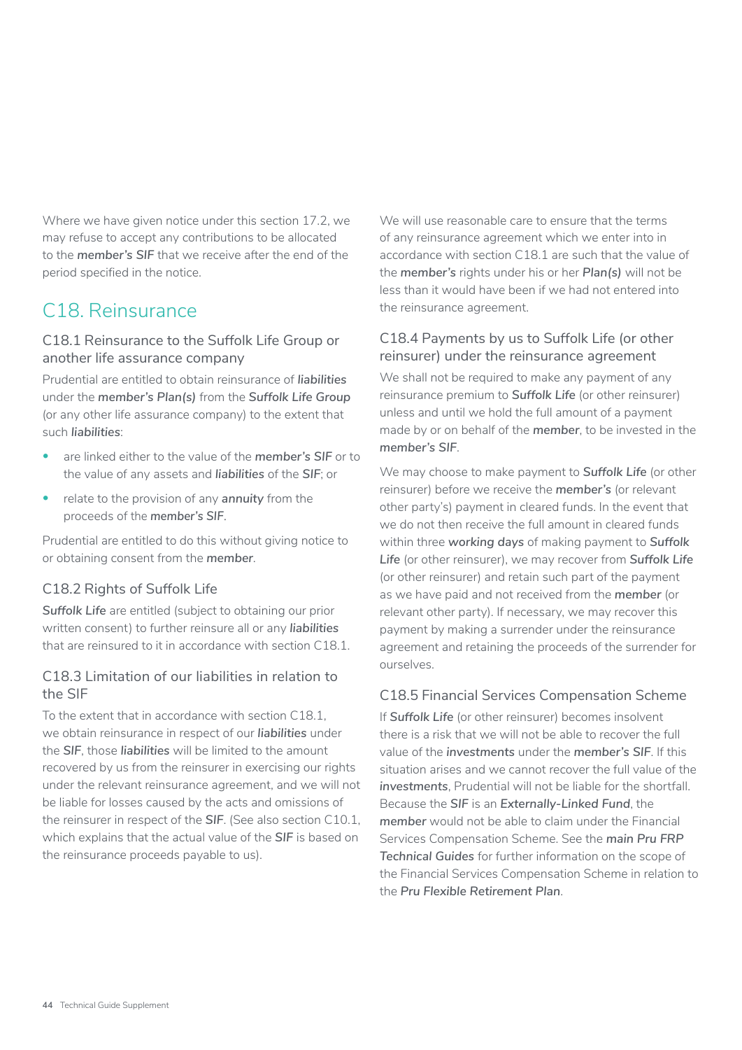Where we have given notice under this section 17.2, we may refuse to accept any contributions to be allocated to the ***member's SIF*** that we receive after the end of the period specified in the notice.

## C18. Reinsurance

### C18.1 Reinsurance to the Suffolk Life Group or another life assurance company

Prudential are entitled to obtain reinsurance of ***liabilities*** under the ***member's Plan(s)*** from the ***Suffolk Life Group*** (or any other life assurance company) to the extent that such ***liabilities***:

- are linked either to the value of the ***member's SIF*** or to the value of any assets and ***liabilities*** of the ***SIF***; or
- relate to the provision of any ***annuity*** from the proceeds of the ***member's SIF***.

Prudential are entitled to do this without giving notice to or obtaining consent from the ***member***.

### C18.2 Rights of Suffolk Life

***Suffolk Life*** are entitled (subject to obtaining our prior written consent) to further reinsure all or any ***liabilities*** that are reinsured to it in accordance with section C18.1.

### C18.3 Limitation of our liabilities in relation to the SIF

To the extent that in accordance with section C18.1, we obtain reinsurance in respect of our ***liabilities*** under the ***SIF***, those ***liabilities*** will be limited to the amount recovered by us from the reinsurer in exercising our rights under the relevant reinsurance agreement, and we will not be liable for losses caused by the acts and omissions of the reinsurer in respect of the ***SIF***. (See also section C10.1, which explains that the actual value of the ***SIF*** is based on the reinsurance proceeds payable to us).

We will use reasonable care to ensure that the terms of any reinsurance agreement which we enter into in accordance with section C18.1 are such that the value of the ***member's*** rights under his or her ***Plan(s)*** will not be less than it would have been if we had not entered into the reinsurance agreement.

### C18.4 Payments by us to Suffolk Life (or other reinsurer) under the reinsurance agreement

We shall not be required to make any payment of any reinsurance premium to ***Suffolk Life*** (or other reinsurer) unless and until we hold the full amount of a payment made by or on behalf of the ***member***, to be invested in the ***member's SIF***.

We may choose to make payment to ***Suffolk Life*** (or other reinsurer) before we receive the ***member's*** (or relevant other party's) payment in cleared funds. In the event that we do not then receive the full amount in cleared funds within three ***working days*** of making payment to ***Suffolk Life*** (or other reinsurer), we may recover from ***Suffolk Life*** (or other reinsurer) and retain such part of the payment as we have paid and not received from the ***member*** (or relevant other party). If necessary, we may recover this payment by making a surrender under the reinsurance agreement and retaining the proceeds of the surrender for ourselves.

### C18.5 Financial Services Compensation Scheme

If ***Suffolk Life*** (or other reinsurer) becomes insolvent there is a risk that we will not be able to recover the full value of the ***investments*** under the ***member's SIF***. If this situation arises and we cannot recover the full value of the ***investments***, Prudential will not be liable for the shortfall. Because the ***SIF*** is an ***Externally-Linked Fund***, the ***member*** would not be able to claim under the Financial Services Compensation Scheme. See the ***main Pru FRP Technical Guides*** for further information on the scope of the Financial Services Compensation Scheme in relation to the ***Pru Flexible Retirement Plan***.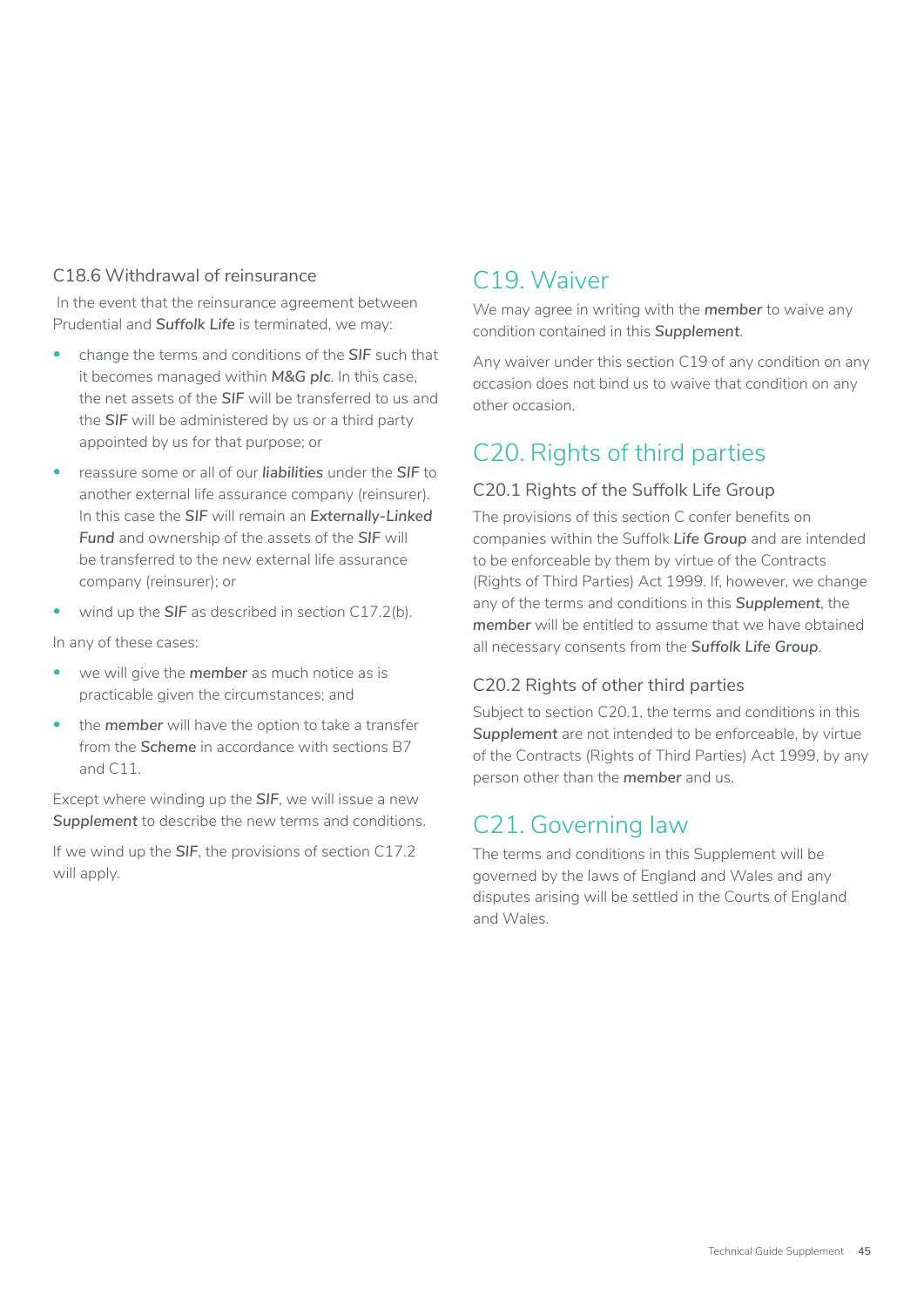### C18.6 Withdrawal of reinsurance

In the event that the reinsurance agreement between Prudential and ***Suffolk Life*** is terminated, we may:

- change the terms and conditions of the ***SIF*** such that it becomes managed within ***M&G plc***. In this case, the net assets of the ***SIF*** will be transferred to us and the ***SIF*** will be administered by us or a third party appointed by us for that purpose; or
- reassure some or all of our ***liabilities*** under the ***SIF*** to another external life assurance company (reinsurer). In this case the ***SIF*** will remain an ***Externally-Linked Fund*** and ownership of the assets of the ***SIF*** will be transferred to the new external life assurance company (reinsurer); or
- wind up the ***SIF*** as described in section C17.2(b).

In any of these cases:

- we will give the ***member*** as much notice as is practicable given the circumstances; and
- the ***member*** will have the option to take a transfer from the ***Scheme*** in accordance with sections B7 and C11.

Except where winding up the ***SIF***, we will issue a new ***Supplement*** to describe the new terms and conditions.

If we wind up the ***SIF***, the provisions of section C17.2 will apply.

## C19. Waiver

We may agree in writing with the ***member*** to waive any condition contained in this ***Supplement***.

Any waiver under this section C19 of any condition on any occasion does not bind us to waive that condition on any other occasion.

## C20. Rights of third parties

### C20.1 Rights of the Suffolk Life Group

The provisions of this section C confer benefits on companies within the Suffolk ***Life Group*** and are intended to be enforceable by them by virtue of the Contracts (Rights of Third Parties) Act 1999. If, however, we change any of the terms and conditions in this ***Supplement***, the ***member*** will be entitled to assume that we have obtained all necessary consents from the ***Suffolk Life Group***.

### C20.2 Rights of other third parties

Subject to section C20.1, the terms and conditions in this ***Supplement*** are not intended to be enforceable, by virtue of the Contracts (Rights of Third Parties) Act 1999, by any person other than the ***member*** and us.

## C21. Governing law

The terms and conditions in this Supplement will be governed by the laws of England and Wales and any disputes arising will be settled in the Courts of England and Wales.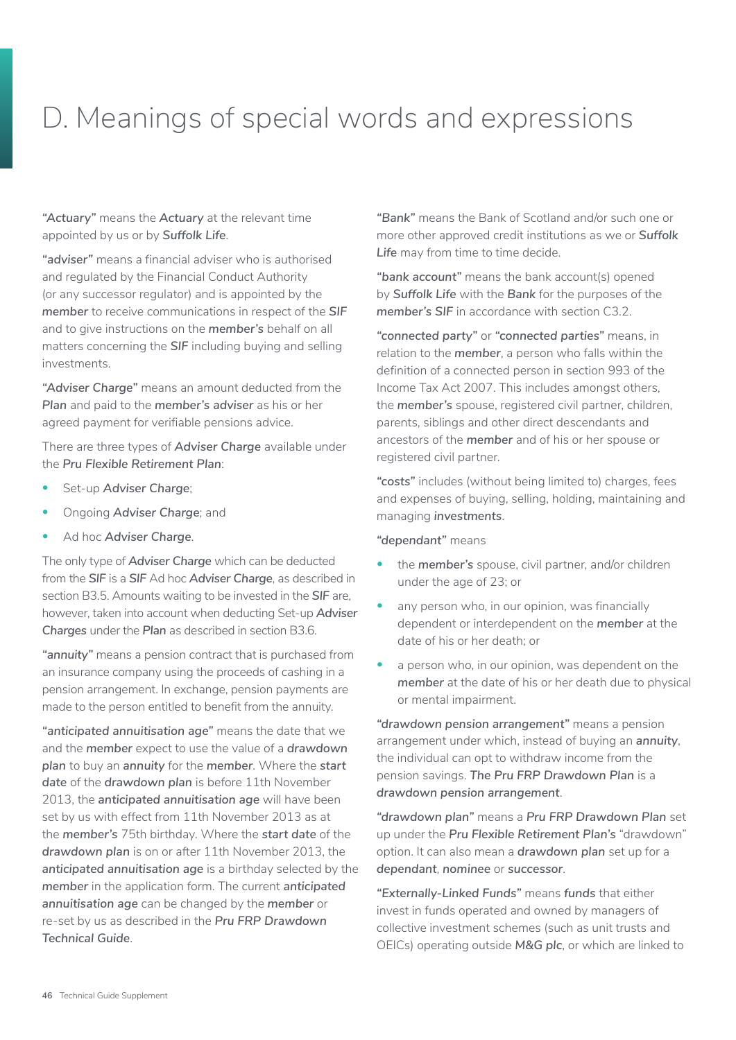# D. Meanings of special words and expressions

***"Actuary"*** means the ***Actuary*** at the relevant time appointed by us or by ***Suffolk Life***.

**"adviser"** means a financial adviser who is authorised and regulated by the Financial Conduct Authority (or any successor regulator) and is appointed by the ***member*** to receive communications in respect of the ***SIF*** and to give instructions on the ***member's*** behalf on all matters concerning the ***SIF*** including buying and selling investments.

***"Adviser Charge"*** means an amount deducted from the ***Plan*** and paid to the ***member's adviser*** as his or her agreed payment for verifiable pensions advice.

There are three types of ***Adviser Charge*** available under the ***Pru Flexible Retirement Plan***:

- Set-up ***Adviser Charge***;
- Ongoing ***Adviser Charge***; and
- Ad hoc ***Adviser Charge***.

The only type of ***Adviser Charge*** which can be deducted from the ***SIF*** is a ***SIF*** Ad hoc ***Adviser Charge***, as described in section B3.5. Amounts waiting to be invested in the ***SIF*** are, however, taken into account when deducting Set-up ***Adviser Charges*** under the ***Plan*** as described in section B3.6.

**"annuity"** means a pension contract that is purchased from an insurance company using the proceeds of cashing in a pension arrangement. In exchange, pension payments are made to the person entitled to benefit from the annuity.

**"anticipated annuitisation age"** means the date that we and the ***member*** expect to use the value of a **drawdown plan** to buy an **annuity** for the ***member***. Where the ***start*** **date** of the **drawdown plan** is before 11th November 2013, the **anticipated annuitisation age** will have been set by us with effect from 11th November 2013 as at the ***member's*** 75th birthday. Where the ***start date*** of the **drawdown plan** is on or after 11th November 2013, the **anticipated annuitisation age** is a birthday selected by the ***member*** in the application form. The current **anticipated annuitisation age** can be changed by the ***member*** or re-set by us as described in the ***Pru FRP Drawdown Technical Guide***.

***"Bank"*** means the Bank of Scotland and/or such one or more other approved credit institutions as we or ***Suffolk Life*** may from time to time decide.

**"bank account"** means the bank account(s) opened by ***Suffolk Life*** with the ***Bank*** for the purposes of the ***member's SIF*** in accordance with section C3.2.

**"connected party"** or **"connected parties"** means, in relation to the ***member***, a person who falls within the definition of a connected person in section 993 of the Income Tax Act 2007. This includes amongst others, the ***member's*** spouse, registered civil partner, children, parents, siblings and other direct descendants and ancestors of the ***member*** and of his or her spouse or registered civil partner.

**"costs"** includes (without being limited to) charges, fees and expenses of buying, selling, holding, maintaining and managing ***investments***.

**"dependant"** means

- the ***member's*** spouse, civil partner, and/or children under the age of 23; or
- any person who, in our opinion, was financially dependent or interdependent on the ***member*** at the date of his or her death; or
- a person who, in our opinion, was dependent on the ***member*** at the date of his or her death due to physical or mental impairment.

***"drawdown pension arrangement"*** means a pension arrangement under which, instead of buying an ***annuity***, the individual can opt to withdraw income from the pension savings. ***The Pru FRP Drawdown Plan*** is a **drawdown pension arrangement**.

**"drawdown plan"** means a ***Pru FRP Drawdown Plan*** set up under the ***Pru Flexible Retirement Plan's*** "drawdown" option. It can also mean a **drawdown plan** set up for a ***dependant***, ***nominee*** or ***successor***.

***"Externally-Linked Funds"*** means ***funds*** that either invest in funds operated and owned by managers of collective investment schemes (such as unit trusts and OEICs) operating outside **M&G plc**, or which are linked to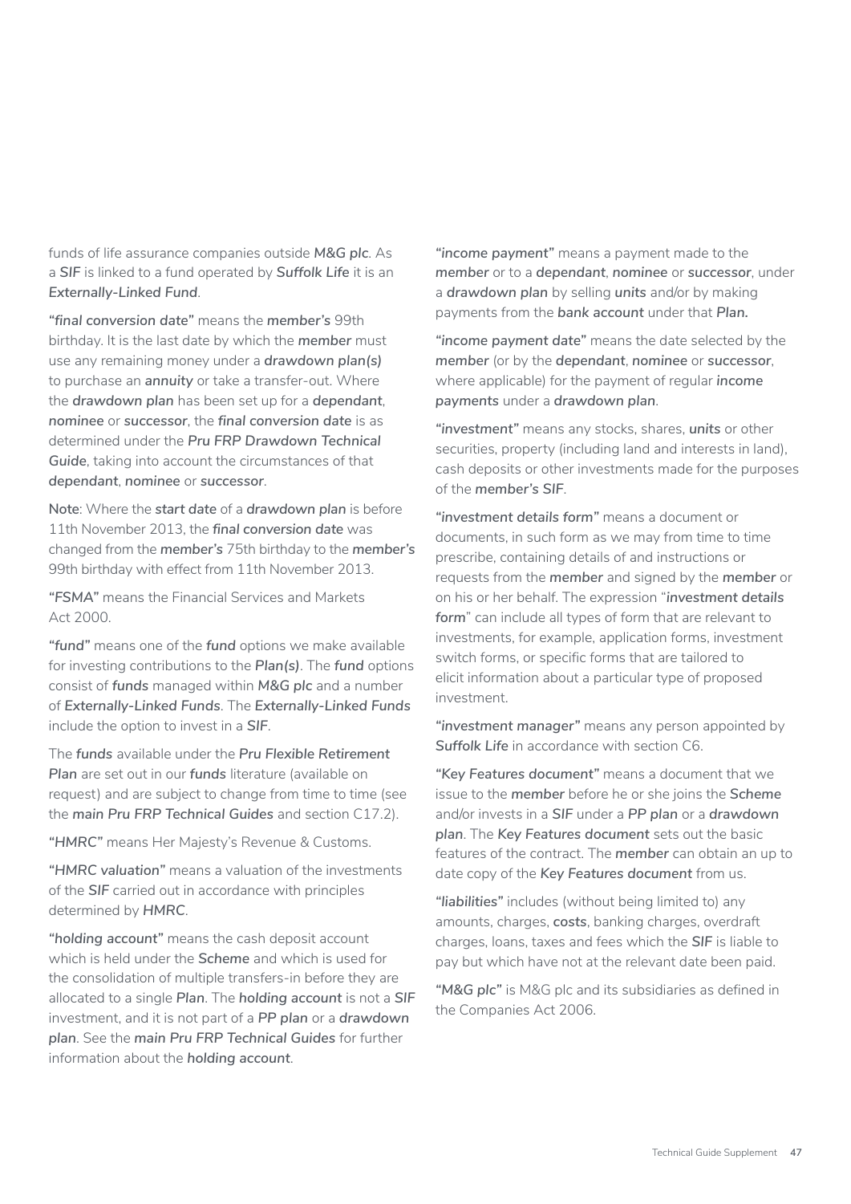funds of life assurance companies outside ***M&G plc***. As a ***SIF*** is linked to a fund operated by ***Suffolk Life*** it is an ***Externally-Linked Fund***.

***"final conversion date"*** means the ***member's*** 99th birthday. It is the last date by which the ***member*** must use any remaining money under a ***drawdown plan(s)*** to purchase an ***annuity*** or take a transfer-out. Where the ***drawdown plan*** has been set up for a ***dependant***, ***nominee*** or ***successor***, the ***final conversion date*** is as determined under the ***Pru FRP Drawdown Technical Guide***, taking into account the circumstances of that ***dependant***, ***nominee*** or ***successor***.

**Note**: Where the ***start date*** of a ***drawdown plan*** is before 11th November 2013, the ***final conversion date*** was changed from the ***member's*** 75th birthday to the ***member's*** 99th birthday with effect from 11th November 2013.

***"FSMA"*** means the Financial Services and Markets Act 2000.

***"fund"*** means one of the ***fund*** options we make available for investing contributions to the ***Plan(s)***. The ***fund*** options consist of ***funds*** managed within ***M&G plc*** and a number of ***Externally-Linked Funds***. The ***Externally-Linked Funds*** include the option to invest in a ***SIF***.

The ***funds*** available under the ***Pru Flexible Retirement Plan*** are set out in our ***funds*** literature (available on request) and are subject to change from time to time (see the ***main Pru FRP Technical Guides*** and section C17.2).

***"HMRC"*** means Her Majesty's Revenue & Customs.

***"HMRC valuation"*** means a valuation of the investments of the ***SIF*** carried out in accordance with principles determined by ***HMRC***.

***"holding account"*** means the cash deposit account which is held under the ***Scheme*** and which is used for the consolidation of multiple transfers-in before they are allocated to a single ***Plan***. The ***holding account*** is not a ***SIF*** investment, and it is not part of a ***PP plan*** or a ***drawdown plan***. See the ***main Pru FRP Technical Guides*** for further information about the ***holding account***.

***"income payment"*** means a payment made to the ***member*** or to a ***dependant***, ***nominee*** or ***successor***, under a ***drawdown plan*** by selling ***units*** and/or by making payments from the ***bank account*** under that ***Plan.***

***"income payment date"*** means the date selected by the ***member*** (or by the ***dependant***, ***nominee*** or ***successor***, where applicable) for the payment of regular ***income payments*** under a ***drawdown plan***.

***"investment"*** means any stocks, shares, ***units*** or other securities, property (including land and interests in land), cash deposits or other investments made for the purposes of the ***member's SIF***.

***"investment details form"*** means a document or documents, in such form as we may from time to time prescribe, containing details of and instructions or requests from the ***member*** and signed by the ***member*** or on his or her behalf. The expression "***investment details form***" can include all types of form that are relevant to investments, for example, application forms, investment switch forms, or specific forms that are tailored to elicit information about a particular type of proposed investment.

***"investment manager"*** means any person appointed by ***Suffolk Life*** in accordance with section C6.

***"Key Features document"*** means a document that we issue to the ***member*** before he or she joins the ***Scheme*** and/or invests in a ***SIF*** under a ***PP plan*** or a ***drawdown plan***. The ***Key Features document*** sets out the basic features of the contract. The ***member*** can obtain an up to date copy of the ***Key Features document*** from us.

***"liabilities"*** includes (without being limited to) any amounts, charges, ***costs***, banking charges, overdraft charges, loans, taxes and fees which the ***SIF*** is liable to pay but which have not at the relevant date been paid.

***"M&G plc"*** is M&G plc and its subsidiaries as defined in the Companies Act 2006.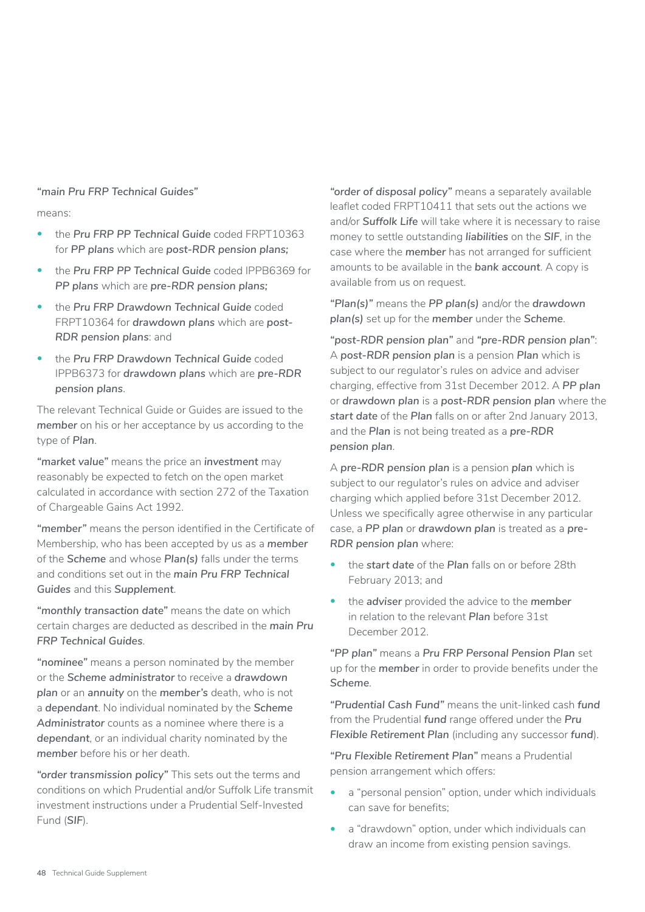**"main Pru FRP Technical Guides"**

means:

- the ***Pru FRP PP Technical Guide*** coded FRPT10363 for ***PP plans*** which are ***post-RDR pension plans;***
- the ***Pru FRP PP Technical Guide*** coded IPPB6369 for ***PP plans*** which are ***pre-RDR pension plans;***
- the ***Pru FRP Drawdown Technical Guide*** coded FRPT10364 for ***drawdown plans*** which are ***post-RDR pension plans***: and
- the ***Pru FRP Drawdown Technical Guide*** coded IPPB6373 for ***drawdown plans*** which are ***pre-RDR pension plans***.

The relevant Technical Guide or Guides are issued to the ***member*** on his or her acceptance by us according to the type of ***Plan***.

**"market value"** means the price an ***investment*** may reasonably be expected to fetch on the open market calculated in accordance with section 272 of the Taxation of Chargeable Gains Act 1992.

**"member"** means the person identified in the Certificate of Membership, who has been accepted by us as a ***member*** of the ***Scheme*** and whose ***Plan(s)*** falls under the terms and conditions set out in the ***main Pru FRP Technical Guides*** and this ***Supplement***.

**"monthly transaction date"** means the date on which certain charges are deducted as described in the ***main Pru FRP Technical Guides***.

**"nominee"** means a person nominated by the member or the ***Scheme administrator*** to receive a ***drawdown plan*** or an ***annuity*** on the ***member's*** death, who is not a ***dependant***. No individual nominated by the ***Scheme Administrator*** counts as a nominee where there is a ***dependant***, or an individual charity nominated by the ***member*** before his or her death.

**"order transmission policy"** This sets out the terms and conditions on which Prudential and/or Suffolk Life transmit investment instructions under a Prudential Self-Invested Fund (***SIF***).

**"order of disposal policy"** means a separately available leaflet coded FRPT10411 that sets out the actions we and/or ***Suffolk Life*** will take where it is necessary to raise money to settle outstanding ***liabilities*** on the ***SIF***, in the case where the ***member*** has not arranged for sufficient amounts to be available in the ***bank account***. A copy is available from us on request.

**"Plan(s)"** means the ***PP plan(s)*** and/or the ***drawdown plan(s)*** set up for the ***member*** under the ***Scheme***.

**"post-RDR pension plan"** and **"pre-RDR pension plan"**: A ***post-RDR pension plan*** is a pension ***Plan*** which is subject to our regulator's rules on advice and adviser charging, effective from 31st December 2012. A ***PP plan*** or ***drawdown plan*** is a ***post-RDR pension plan*** where the ***start date*** of the ***Plan*** falls on or after 2nd January 2013, and the ***Plan*** is not being treated as a ***pre-RDR pension plan***.

A ***pre-RDR pension plan*** is a pension ***plan*** which is subject to our regulator's rules on advice and adviser charging which applied before 31st December 2012. Unless we specifically agree otherwise in any particular case, a ***PP plan*** or ***drawdown plan*** is treated as a ***pre-RDR pension plan*** where:

- the ***start date*** of the ***Plan*** falls on or before 28th February 2013; and
- the ***adviser*** provided the advice to the ***member*** in relation to the relevant ***Plan*** before 31st December 2012.

**"PP plan"** means a ***Pru FRP Personal Pension Plan*** set up for the ***member*** in order to provide benefits under the ***Scheme***.

**"Prudential Cash Fund"** means the unit-linked cash ***fund*** from the Prudential ***fund*** range offered under the ***Pru Flexible Retirement Plan*** (including any successor ***fund***).

**"Pru Flexible Retirement Plan"** means a Prudential pension arrangement which offers:

- a "personal pension" option, under which individuals can save for benefits;
- a "drawdown" option, under which individuals can draw an income from existing pension savings.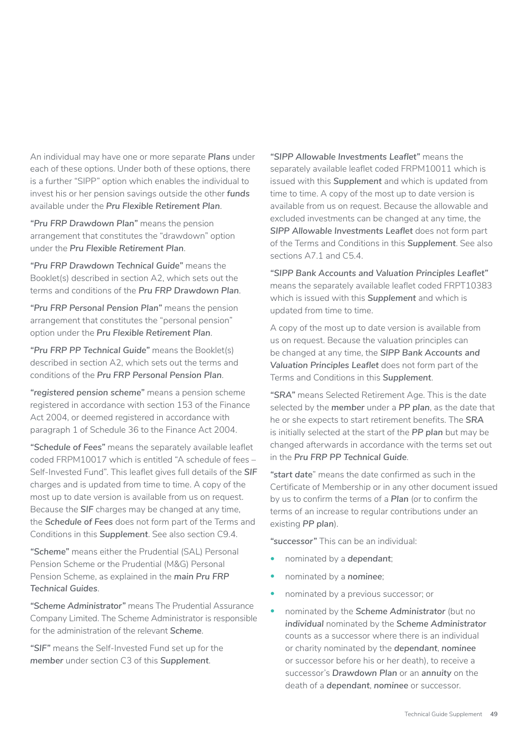An individual may have one or more separate ***Plans*** under each of these options. Under both of these options, there is a further "SIPP" option which enables the individual to invest his or her pension savings outside the other ***funds*** available under the ***Pru Flexible Retirement Plan***.

***"Pru FRP Drawdown Plan"*** means the pension arrangement that constitutes the "drawdown" option under the ***Pru Flexible Retirement Plan***.

***"Pru FRP Drawdown Technical Guide"*** means the Booklet(s) described in section A2, which sets out the terms and conditions of the ***Pru FRP Drawdown Plan***.

***"Pru FRP Personal Pension Plan"*** means the pension arrangement that constitutes the "personal pension" option under the ***Pru Flexible Retirement Plan***.

***"Pru FRP PP Technical Guide"*** means the Booklet(s) described in section A2, which sets out the terms and conditions of the ***Pru FRP Personal Pension Plan***.

***"registered pension scheme"*** means a pension scheme registered in accordance with section 153 of the Finance Act 2004, or deemed registered in accordance with paragraph 1 of Schedule 36 to the Finance Act 2004.

***"Schedule of Fees"*** means the separately available leaflet coded FRPM10017 which is entitled "A schedule of fees – Self-Invested Fund". This leaflet gives full details of the ***SIF*** charges and is updated from time to time. A copy of the most up to date version is available from us on request. Because the ***SIF*** charges may be changed at any time, the ***Schedule of Fees*** does not form part of the Terms and Conditions in this ***Supplement***. See also section C9.4.

***"Scheme"*** means either the Prudential (SAL) Personal Pension Scheme or the Prudential (M&G) Personal Pension Scheme, as explained in the ***main Pru FRP Technical Guides***.

***"Scheme Administrator"*** means The Prudential Assurance Company Limited. The Scheme Administrator is responsible for the administration of the relevant ***Scheme***.

***"SIF"*** means the Self-Invested Fund set up for the ***member*** under section C3 of this ***Supplement***.

***"SIPP Allowable Investments Leaflet"*** means the separately available leaflet coded FRPM10011 which is issued with this ***Supplement*** and which is updated from time to time. A copy of the most up to date version is available from us on request. Because the allowable and excluded investments can be changed at any time, the ***SIPP Allowable Investments Leaflet*** does not form part of the Terms and Conditions in this ***Supplement***. See also sections A7.1 and C5.4.

***"SIPP Bank Accounts and Valuation Principles Leaflet"*** means the separately available leaflet coded FRPT10383 which is issued with this ***Supplement*** and which is updated from time to time.

A copy of the most up to date version is available from us on request. Because the valuation principles can be changed at any time, the ***SIPP Bank Accounts and Valuation Principles Leaflet*** does not form part of the Terms and Conditions in this ***Supplement***.

***"SRA"*** means Selected Retirement Age. This is the date selected by the ***member*** under a ***PP plan***, as the date that he or she expects to start retirement benefits. The ***SRA*** is initially selected at the start of the ***PP plan*** but may be changed afterwards in accordance with the terms set out in the ***Pru FRP PP Technical Guide***.

***"start date"*** means the date confirmed as such in the Certificate of Membership or in any other document issued by us to confirm the terms of a ***Plan*** (or to confirm the terms of an increase to regular contributions under an existing ***PP plan***).

***"successor"*** This can be an individual:

- nominated by a ***dependant***;
- nominated by a ***nominee***;
- nominated by a previous successor; or
- nominated by the ***Scheme Administrator*** (but no ***individual*** nominated by the ***Scheme Administrator*** counts as a successor where there is an individual or charity nominated by the ***dependant***, ***nominee*** or successor before his or her death), to receive a successor's ***Drawdown Plan*** or an ***annuity*** on the death of a ***dependant***, ***nominee*** or successor.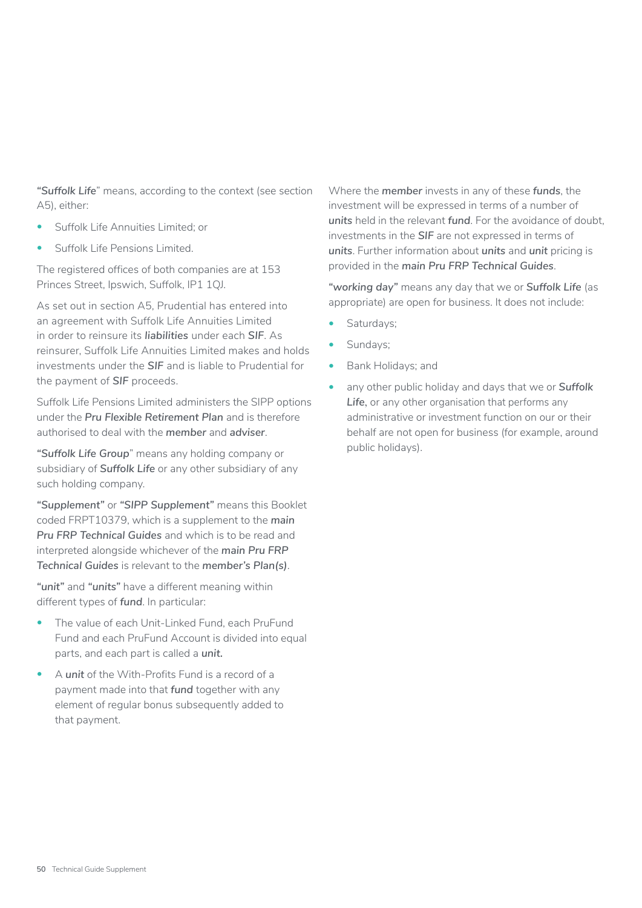**"*Suffolk Life*"** means, according to the context (see section A5), either:

- Suffolk Life Annuities Limited; or
- Suffolk Life Pensions Limited.

The registered offices of both companies are at 153 Princes Street, Ipswich, Suffolk, IP1 1QJ.

As set out in section A5, Prudential has entered into an agreement with Suffolk Life Annuities Limited in order to reinsure its ***liabilities*** under each ***SIF***. As reinsurer, Suffolk Life Annuities Limited makes and holds investments under the ***SIF*** and is liable to Prudential for the payment of ***SIF*** proceeds.

Suffolk Life Pensions Limited administers the SIPP options under the ***Pru Flexible Retirement Plan*** and is therefore authorised to deal with the ***member*** and ***adviser***.

**"*Suffolk Life Group*"** means any holding company or subsidiary of ***Suffolk Life*** or any other subsidiary of any such holding company.

**"*Supplement*"** or **"*SIPP Supplement*"** means this Booklet coded FRPT10379, which is a supplement to the ***main Pru FRP Technical Guides*** and which is to be read and interpreted alongside whichever of the ***main Pru FRP Technical Guides*** is relevant to the ***member's Plan(s)***.

**"unit"** and **"units"** have a different meaning within different types of ***fund***. In particular:

- The value of each Unit-Linked Fund, each PruFund Fund and each PruFund Account is divided into equal parts, and each part is called a ***unit.***
- A ***unit*** of the With-Profits Fund is a record of a payment made into that ***fund*** together with any element of regular bonus subsequently added to that payment.

Where the ***member*** invests in any of these ***funds***, the investment will be expressed in terms of a number of ***units*** held in the relevant ***fund***. For the avoidance of doubt, investments in the ***SIF*** are not expressed in terms of ***units***. Further information about ***units*** and ***unit*** pricing is provided in the ***main Pru FRP Technical Guides***.

**"working day"** means any day that we or ***Suffolk Life*** (as appropriate) are open for business. It does not include:

- Saturdays;
- Sundays;
- Bank Holidays; and
- any other public holiday and days that we or ***Suffolk Life***, or any other organisation that performs any administrative or investment function on our or their behalf are not open for business (for example, around public holidays).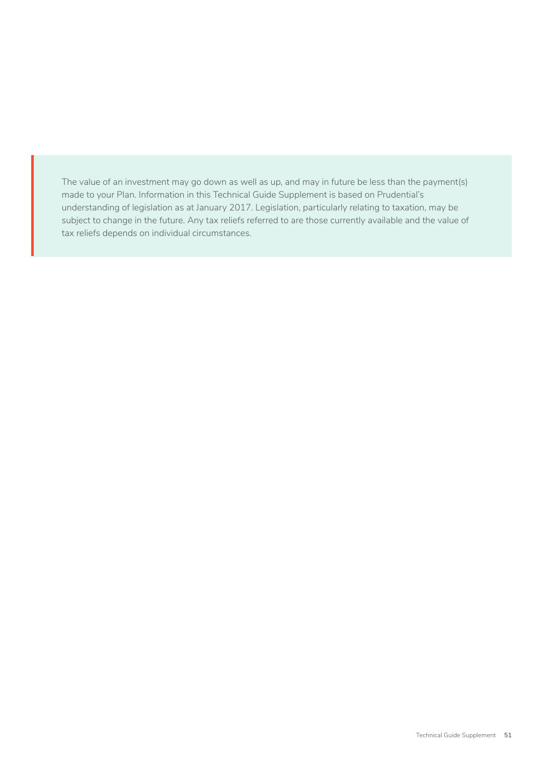The value of an investment may go down as well as up, and may in future be less than the payment(s) made to your Plan. Information in this Technical Guide Supplement is based on Prudential's understanding of legislation as at January 2017. Legislation, particularly relating to taxation, may be subject to change in the future. Any tax reliefs referred to are those currently available and the value of tax reliefs depends on individual circumstances.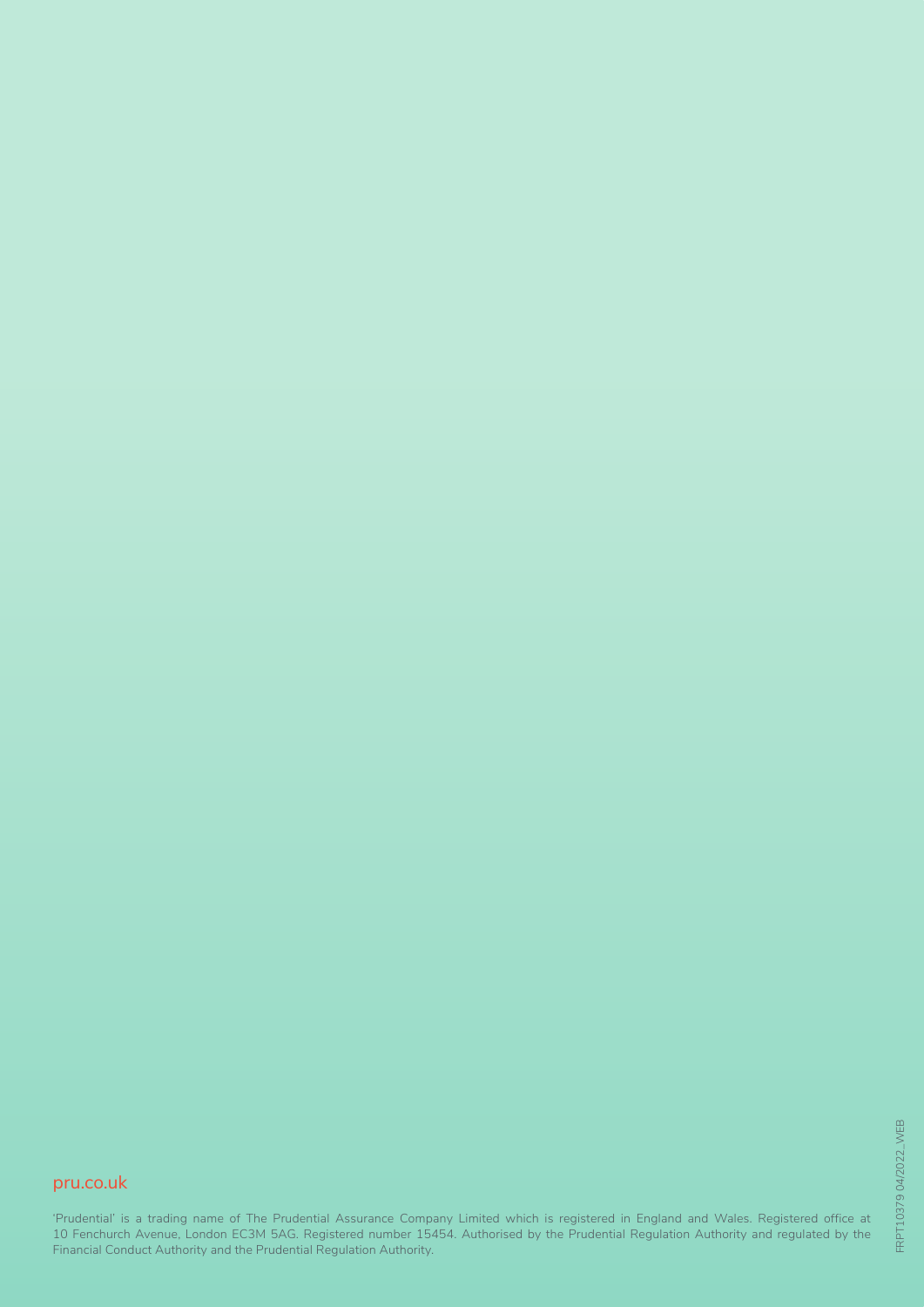pru.co.uk

'Prudential' is a trading name of The Prudential Assurance Company Limited which is registered in England and Wales. Registered office at 10 Fenchurch Avenue, London EC3M 5AG. Registered number 15454. Authorised by the Prudential Regulation Authority and regulated by the Financial Conduct Authority and the Prudential Regulation Authority.

FRPT10379 04/2022_WEB